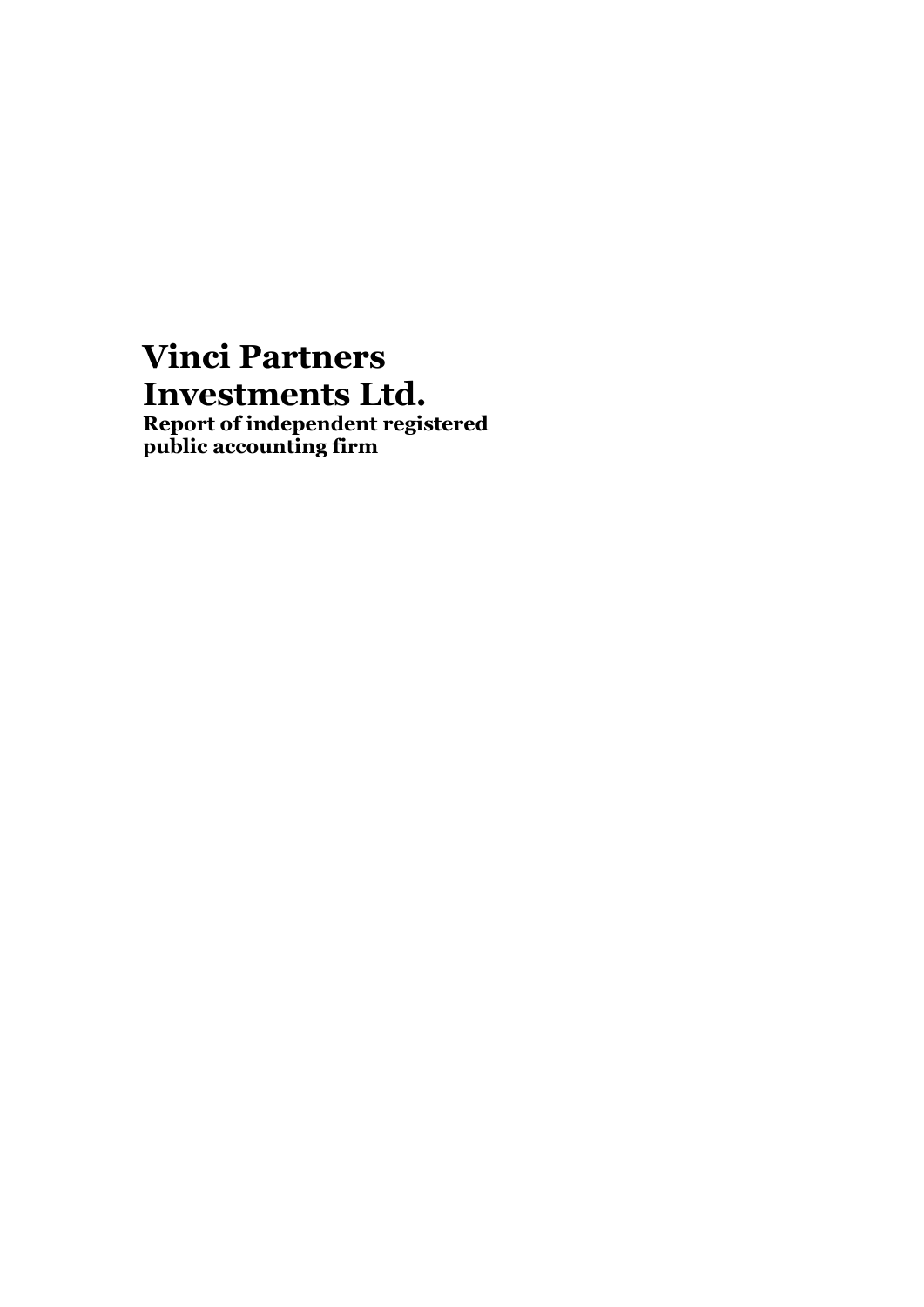# Vinci Partners Investments Ltd.

**Report of independent registered public accounting firm**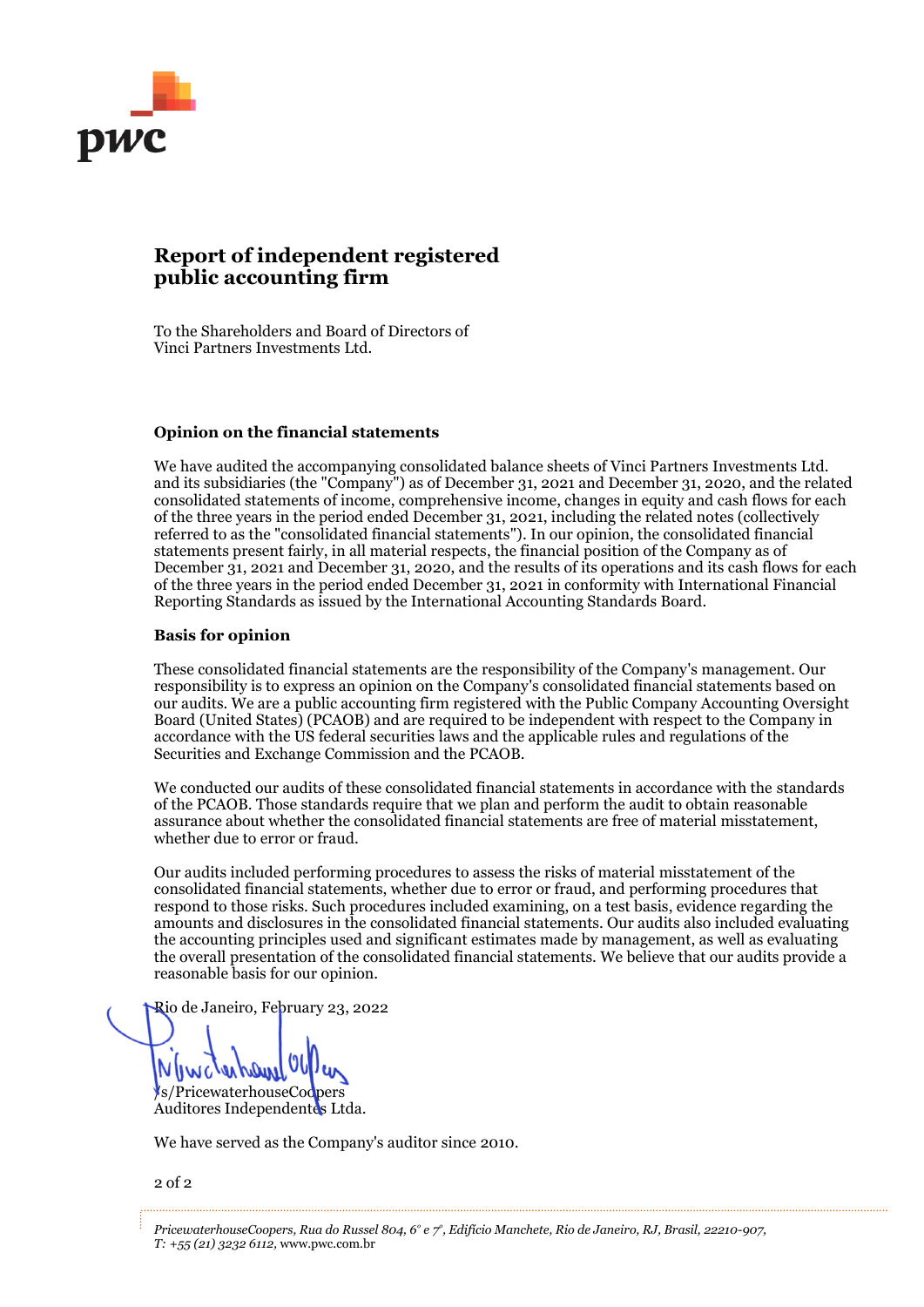# Report of independent registered public accounting firm

To the Shareholders and Board of Directors of
Vinci Partners Investments Ltd.

### Opinion on the financial statements

We have audited the accompanying consolidated balance sheets of Vinci Partners Investments Ltd. and its subsidiaries (the "Company") as of December 31, 2021 and December 31, 2020, and the related consolidated statements of income, comprehensive income, changes in equity and cash flows for each of the three years in the period ended December 31, 2021, including the related notes (collectively referred to as the "consolidated financial statements"). In our opinion, the consolidated financial statements present fairly, in all material respects, the financial position of the Company as of December 31, 2021 and December 31, 2020, and the results of its operations and its cash flows for each of the three years in the period ended December 31, 2021 in conformity with International Financial Reporting Standards as issued by the International Accounting Standards Board.

### Basis for opinion

These consolidated financial statements are the responsibility of the Company's management. Our responsibility is to express an opinion on the Company's consolidated financial statements based on our audits. We are a public accounting firm registered with the Public Company Accounting Oversight Board (United States) (PCAOB) and are required to be independent with respect to the Company in accordance with the US federal securities laws and the applicable rules and regulations of the Securities and Exchange Commission and the PCAOB.

We conducted our audits of these consolidated financial statements in accordance with the standards of the PCAOB. Those standards require that we plan and perform the audit to obtain reasonable assurance about whether the consolidated financial statements are free of material misstatement, whether due to error or fraud.

Our audits included performing procedures to assess the risks of material misstatement of the consolidated financial statements, whether due to error or fraud, and performing procedures that respond to those risks. Such procedures included examining, on a test basis, evidence regarding the amounts and disclosures in the consolidated financial statements. Our audits also included evaluating the accounting principles used and significant estimates made by management, as well as evaluating the overall presentation of the consolidated financial statements. We believe that our audits provide a reasonable basis for our opinion.

Rio de Janeiro, February 23, 2022

/s/PricewaterhouseCoopers
Auditores Independentes Ltda.

We have served as the Company's auditor since 2010.

*PricewaterhouseCoopers, Rua do Russel 804, 6º e 7º, Edifício Manchete, Rio de Janeiro, RJ, Brasil, 22210-907, T: +55 (21) 3232 6112,* www.pwc.com.br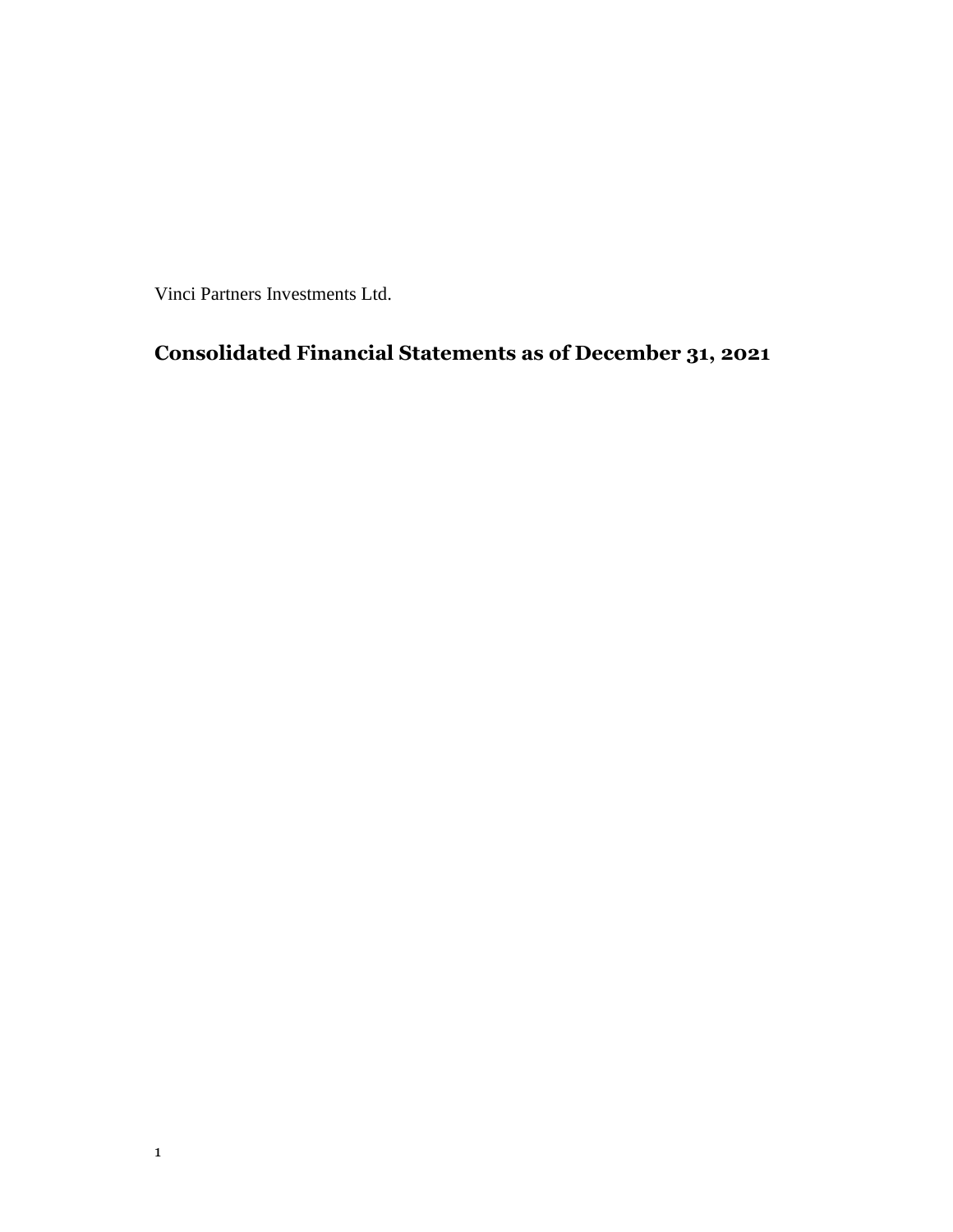Vinci Partners Investments Ltd.

# Consolidated Financial Statements as of December 31, 2021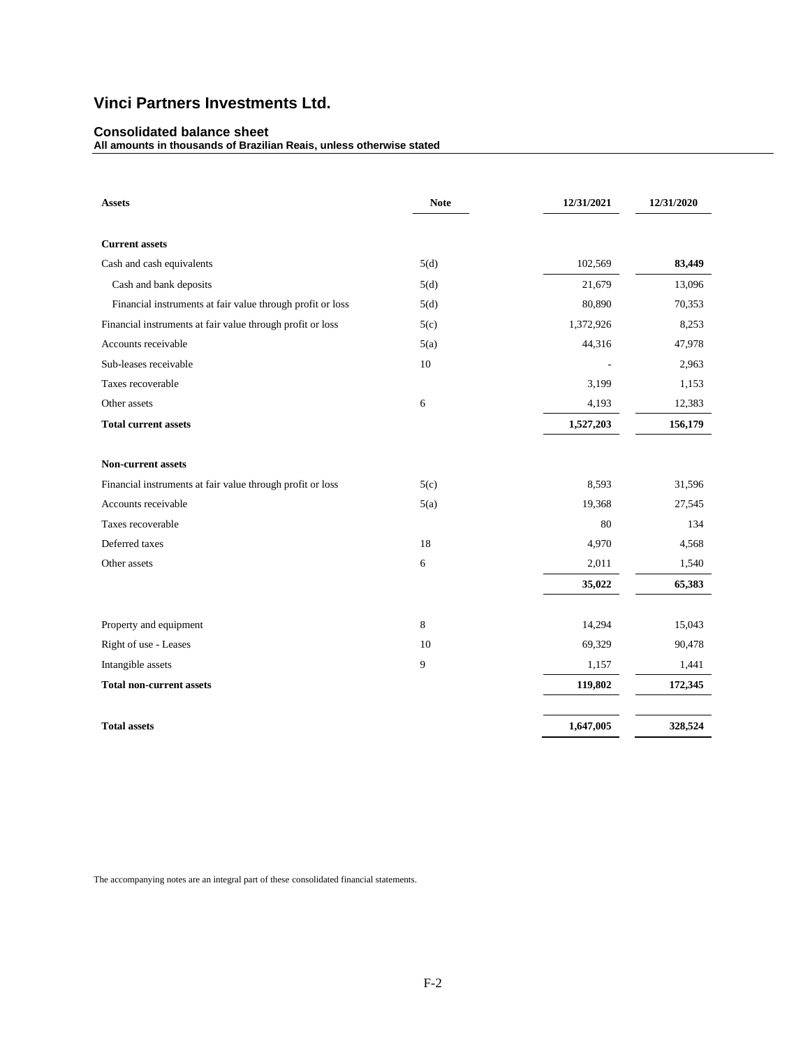# Vinci Partners Investments Ltd.

## Consolidated balance sheet

**All amounts in thousands of Brazilian Reais, unless otherwise stated**

| Assets | Note | 12/31/2021 | 12/31/2020 |
|---|---|---|---|
| **Current assets** | | | |
| Cash and cash equivalents | 5(d) | 102,569 | **83,449** |
| Cash and bank deposits | 5(d) | 21,679 | 13,096 |
| Financial instruments at fair value through profit or loss | 5(d) | 80,890 | 70,353 |
| Financial instruments at fair value through profit or loss | 5(c) | 1,372,926 | 8,253 |
| Accounts receivable | 5(a) | 44,316 | 47,978 |
| Sub-leases receivable | 10 | - | 2,963 |
| Taxes recoverable | | 3,199 | 1,153 |
| Other assets | 6 | 4,193 | 12,383 |
| **Total current assets** | | **1,527,203** | **156,179** |
| **Non-current assets** | | | |
| Financial instruments at fair value through profit or loss | 5(c) | 8,593 | 31,596 |
| Accounts receivable | 5(a) | 19,368 | 27,545 |
| Taxes recoverable | | 80 | 134 |
| Deferred taxes | 18 | 4,970 | 4,568 |
| Other assets | 6 | 2,011 | 1,540 |
| | | **35,022** | **65,383** |
| Property and equipment | 8 | 14,294 | 15,043 |
| Right of use - Leases | 10 | 69,329 | 90,478 |
| Intangible assets | 9 | 1,157 | 1,441 |
| **Total non-current assets** | | **119,802** | **172,345** |
| **Total assets** | | **1,647,005** | **328,524** |

The accompanying notes are an integral part of these consolidated financial statements.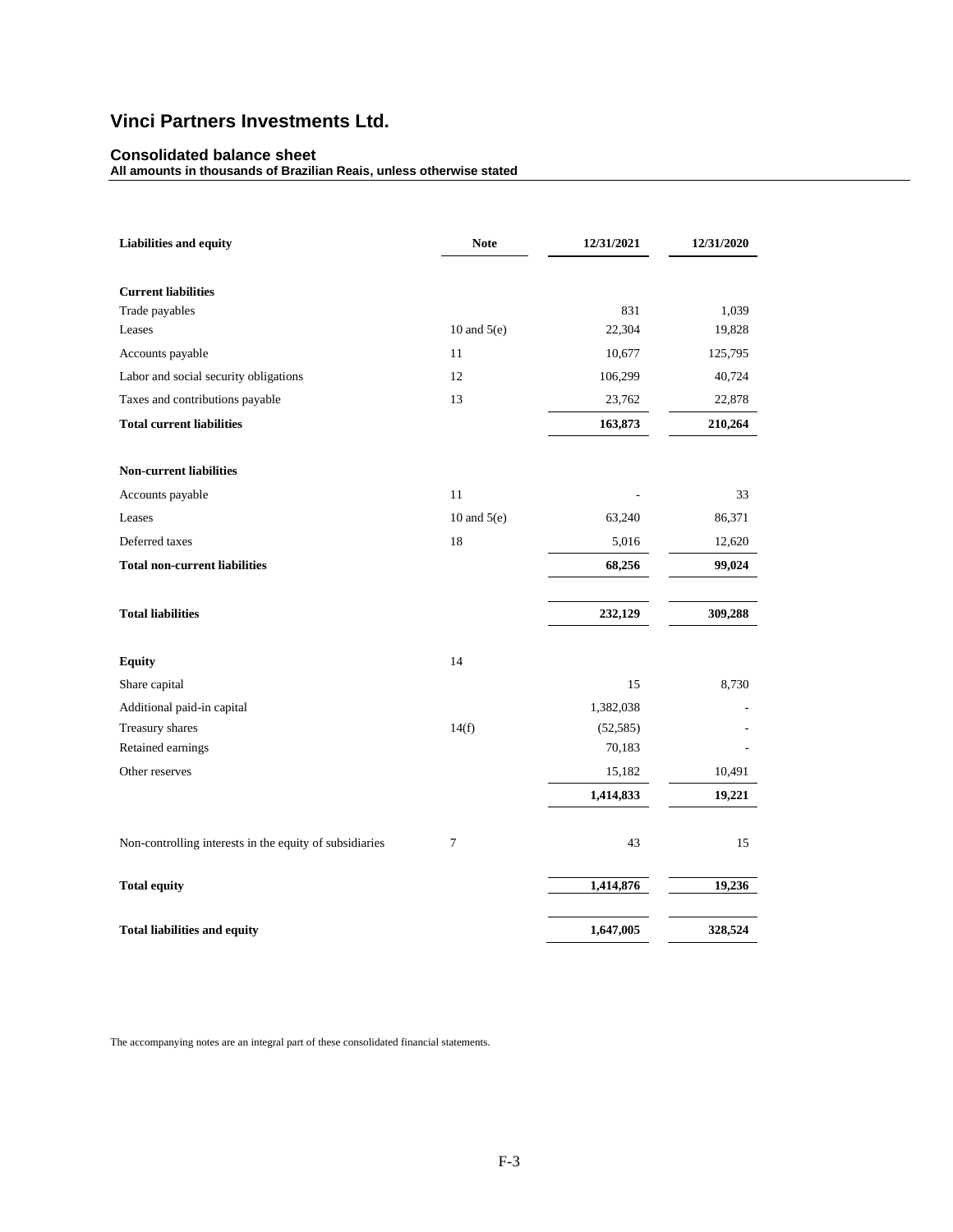# Vinci Partners Investments Ltd.

## Consolidated balance sheet

**All amounts in thousands of Brazilian Reais, unless otherwise stated**

| Liabilities and equity | Note | 12/31/2021 | 12/31/2020 |
|---|---|---|---|
| **Current liabilities** | | | |
| Trade payables | | 831 | 1,039 |
| Leases | 10 and 5(e) | 22,304 | 19,828 |
| Accounts payable | 11 | 10,677 | 125,795 |
| Labor and social security obligations | 12 | 106,299 | 40,724 |
| Taxes and contributions payable | 13 | 23,762 | 22,878 |
| **Total current liabilities** | | **163,873** | **210,264** |
| **Non-current liabilities** | | | |
| Accounts payable | 11 | - | 33 |
| Leases | 10 and 5(e) | 63,240 | 86,371 |
| Deferred taxes | 18 | 5,016 | 12,620 |
| **Total non-current liabilities** | | **68,256** | **99,024** |
| **Total liabilities** | | **232,129** | **309,288** |
| **Equity** | 14 | | |
| Share capital | | 15 | 8,730 |
| Additional paid-in capital | | 1,382,038 | - |
| Treasury shares | 14(f) | (52,585) | - |
| Retained earnings | | 70,183 | - |
| Other reserves | | 15,182 | 10,491 |
| | | **1,414,833** | **19,221** |
| Non-controlling interests in the equity of subsidiaries | 7 | 43 | 15 |
| **Total equity** | | **1,414,876** | **19,236** |
| **Total liabilities and equity** | | **1,647,005** | **328,524** |

The accompanying notes are an integral part of these consolidated financial statements.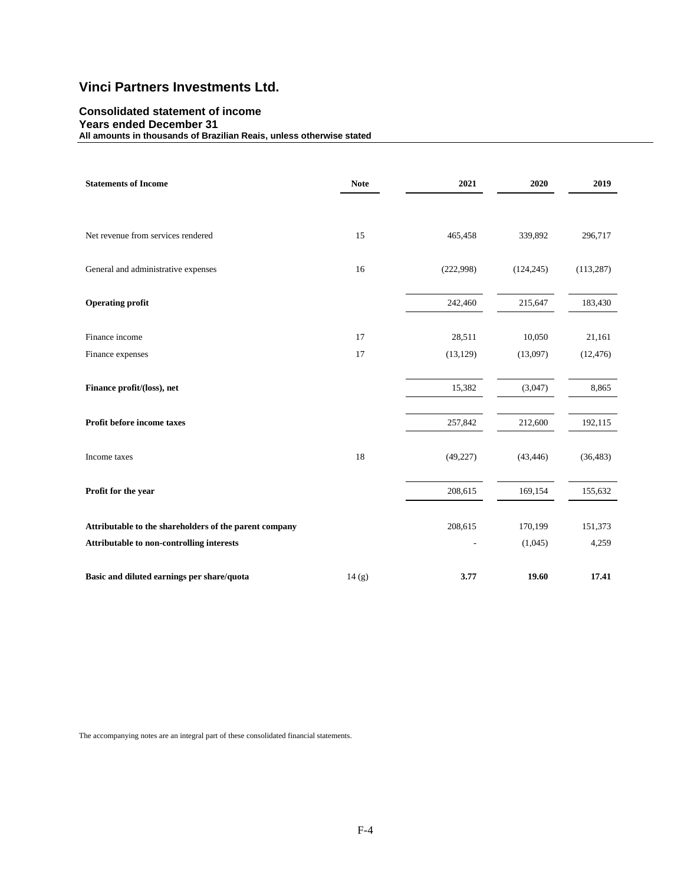# Vinci Partners Investments Ltd.

## Consolidated statement of income

**Years ended December 31**

**All amounts in thousands of Brazilian Reais, unless otherwise stated**

| Statements of Income | Note | 2021 | 2020 | 2019 |
|---|---|---|---|---|
| Net revenue from services rendered | 15 | 465,458 | 339,892 | 296,717 |
| General and administrative expenses | 16 | (222,998) | (124,245) | (113,287) |
| **Operating profit** | | 242,460 | 215,647 | 183,430 |
| Finance income | 17 | 28,511 | 10,050 | 21,161 |
| Finance expenses | 17 | (13,129) | (13,097) | (12,476) |
| **Finance profit/(loss), net** | | 15,382 | (3,047) | 8,865 |
| **Profit before income taxes** | | 257,842 | 212,600 | 192,115 |
| Income taxes | 18 | (49,227) | (43,446) | (36,483) |
| **Profit for the year** | | 208,615 | 169,154 | 155,632 |
| **Attributable to the shareholders of the parent company** | | 208,615 | 170,199 | 151,373 |
| **Attributable to non-controlling interests** | | - | (1,045) | 4,259 |
| **Basic and diluted earnings per share/quota** | 14 (g) | **3.77** | **19.60** | **17.41** |

The accompanying notes are an integral part of these consolidated financial statements.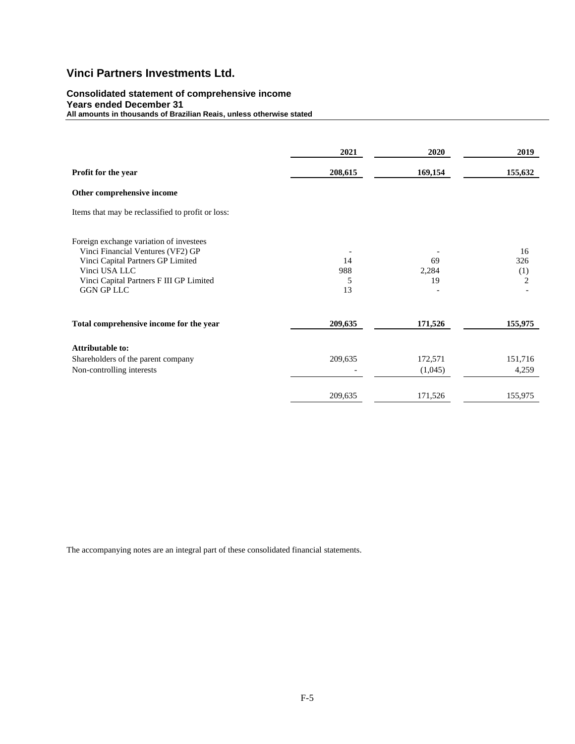# Vinci Partners Investments Ltd.

## Consolidated statement of comprehensive income

### Years ended December 31

**All amounts in thousands of Brazilian Reais, unless otherwise stated**

| | 2021 | 2020 | 2019 |
|---|---|---|---|
| **Profit for the year** | **208,615** | **169,154** | **155,632** |
| **Other comprehensive income** | | | |
| Items that may be reclassified to profit or loss: | | | |
| Foreign exchange variation of investees | | | |
| Vinci Financial Ventures (VF2) GP | - | - | 16 |
| Vinci Capital Partners GP Limited | 14 | 69 | 326 |
| Vinci USA LLC | 988 | 2,284 | (1) |
| Vinci Capital Partners F III GP Limited | 5 | 19 | 2 |
| GGN GP LLC | 13 | - | - |
| **Total comprehensive income for the year** | **209,635** | **171,526** | **155,975** |
| **Attributable to:** | | | |
| Shareholders of the parent company | 209,635 | 172,571 | 151,716 |
| Non-controlling interests | - | (1,045) | 4,259 |
| | 209,635 | 171,526 | 155,975 |

The accompanying notes are an integral part of these consolidated financial statements.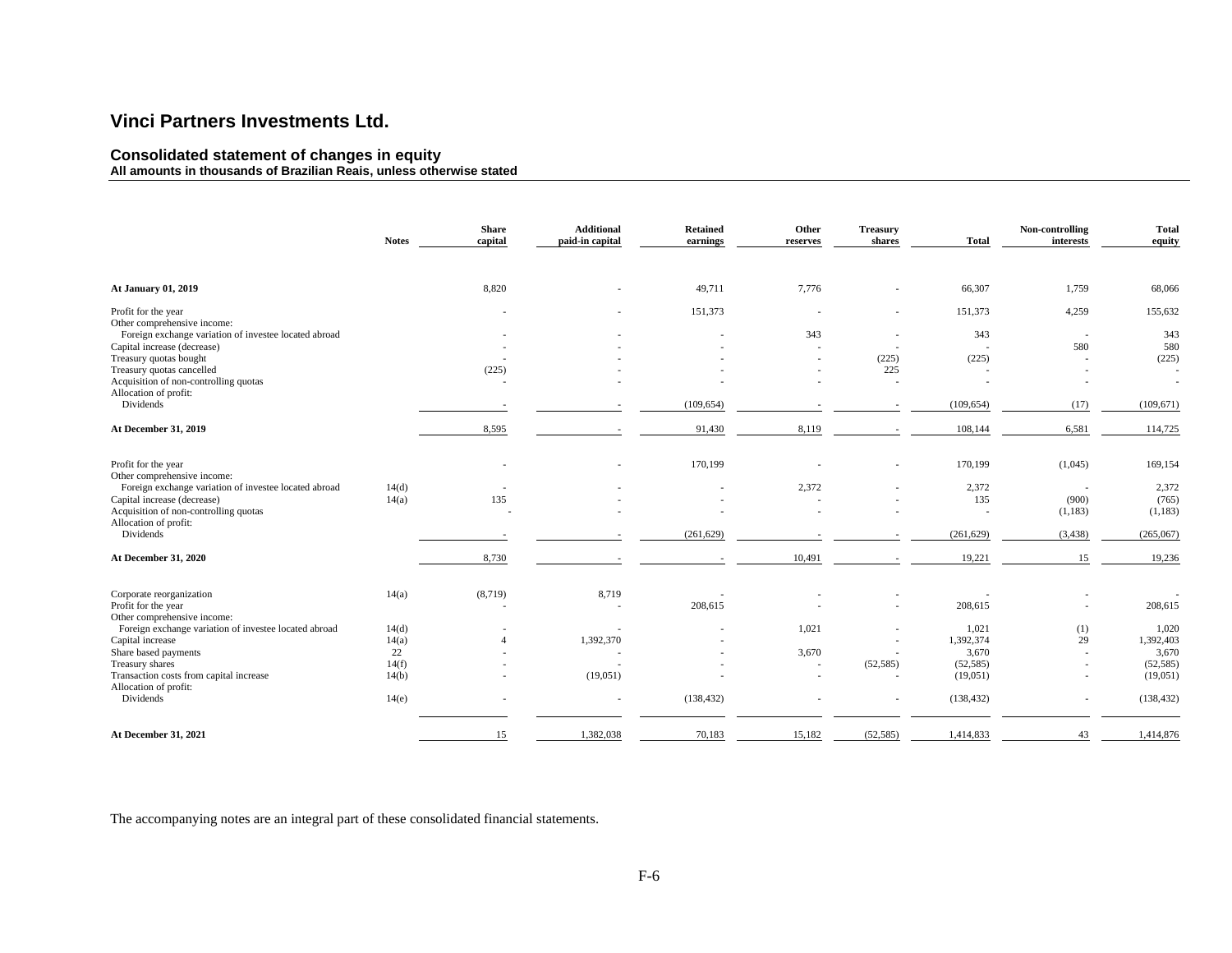# Vinci Partners Investments Ltd.

## Consolidated statement of changes in equity

**All amounts in thousands of Brazilian Reais, unless otherwise stated**

| | Notes | Share capital | Additional paid-in capital | Retained earnings | Other reserves | Treasury shares | Total | Non-controlling interests | Total equity |
|---|---|---|---|---|---|---|---|---|---|
| **At January 01, 2019** | | 8,820 | - | 49,711 | 7,776 | - | 66,307 | 1,759 | 68,066 |
| Profit for the year | | - | - | 151,373 | - | - | 151,373 | 4,259 | 155,632 |
| Other comprehensive income: | | | | | | | | | |
| Foreign exchange variation of investee located abroad | | - | - | - | 343 | - | 343 | - | 343 |
| Capital increase (decrease) | | - | - | - | - | - | - | 580 | 580 |
| Treasury quotas bought | | - | - | - | - | (225) | (225) | - | (225) |
| Treasury quotas cancelled | | (225) | - | - | - | 225 | - | - | - |
| Acquisition of non-controlling quotas | | - | - | - | - | - | - | - | - |
| Allocation of profit: | | | | | | | | | |
| Dividends | | - | - | (109,654) | - | - | (109,654) | (17) | (109,671) |
| **At December 31, 2019** | | 8,595 | - | 91,430 | 8,119 | - | 108,144 | 6,581 | 114,725 |
| Profit for the year | | - | - | 170,199 | - | - | 170,199 | (1,045) | 169,154 |
| Other comprehensive income: | | | | | | | | | |
| Foreign exchange variation of investee located abroad | 14(d) | - | - | - | 2,372 | - | 2,372 | - | 2,372 |
| Capital increase (decrease) | 14(a) | 135 | - | - | - | - | 135 | (900) | (765) |
| Acquisition of non-controlling quotas | | - | - | - | - | - | - | (1,183) | (1,183) |
| Allocation of profit: | | | | | | | | | |
| Dividends | | - | - | (261,629) | - | - | (261,629) | (3,438) | (265,067) |
| **At December 31, 2020** | | 8,730 | - | - | 10,491 | - | 19,221 | 15 | 19,236 |
| Corporate reorganization | 14(a) | (8,719) | 8,719 | - | - | - | - | - | - |
| Profit for the year | | - | - | 208,615 | - | - | 208,615 | - | 208,615 |
| Other comprehensive income: | | | | | | | | | |
| Foreign exchange variation of investee located abroad | 14(d) | - | - | - | 1,021 | - | 1,021 | (1) | 1,020 |
| Capital increase | 14(a) | 4 | 1,392,370 | - | | - | 1,392,374 | 29 | 1,392,403 |
| Share based payments | 22 | - | - | - | 3,670 | - | 3,670 | - | 3,670 |
| Treasury shares | 14(f) | - | - | - | - | (52,585) | (52,585) | - | (52,585) |
| Transaction costs from capital increase | 14(b) | - | (19,051) | - | - | - | (19,051) | - | (19,051) |
| Allocation of profit: | | | | | | | | | |
| Dividends | 14(e) | - | - | (138,432) | - | - | (138,432) | - | (138,432) |
| **At December 31, 2021** | | 15 | 1,382,038 | 70,183 | 15,182 | (52,585) | 1,414,833 | 43 | 1,414,876 |

The accompanying notes are an integral part of these consolidated financial statements.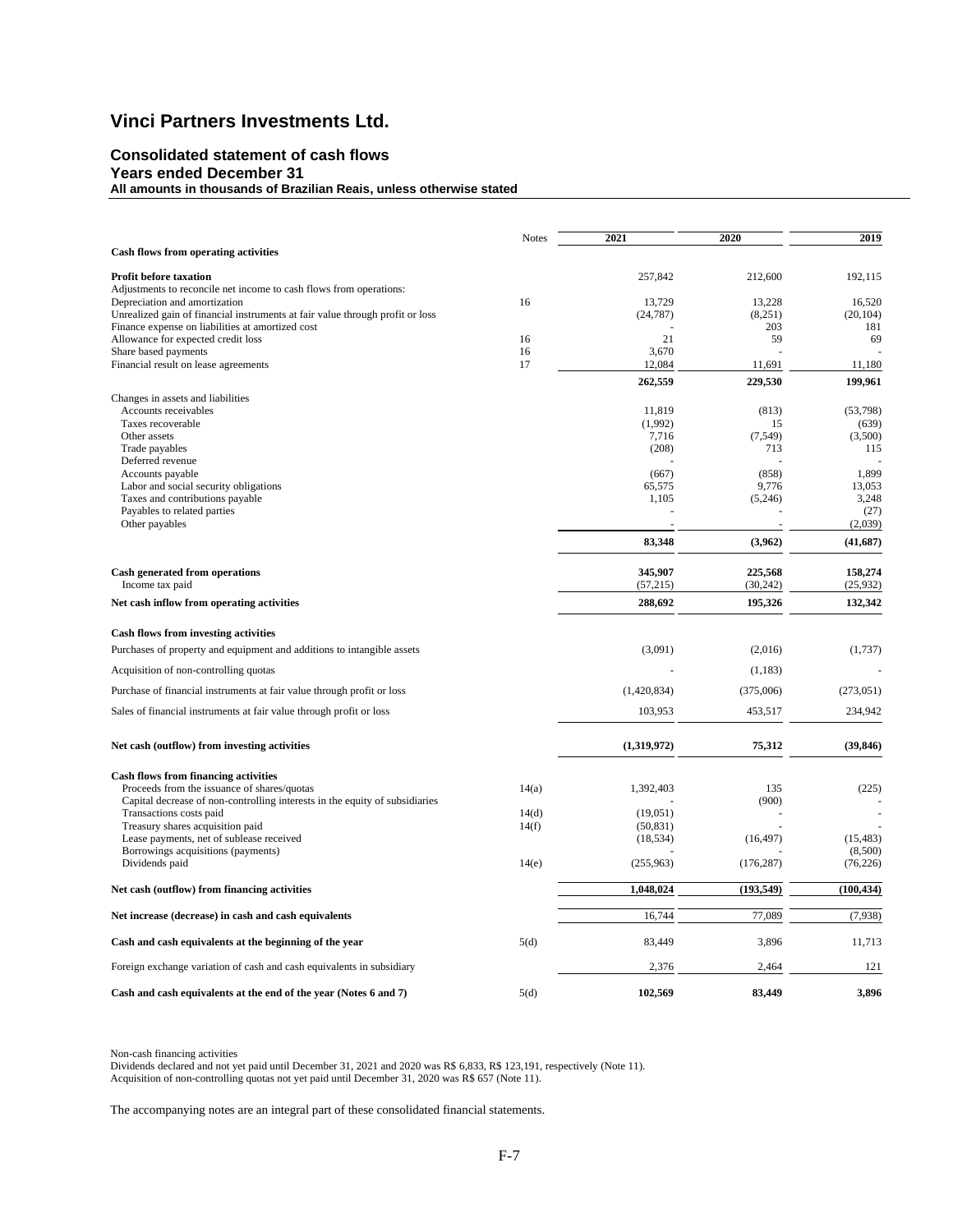# Vinci Partners Investments Ltd.

## Consolidated statement of cash flows

### Years ended December 31

**All amounts in thousands of Brazilian Reais, unless otherwise stated**

| | Notes | 2021 | 2020 | 2019 |
|---|---|---|---|---|
| **Cash flows from operating activities** | | | | |
| **Profit before taxation** | | 257,842 | 212,600 | 192,115 |
| Adjustments to reconcile net income to cash flows from operations: | | | | |
| Depreciation and amortization | 16 | 13,729 | 13,228 | 16,520 |
| Unrealized gain of financial instruments at fair value through profit or loss | | (24,787) | (8,251) | (20,104) |
| Finance expense on liabilities at amortized cost | | - | 203 | 181 |
| Allowance for expected credit loss | 16 | 21 | 59 | 69 |
| Share based payments | 16 | 3,670 | - | - |
| Financial result on lease agreements | 17 | 12,084 | 11,691 | 11,180 |
| | | **262,559** | **229,530** | **199,961** |
| Changes in assets and liabilities | | | | |
| Accounts receivables | | 11,819 | (813) | (53,798) |
| Taxes recoverable | | (1,992) | 15 | (639) |
| Other assets | | 7,716 | (7,549) | (3,500) |
| Trade payables | | (208) | 713 | 115 |
| Deferred revenue | | - | - | - |
| Accounts payable | | (667) | (858) | 1,899 |
| Labor and social security obligations | | 65,575 | 9,776 | 13,053 |
| Taxes and contributions payable | | 1,105 | (5,246) | 3,248 |
| Payables to related parties | | - | - | (27) |
| Other payables | | - | - | (2,039) |
| | | **83,348** | **(3,962)** | **(41,687)** |
| **Cash generated from operations** | | **345,907** | **225,568** | **158,274** |
| Income tax paid | | (57,215) | (30,242) | (25,932) |
| **Net cash inflow from operating activities** | | **288,692** | **195,326** | **132,342** |
| **Cash flows from investing activities** | | | | |
| Purchases of property and equipment and additions to intangible assets | | (3,091) | (2,016) | (1,737) |
| Acquisition of non-controlling quotas | | - | (1,183) | - |
| Purchase of financial instruments at fair value through profit or loss | | (1,420,834) | (375,006) | (273,051) |
| Sales of financial instruments at fair value through profit or loss | | 103,953 | 453,517 | 234,942 |
| **Net cash (outflow) from investing activities** | | **(1,319,972)** | **75,312** | **(39,846)** |
| **Cash flows from financing activities** | | | | |
| Proceeds from the issuance of shares/quotas | 14(a) | 1,392,403 | 135 | (225) |
| Capital decrease of non-controlling interests in the equity of subsidiaries | | - | (900) | - |
| Transactions costs paid | 14(d) | (19,051) | - | - |
| Treasury shares acquisition paid | 14(f) | (50,831) | - | - |
| Lease payments, net of sublease received | | (18,534) | (16,497) | (15,483) |
| Borrowings acquisitions (payments) | | - | - | (8,500) |
| Dividends paid | 14(e) | (255,963) | (176,287) | (76,226) |
| **Net cash (outflow) from financing activities** | | **1,048,024** | **(193,549)** | **(100,434)** |
| **Net increase (decrease) in cash and cash equivalents** | | 16,744 | 77,089 | (7,938) |
| **Cash and cash equivalents at the beginning of the year** | 5(d) | 83,449 | 3,896 | 11,713 |
| Foreign exchange variation of cash and cash equivalents in subsidiary | | 2,376 | 2,464 | 121 |
| **Cash and cash equivalents at the end of the year (Notes 6 and 7)** | 5(d) | **102,569** | **83,449** | **3,896** |

Non-cash financing activities
Dividends declared and not yet paid until December 31, 2021 and 2020 was R$ 6,833, R$ 123,191, respectively (Note 11).
Acquisition of non-controlling quotas not yet paid until December 31, 2020 was R$ 657 (Note 11).

The accompanying notes are an integral part of these consolidated financial statements.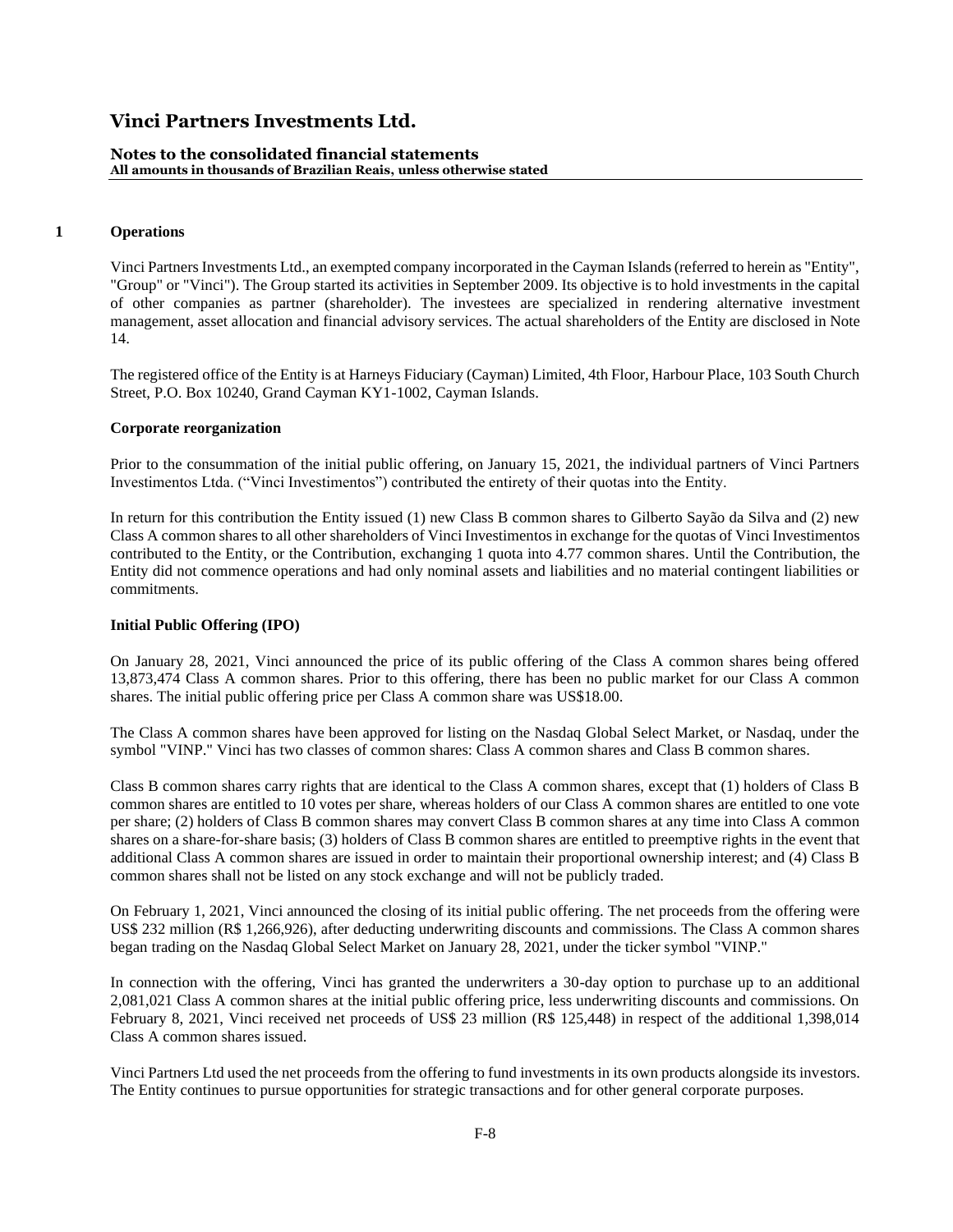# Vinci Partners Investments Ltd.

## Notes to the consolidated financial statements

**All amounts in thousands of Brazilian Reais, unless otherwise stated**

## 1 Operations

Vinci Partners Investments Ltd., an exempted company incorporated in the Cayman Islands (referred to herein as "Entity", "Group" or "Vinci"). The Group started its activities in September 2009. Its objective is to hold investments in the capital of other companies as partner (shareholder). The investees are specialized in rendering alternative investment management, asset allocation and financial advisory services. The actual shareholders of the Entity are disclosed in Note 14.

The registered office of the Entity is at Harneys Fiduciary (Cayman) Limited, 4th Floor, Harbour Place, 103 South Church Street, P.O. Box 10240, Grand Cayman KY1-1002, Cayman Islands.

### Corporate reorganization

Prior to the consummation of the initial public offering, on January 15, 2021, the individual partners of Vinci Partners Investimentos Ltda. ("Vinci Investimentos") contributed the entirety of their quotas into the Entity.

In return for this contribution the Entity issued (1) new Class B common shares to Gilberto Sayão da Silva and (2) new Class A common shares to all other shareholders of Vinci Investimentos in exchange for the quotas of Vinci Investimentos contributed to the Entity, or the Contribution, exchanging 1 quota into 4.77 common shares. Until the Contribution, the Entity did not commence operations and had only nominal assets and liabilities and no material contingent liabilities or commitments.

### Initial Public Offering (IPO)

On January 28, 2021, Vinci announced the price of its public offering of the Class A common shares being offered 13,873,474 Class A common shares. Prior to this offering, there has been no public market for our Class A common shares. The initial public offering price per Class A common share was US$18.00.

The Class A common shares have been approved for listing on the Nasdaq Global Select Market, or Nasdaq, under the symbol "VINP." Vinci has two classes of common shares: Class A common shares and Class B common shares.

Class B common shares carry rights that are identical to the Class A common shares, except that (1) holders of Class B common shares are entitled to 10 votes per share, whereas holders of our Class A common shares are entitled to one vote per share; (2) holders of Class B common shares may convert Class B common shares at any time into Class A common shares on a share-for-share basis; (3) holders of Class B common shares are entitled to preemptive rights in the event that additional Class A common shares are issued in order to maintain their proportional ownership interest; and (4) Class B common shares shall not be listed on any stock exchange and will not be publicly traded.

On February 1, 2021, Vinci announced the closing of its initial public offering. The net proceeds from the offering were US$ 232 million (R$ 1,266,926), after deducting underwriting discounts and commissions. The Class A common shares began trading on the Nasdaq Global Select Market on January 28, 2021, under the ticker symbol "VINP."

In connection with the offering, Vinci has granted the underwriters a 30-day option to purchase up to an additional 2,081,021 Class A common shares at the initial public offering price, less underwriting discounts and commissions. On February 8, 2021, Vinci received net proceeds of US$ 23 million (R$ 125,448) in respect of the additional 1,398,014 Class A common shares issued.

Vinci Partners Ltd used the net proceeds from the offering to fund investments in its own products alongside its investors. The Entity continues to pursue opportunities for strategic transactions and for other general corporate purposes.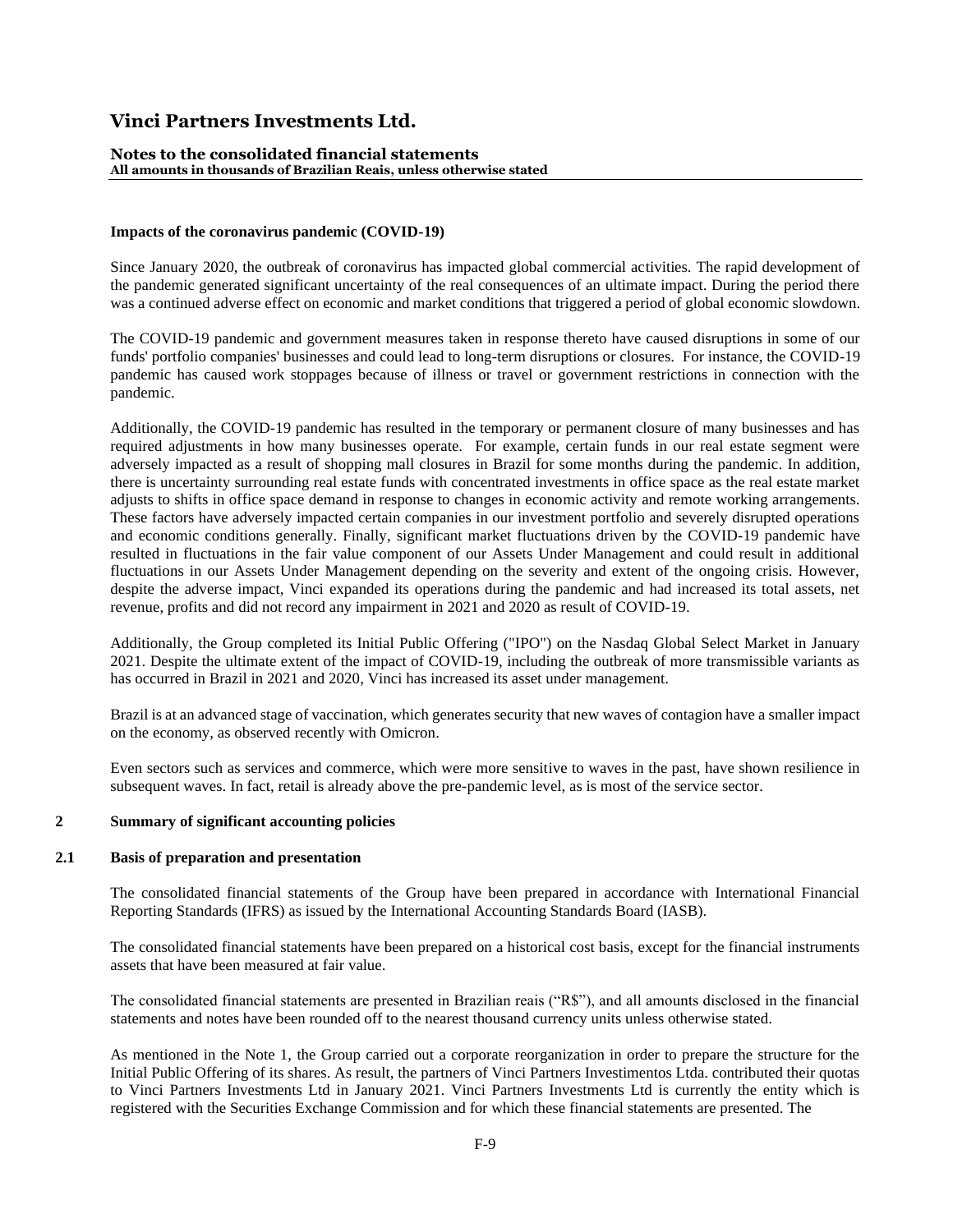**Impacts of the coronavirus pandemic (COVID-19)**

Since January 2020, the outbreak of coronavirus has impacted global commercial activities. The rapid development of the pandemic generated significant uncertainty of the real consequences of an ultimate impact. During the period there was a continued adverse effect on economic and market conditions that triggered a period of global economic slowdown.

The COVID-19 pandemic and government measures taken in response thereto have caused disruptions in some of our funds' portfolio companies' businesses and could lead to long-term disruptions or closures. For instance, the COVID-19 pandemic has caused work stoppages because of illness or travel or government restrictions in connection with the pandemic.

Additionally, the COVID-19 pandemic has resulted in the temporary or permanent closure of many businesses and has required adjustments in how many businesses operate. For example, certain funds in our real estate segment were adversely impacted as a result of shopping mall closures in Brazil for some months during the pandemic. In addition, there is uncertainty surrounding real estate funds with concentrated investments in office space as the real estate market adjusts to shifts in office space demand in response to changes in economic activity and remote working arrangements. These factors have adversely impacted certain companies in our investment portfolio and severely disrupted operations and economic conditions generally. Finally, significant market fluctuations driven by the COVID-19 pandemic have resulted in fluctuations in the fair value component of our Assets Under Management and could result in additional fluctuations in our Assets Under Management depending on the severity and extent of the ongoing crisis. However, despite the adverse impact, Vinci expanded its operations during the pandemic and had increased its total assets, net revenue, profits and did not record any impairment in 2021 and 2020 as result of COVID-19.

Additionally, the Group completed its Initial Public Offering ("IPO") on the Nasdaq Global Select Market in January 2021. Despite the ultimate extent of the impact of COVID-19, including the outbreak of more transmissible variants as has occurred in Brazil in 2021 and 2020, Vinci has increased its asset under management.

Brazil is at an advanced stage of vaccination, which generates security that new waves of contagion have a smaller impact on the economy, as observed recently with Omicron.

Even sectors such as services and commerce, which were more sensitive to waves in the past, have shown resilience in subsequent waves. In fact, retail is already above the pre-pandemic level, as is most of the service sector.

## 2 Summary of significant accounting policies

### 2.1 Basis of preparation and presentation

The consolidated financial statements of the Group have been prepared in accordance with International Financial Reporting Standards (IFRS) as issued by the International Accounting Standards Board (IASB).

The consolidated financial statements have been prepared on a historical cost basis, except for the financial instruments assets that have been measured at fair value.

The consolidated financial statements are presented in Brazilian reais ("R$"), and all amounts disclosed in the financial statements and notes have been rounded off to the nearest thousand currency units unless otherwise stated.

As mentioned in the Note 1, the Group carried out a corporate reorganization in order to prepare the structure for the Initial Public Offering of its shares. As result, the partners of Vinci Partners Investimentos Ltda. contributed their quotas to Vinci Partners Investments Ltd in January 2021. Vinci Partners Investments Ltd is currently the entity which is registered with the Securities Exchange Commission and for which these financial statements are presented. The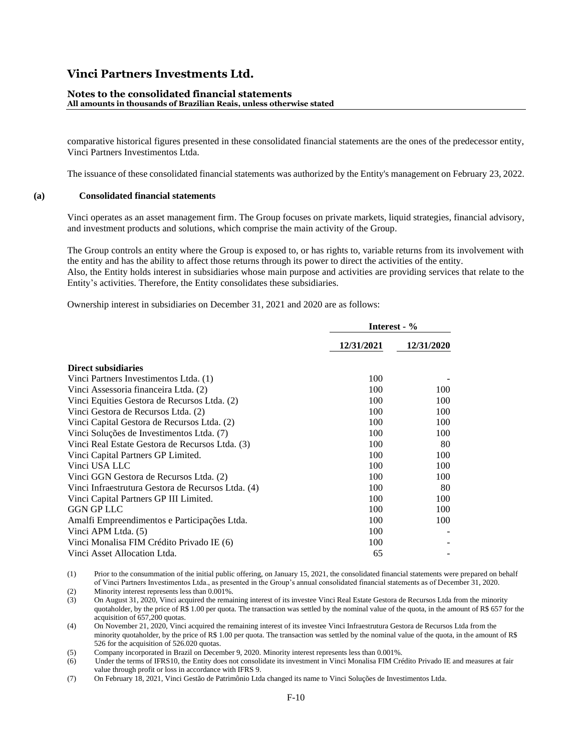comparative historical figures presented in these consolidated financial statements are the ones of the predecessor entity, Vinci Partners Investimentos Ltda.

The issuance of these consolidated financial statements was authorized by the Entity's management on February 23, 2022.

**(a) Consolidated financial statements**

Vinci operates as an asset management firm. The Group focuses on private markets, liquid strategies, financial advisory, and investment products and solutions, which comprise the main activity of the Group.

The Group controls an entity where the Group is exposed to, or has rights to, variable returns from its involvement with the entity and has the ability to affect those returns through its power to direct the activities of the entity.
Also, the Entity holds interest in subsidiaries whose main purpose and activities are providing services that relate to the Entity's activities. Therefore, the Entity consolidates these subsidiaries.

Ownership interest in subsidiaries on December 31, 2021 and 2020 are as follows:

| | Interest - % | |
|---|---|---|
| | 12/31/2021 | 12/31/2020 |
| **Direct subsidiaries** | | |
| Vinci Partners Investimentos Ltda. (1) | 100 | - |
| Vinci Assessoria financeira Ltda. (2) | 100 | 100 |
| Vinci Equities Gestora de Recursos Ltda. (2) | 100 | 100 |
| Vinci Gestora de Recursos Ltda. (2) | 100 | 100 |
| Vinci Capital Gestora de Recursos Ltda. (2) | 100 | 100 |
| Vinci Soluções de Investimentos Ltda. (7) | 100 | 100 |
| Vinci Real Estate Gestora de Recursos Ltda. (3) | 100 | 80 |
| Vinci Capital Partners GP Limited. | 100 | 100 |
| Vinci USA LLC | 100 | 100 |
| Vinci GGN Gestora de Recursos Ltda. (2) | 100 | 100 |
| Vinci Infraestrutura Gestora de Recursos Ltda. (4) | 100 | 80 |
| Vinci Capital Partners GP III Limited. | 100 | 100 |
| GGN GP LLC | 100 | 100 |
| Amalfi Empreendimentos e Participações Ltda. | 100 | 100 |
| Vinci APM Ltda. (5) | 100 | - |
| Vinci Monalisa FIM Crédito Privado IE (6) | 100 | - |
| Vinci Asset Allocation Ltda. | 65 | - |

(1) Prior to the consummation of the initial public offering, on January 15, 2021, the consolidated financial statements were prepared on behalf of Vinci Partners Investimentos Ltda., as presented in the Group's annual consolidated financial statements as of December 31, 2020.

(2) Minority interest represents less than 0.001%.

(3) On August 31, 2020, Vinci acquired the remaining interest of its investee Vinci Real Estate Gestora de Recursos Ltda from the minority quotaholder, by the price of R$ 1.00 per quota. The transaction was settled by the nominal value of the quota, in the amount of R$ 657 for the acquisition of 657,200 quotas.

(4) On November 21, 2020, Vinci acquired the remaining interest of its investee Vinci Infraestrutura Gestora de Recursos Ltda from the minority quotaholder, by the price of R$ 1.00 per quota. The transaction was settled by the nominal value of the quota, in the amount of R$ 526 for the acquisition of 526.020 quotas.

(5) Company incorporated in Brazil on December 9, 2020. Minority interest represents less than 0.001%.

(6) Under the terms of IFRS10, the Entity does not consolidate its investment in Vinci Monalisa FIM Crédito Privado IE and measures at fair value through profit or loss in accordance with IFRS 9.

(7) On February 18, 2021, Vinci Gestão de Patrimônio Ltda changed its name to Vinci Soluções de Investimentos Ltda.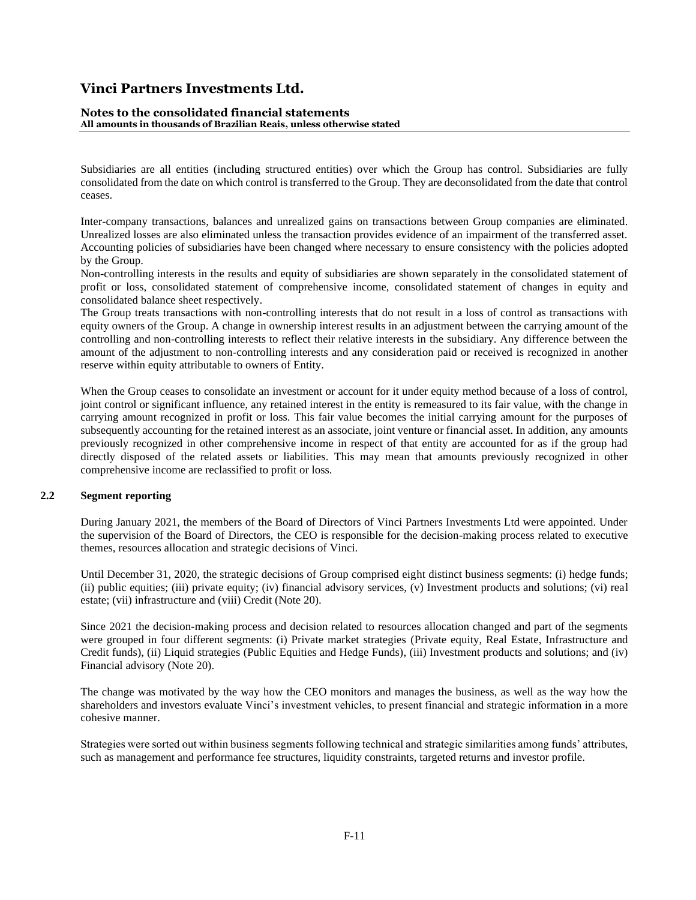Subsidiaries are all entities (including structured entities) over which the Group has control. Subsidiaries are fully consolidated from the date on which control is transferred to the Group. They are deconsolidated from the date that control ceases.

Inter-company transactions, balances and unrealized gains on transactions between Group companies are eliminated. Unrealized losses are also eliminated unless the transaction provides evidence of an impairment of the transferred asset. Accounting policies of subsidiaries have been changed where necessary to ensure consistency with the policies adopted by the Group.

Non-controlling interests in the results and equity of subsidiaries are shown separately in the consolidated statement of profit or loss, consolidated statement of comprehensive income, consolidated statement of changes in equity and consolidated balance sheet respectively.

The Group treats transactions with non-controlling interests that do not result in a loss of control as transactions with equity owners of the Group. A change in ownership interest results in an adjustment between the carrying amount of the controlling and non-controlling interests to reflect their relative interests in the subsidiary. Any difference between the amount of the adjustment to non-controlling interests and any consideration paid or received is recognized in another reserve within equity attributable to owners of Entity.

When the Group ceases to consolidate an investment or account for it under equity method because of a loss of control, joint control or significant influence, any retained interest in the entity is remeasured to its fair value, with the change in carrying amount recognized in profit or loss. This fair value becomes the initial carrying amount for the purposes of subsequently accounting for the retained interest as an associate, joint venture or financial asset. In addition, any amounts previously recognized in other comprehensive income in respect of that entity are accounted for as if the group had directly disposed of the related assets or liabilities. This may mean that amounts previously recognized in other comprehensive income are reclassified to profit or loss.

### 2.2 Segment reporting

During January 2021, the members of the Board of Directors of Vinci Partners Investments Ltd were appointed. Under the supervision of the Board of Directors, the CEO is responsible for the decision-making process related to executive themes, resources allocation and strategic decisions of Vinci.

Until December 31, 2020, the strategic decisions of Group comprised eight distinct business segments: (i) hedge funds; (ii) public equities; (iii) private equity; (iv) financial advisory services, (v) Investment products and solutions; (vi) real estate; (vii) infrastructure and (viii) Credit (Note 20).

Since 2021 the decision-making process and decision related to resources allocation changed and part of the segments were grouped in four different segments: (i) Private market strategies (Private equity, Real Estate, Infrastructure and Credit funds), (ii) Liquid strategies (Public Equities and Hedge Funds), (iii) Investment products and solutions; and (iv) Financial advisory (Note 20).

The change was motivated by the way how the CEO monitors and manages the business, as well as the way how the shareholders and investors evaluate Vinci's investment vehicles, to present financial and strategic information in a more cohesive manner.

Strategies were sorted out within business segments following technical and strategic similarities among funds' attributes, such as management and performance fee structures, liquidity constraints, targeted returns and investor profile.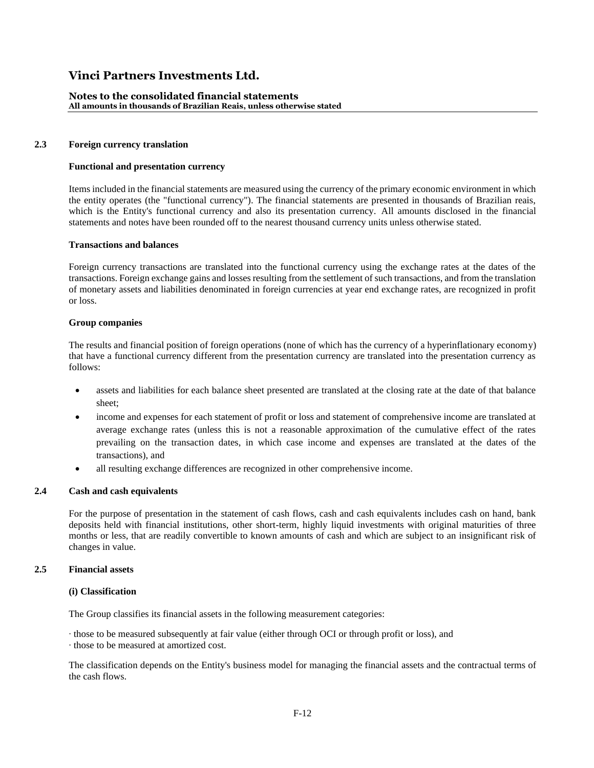### 2.3 Foreign currency translation

**Functional and presentation currency**

Items included in the financial statements are measured using the currency of the primary economic environment in which the entity operates (the "functional currency"). The financial statements are presented in thousands of Brazilian reais, which is the Entity's functional currency and also its presentation currency. All amounts disclosed in the financial statements and notes have been rounded off to the nearest thousand currency units unless otherwise stated.

**Transactions and balances**

Foreign currency transactions are translated into the functional currency using the exchange rates at the dates of the transactions. Foreign exchange gains and losses resulting from the settlement of such transactions, and from the translation of monetary assets and liabilities denominated in foreign currencies at year end exchange rates, are recognized in profit or loss.

**Group companies**

The results and financial position of foreign operations (none of which has the currency of a hyperinflationary economy) that have a functional currency different from the presentation currency are translated into the presentation currency as follows:

- assets and liabilities for each balance sheet presented are translated at the closing rate at the date of that balance sheet;
- income and expenses for each statement of profit or loss and statement of comprehensive income are translated at average exchange rates (unless this is not a reasonable approximation of the cumulative effect of the rates prevailing on the transaction dates, in which case income and expenses are translated at the dates of the transactions), and
- all resulting exchange differences are recognized in other comprehensive income.

### 2.4 Cash and cash equivalents

For the purpose of presentation in the statement of cash flows, cash and cash equivalents includes cash on hand, bank deposits held with financial institutions, other short-term, highly liquid investments with original maturities of three months or less, that are readily convertible to known amounts of cash and which are subject to an insignificant risk of changes in value.

### 2.5 Financial assets

**(i) Classification**

The Group classifies its financial assets in the following measurement categories:

· those to be measured subsequently at fair value (either through OCI or through profit or loss), and
· those to be measured at amortized cost.

The classification depends on the Entity's business model for managing the financial assets and the contractual terms of the cash flows.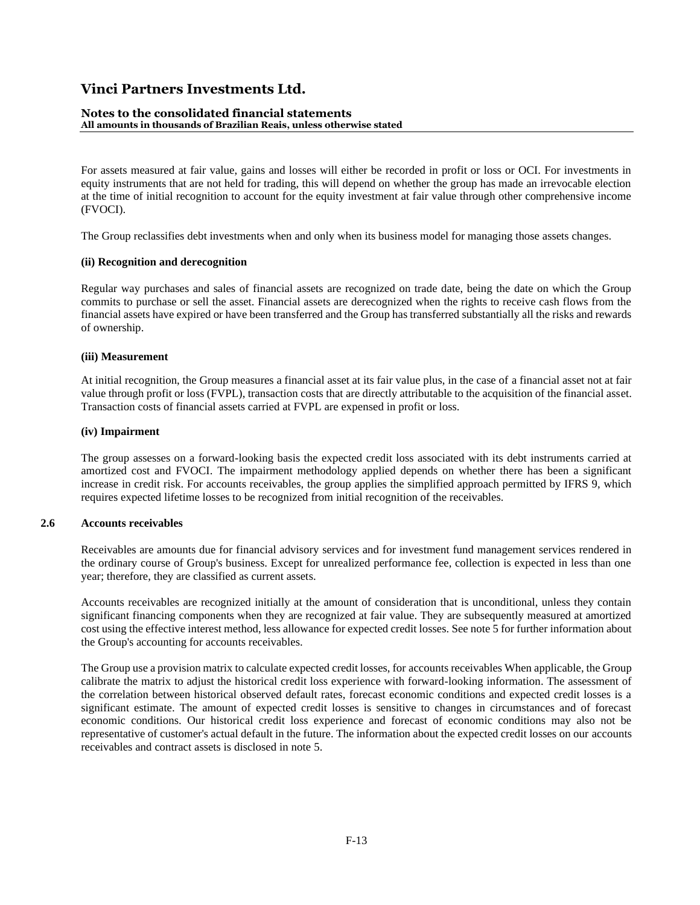For assets measured at fair value, gains and losses will either be recorded in profit or loss or OCI. For investments in equity instruments that are not held for trading, this will depend on whether the group has made an irrevocable election at the time of initial recognition to account for the equity investment at fair value through other comprehensive income (FVOCI).

The Group reclassifies debt investments when and only when its business model for managing those assets changes.

**(ii) Recognition and derecognition**

Regular way purchases and sales of financial assets are recognized on trade date, being the date on which the Group commits to purchase or sell the asset. Financial assets are derecognized when the rights to receive cash flows from the financial assets have expired or have been transferred and the Group has transferred substantially all the risks and rewards of ownership.

**(iii) Measurement**

At initial recognition, the Group measures a financial asset at its fair value plus, in the case of a financial asset not at fair value through profit or loss (FVPL), transaction costs that are directly attributable to the acquisition of the financial asset. Transaction costs of financial assets carried at FVPL are expensed in profit or loss.

**(iv) Impairment**

The group assesses on a forward-looking basis the expected credit loss associated with its debt instruments carried at amortized cost and FVOCI. The impairment methodology applied depends on whether there has been a significant increase in credit risk. For accounts receivables, the group applies the simplified approach permitted by IFRS 9, which requires expected lifetime losses to be recognized from initial recognition of the receivables.

### 2.6 Accounts receivables

Receivables are amounts due for financial advisory services and for investment fund management services rendered in the ordinary course of Group's business. Except for unrealized performance fee, collection is expected in less than one year; therefore, they are classified as current assets.

Accounts receivables are recognized initially at the amount of consideration that is unconditional, unless they contain significant financing components when they are recognized at fair value. They are subsequently measured at amortized cost using the effective interest method, less allowance for expected credit losses. See note 5 for further information about the Group's accounting for accounts receivables.

The Group use a provision matrix to calculate expected credit losses, for accounts receivables When applicable, the Group calibrate the matrix to adjust the historical credit loss experience with forward-looking information. The assessment of the correlation between historical observed default rates, forecast economic conditions and expected credit losses is a significant estimate. The amount of expected credit losses is sensitive to changes in circumstances and of forecast economic conditions. Our historical credit loss experience and forecast of economic conditions may also not be representative of customer's actual default in the future. The information about the expected credit losses on our accounts receivables and contract assets is disclosed in note 5.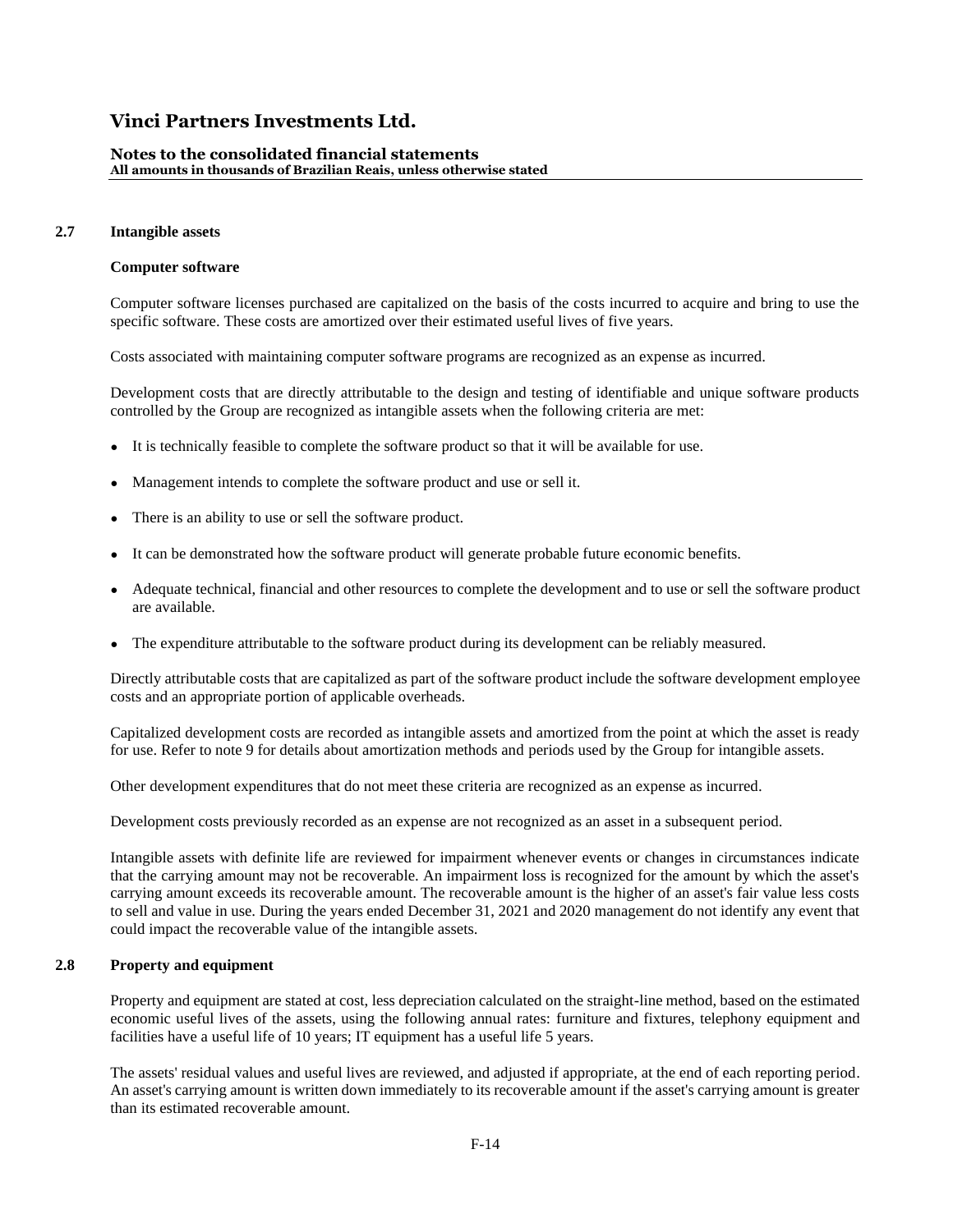### 2.7 Intangible assets

**Computer software**

Computer software licenses purchased are capitalized on the basis of the costs incurred to acquire and bring to use the specific software. These costs are amortized over their estimated useful lives of five years.

Costs associated with maintaining computer software programs are recognized as an expense as incurred.

Development costs that are directly attributable to the design and testing of identifiable and unique software products controlled by the Group are recognized as intangible assets when the following criteria are met:

- It is technically feasible to complete the software product so that it will be available for use.
- Management intends to complete the software product and use or sell it.
- There is an ability to use or sell the software product.
- It can be demonstrated how the software product will generate probable future economic benefits.
- Adequate technical, financial and other resources to complete the development and to use or sell the software product are available.
- The expenditure attributable to the software product during its development can be reliably measured.

Directly attributable costs that are capitalized as part of the software product include the software development employee costs and an appropriate portion of applicable overheads.

Capitalized development costs are recorded as intangible assets and amortized from the point at which the asset is ready for use. Refer to note 9 for details about amortization methods and periods used by the Group for intangible assets.

Other development expenditures that do not meet these criteria are recognized as an expense as incurred.

Development costs previously recorded as an expense are not recognized as an asset in a subsequent period.

Intangible assets with definite life are reviewed for impairment whenever events or changes in circumstances indicate that the carrying amount may not be recoverable. An impairment loss is recognized for the amount by which the asset's carrying amount exceeds its recoverable amount. The recoverable amount is the higher of an asset's fair value less costs to sell and value in use. During the years ended December 31, 2021 and 2020 management do not identify any event that could impact the recoverable value of the intangible assets.

### 2.8 Property and equipment

Property and equipment are stated at cost, less depreciation calculated on the straight-line method, based on the estimated economic useful lives of the assets, using the following annual rates: furniture and fixtures, telephony equipment and facilities have a useful life of 10 years; IT equipment has a useful life 5 years.

The assets' residual values and useful lives are reviewed, and adjusted if appropriate, at the end of each reporting period. An asset's carrying amount is written down immediately to its recoverable amount if the asset's carrying amount is greater than its estimated recoverable amount.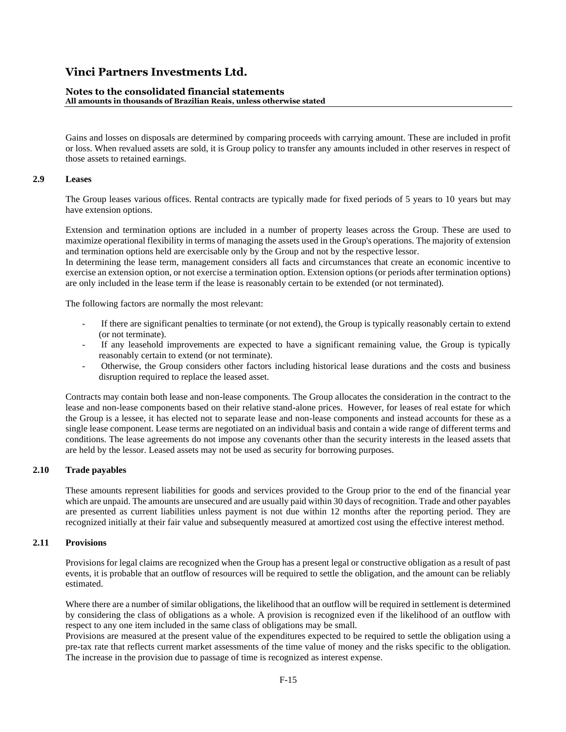Gains and losses on disposals are determined by comparing proceeds with carrying amount. These are included in profit or loss. When revalued assets are sold, it is Group policy to transfer any amounts included in other reserves in respect of those assets to retained earnings.

### 2.9 Leases

The Group leases various offices. Rental contracts are typically made for fixed periods of 5 years to 10 years but may have extension options.

Extension and termination options are included in a number of property leases across the Group. These are used to maximize operational flexibility in terms of managing the assets used in the Group's operations. The majority of extension and termination options held are exercisable only by the Group and not by the respective lessor.
In determining the lease term, management considers all facts and circumstances that create an economic incentive to exercise an extension option, or not exercise a termination option. Extension options (or periods after termination options) are only included in the lease term if the lease is reasonably certain to be extended (or not terminated).

The following factors are normally the most relevant:

- If there are significant penalties to terminate (or not extend), the Group is typically reasonably certain to extend (or not terminate).
- If any leasehold improvements are expected to have a significant remaining value, the Group is typically reasonably certain to extend (or not terminate).
- Otherwise, the Group considers other factors including historical lease durations and the costs and business disruption required to replace the leased asset.

Contracts may contain both lease and non-lease components. The Group allocates the consideration in the contract to the lease and non-lease components based on their relative stand-alone prices. However, for leases of real estate for which the Group is a lessee, it has elected not to separate lease and non-lease components and instead accounts for these as a single lease component. Lease terms are negotiated on an individual basis and contain a wide range of different terms and conditions. The lease agreements do not impose any covenants other than the security interests in the leased assets that are held by the lessor. Leased assets may not be used as security for borrowing purposes.

### 2.10 Trade payables

These amounts represent liabilities for goods and services provided to the Group prior to the end of the financial year which are unpaid. The amounts are unsecured and are usually paid within 30 days of recognition. Trade and other payables are presented as current liabilities unless payment is not due within 12 months after the reporting period. They are recognized initially at their fair value and subsequently measured at amortized cost using the effective interest method.

### 2.11 Provisions

Provisions for legal claims are recognized when the Group has a present legal or constructive obligation as a result of past events, it is probable that an outflow of resources will be required to settle the obligation, and the amount can be reliably estimated.

Where there are a number of similar obligations, the likelihood that an outflow will be required in settlement is determined by considering the class of obligations as a whole. A provision is recognized even if the likelihood of an outflow with respect to any one item included in the same class of obligations may be small.
Provisions are measured at the present value of the expenditures expected to be required to settle the obligation using a pre-tax rate that reflects current market assessments of the time value of money and the risks specific to the obligation. The increase in the provision due to passage of time is recognized as interest expense.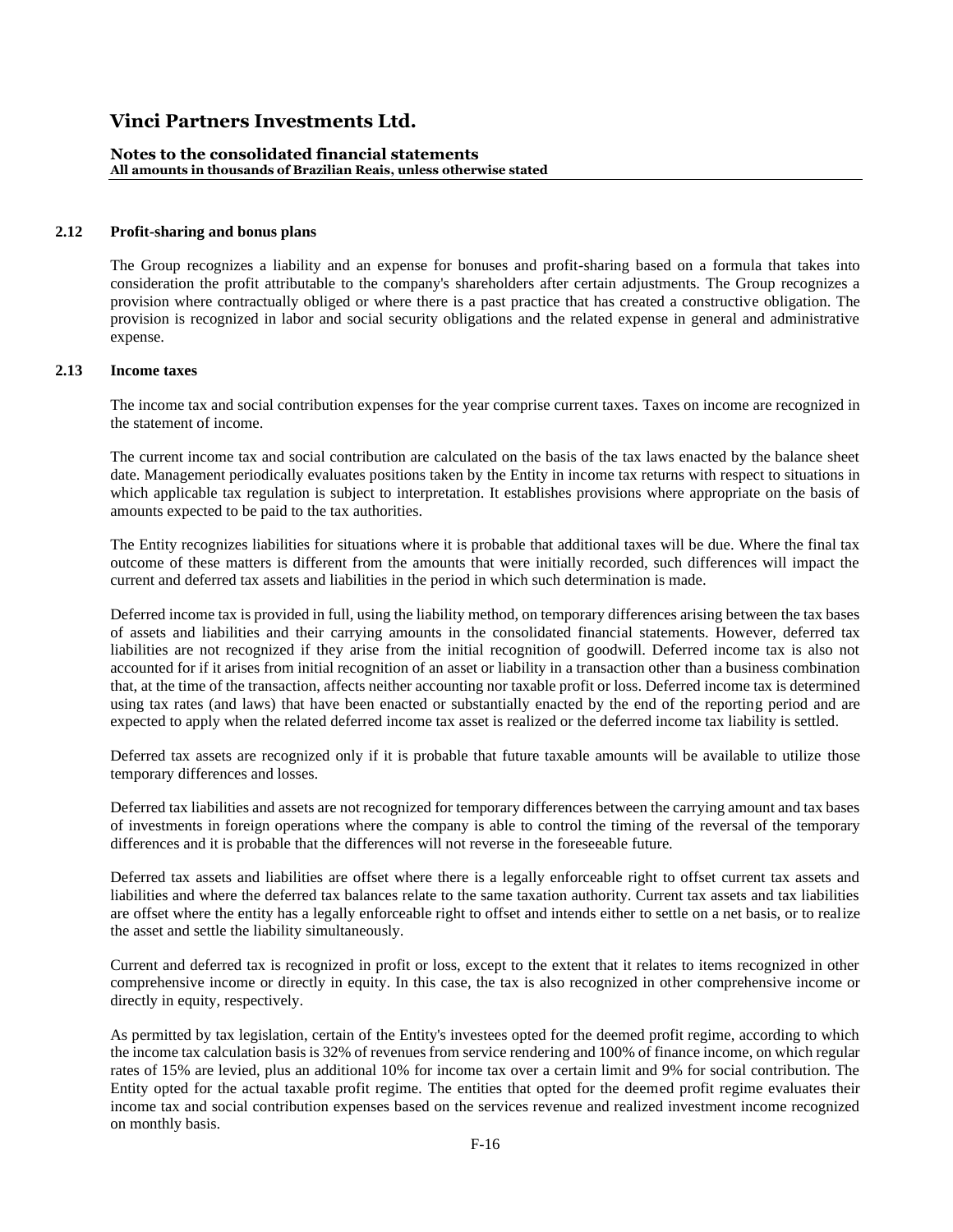### 2.12 Profit-sharing and bonus plans

The Group recognizes a liability and an expense for bonuses and profit-sharing based on a formula that takes into consideration the profit attributable to the company's shareholders after certain adjustments. The Group recognizes a provision where contractually obliged or where there is a past practice that has created a constructive obligation. The provision is recognized in labor and social security obligations and the related expense in general and administrative expense.

### 2.13 Income taxes

The income tax and social contribution expenses for the year comprise current taxes. Taxes on income are recognized in the statement of income.

The current income tax and social contribution are calculated on the basis of the tax laws enacted by the balance sheet date. Management periodically evaluates positions taken by the Entity in income tax returns with respect to situations in which applicable tax regulation is subject to interpretation. It establishes provisions where appropriate on the basis of amounts expected to be paid to the tax authorities.

The Entity recognizes liabilities for situations where it is probable that additional taxes will be due. Where the final tax outcome of these matters is different from the amounts that were initially recorded, such differences will impact the current and deferred tax assets and liabilities in the period in which such determination is made.

Deferred income tax is provided in full, using the liability method, on temporary differences arising between the tax bases of assets and liabilities and their carrying amounts in the consolidated financial statements. However, deferred tax liabilities are not recognized if they arise from the initial recognition of goodwill. Deferred income tax is also not accounted for if it arises from initial recognition of an asset or liability in a transaction other than a business combination that, at the time of the transaction, affects neither accounting nor taxable profit or loss. Deferred income tax is determined using tax rates (and laws) that have been enacted or substantially enacted by the end of the reporting period and are expected to apply when the related deferred income tax asset is realized or the deferred income tax liability is settled.

Deferred tax assets are recognized only if it is probable that future taxable amounts will be available to utilize those temporary differences and losses.

Deferred tax liabilities and assets are not recognized for temporary differences between the carrying amount and tax bases of investments in foreign operations where the company is able to control the timing of the reversal of the temporary differences and it is probable that the differences will not reverse in the foreseeable future.

Deferred tax assets and liabilities are offset where there is a legally enforceable right to offset current tax assets and liabilities and where the deferred tax balances relate to the same taxation authority. Current tax assets and tax liabilities are offset where the entity has a legally enforceable right to offset and intends either to settle on a net basis, or to realize the asset and settle the liability simultaneously.

Current and deferred tax is recognized in profit or loss, except to the extent that it relates to items recognized in other comprehensive income or directly in equity. In this case, the tax is also recognized in other comprehensive income or directly in equity, respectively.

As permitted by tax legislation, certain of the Entity's investees opted for the deemed profit regime, according to which the income tax calculation basis is 32% of revenues from service rendering and 100% of finance income, on which regular rates of 15% are levied, plus an additional 10% for income tax over a certain limit and 9% for social contribution. The Entity opted for the actual taxable profit regime. The entities that opted for the deemed profit regime evaluates their income tax and social contribution expenses based on the services revenue and realized investment income recognized on monthly basis.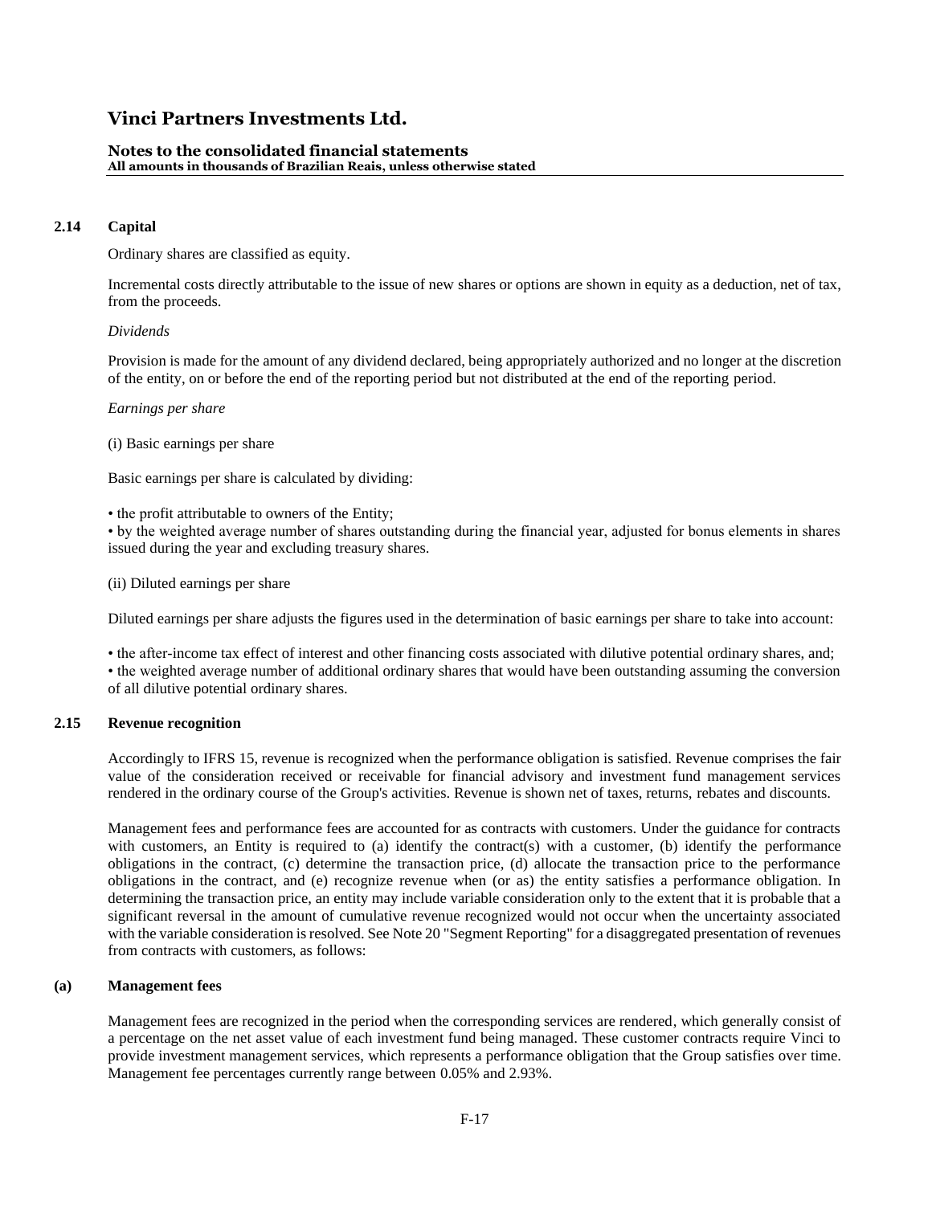### 2.14 Capital

Ordinary shares are classified as equity.

Incremental costs directly attributable to the issue of new shares or options are shown in equity as a deduction, net of tax, from the proceeds.

*Dividends*

Provision is made for the amount of any dividend declared, being appropriately authorized and no longer at the discretion of the entity, on or before the end of the reporting period but not distributed at the end of the reporting period.

*Earnings per share*

(i) Basic earnings per share

Basic earnings per share is calculated by dividing:

• the profit attributable to owners of the Entity;
• by the weighted average number of shares outstanding during the financial year, adjusted for bonus elements in shares issued during the year and excluding treasury shares.

(ii) Diluted earnings per share

Diluted earnings per share adjusts the figures used in the determination of basic earnings per share to take into account:

• the after-income tax effect of interest and other financing costs associated with dilutive potential ordinary shares, and;
• the weighted average number of additional ordinary shares that would have been outstanding assuming the conversion of all dilutive potential ordinary shares.

### 2.15 Revenue recognition

Accordingly to IFRS 15, revenue is recognized when the performance obligation is satisfied. Revenue comprises the fair value of the consideration received or receivable for financial advisory and investment fund management services rendered in the ordinary course of the Group's activities. Revenue is shown net of taxes, returns, rebates and discounts.

Management fees and performance fees are accounted for as contracts with customers. Under the guidance for contracts with customers, an Entity is required to (a) identify the contract(s) with a customer, (b) identify the performance obligations in the contract, (c) determine the transaction price, (d) allocate the transaction price to the performance obligations in the contract, and (e) recognize revenue when (or as) the entity satisfies a performance obligation. In determining the transaction price, an entity may include variable consideration only to the extent that it is probable that a significant reversal in the amount of cumulative revenue recognized would not occur when the uncertainty associated with the variable consideration is resolved. See Note 20 "Segment Reporting" for a disaggregated presentation of revenues from contracts with customers, as follows:

#### (a) Management fees

Management fees are recognized in the period when the corresponding services are rendered, which generally consist of a percentage on the net asset value of each investment fund being managed. These customer contracts require Vinci to provide investment management services, which represents a performance obligation that the Group satisfies over time. Management fee percentages currently range between 0.05% and 2.93%.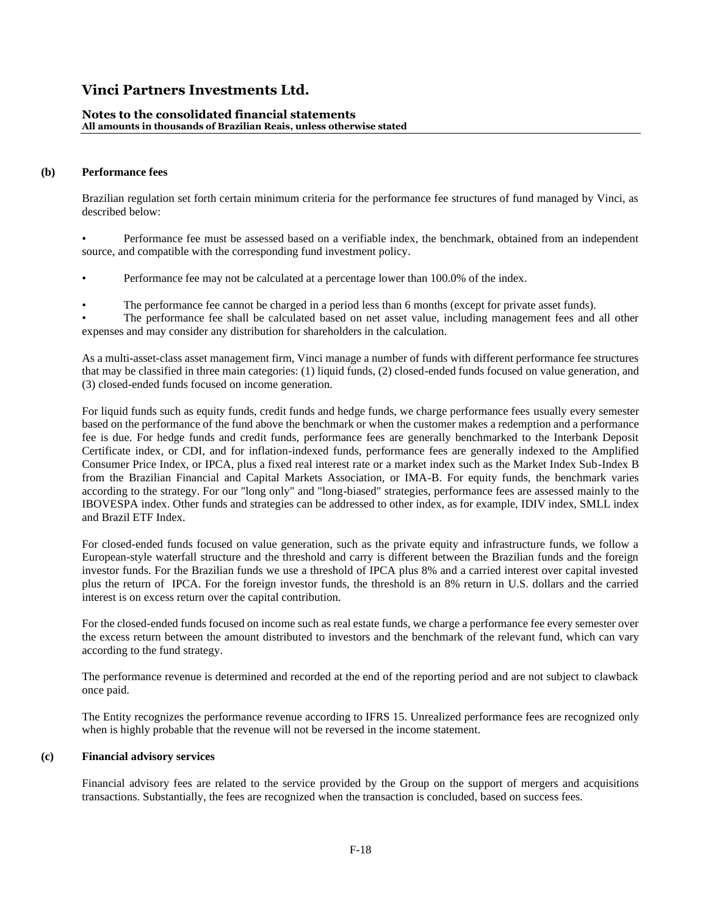#### (b) Performance fees

Brazilian regulation set forth certain minimum criteria for the performance fee structures of fund managed by Vinci, as described below:

- Performance fee must be assessed based on a verifiable index, the benchmark, obtained from an independent source, and compatible with the corresponding fund investment policy.
- Performance fee may not be calculated at a percentage lower than 100.0% of the index.
- The performance fee cannot be charged in a period less than 6 months (except for private asset funds).
- The performance fee shall be calculated based on net asset value, including management fees and all other expenses and may consider any distribution for shareholders in the calculation.

As a multi-asset-class asset management firm, Vinci manage a number of funds with different performance fee structures that may be classified in three main categories: (1) liquid funds, (2) closed-ended funds focused on value generation, and (3) closed-ended funds focused on income generation.

For liquid funds such as equity funds, credit funds and hedge funds, we charge performance fees usually every semester based on the performance of the fund above the benchmark or when the customer makes a redemption and a performance fee is due. For hedge funds and credit funds, performance fees are generally benchmarked to the Interbank Deposit Certificate index, or CDI, and for inflation-indexed funds, performance fees are generally indexed to the Amplified Consumer Price Index, or IPCA, plus a fixed real interest rate or a market index such as the Market Index Sub-Index B from the Brazilian Financial and Capital Markets Association, or IMA-B. For equity funds, the benchmark varies according to the strategy. For our "long only" and "long-biased" strategies, performance fees are assessed mainly to the IBOVESPA index. Other funds and strategies can be addressed to other index, as for example, IDIV index, SMLL index and Brazil ETF Index.

For closed-ended funds focused on value generation, such as the private equity and infrastructure funds, we follow a European-style waterfall structure and the threshold and carry is different between the Brazilian funds and the foreign investor funds. For the Brazilian funds we use a threshold of IPCA plus 8% and a carried interest over capital invested plus the return of IPCA. For the foreign investor funds, the threshold is an 8% return in U.S. dollars and the carried interest is on excess return over the capital contribution.

For the closed-ended funds focused on income such as real estate funds, we charge a performance fee every semester over the excess return between the amount distributed to investors and the benchmark of the relevant fund, which can vary according to the fund strategy.

The performance revenue is determined and recorded at the end of the reporting period and are not subject to clawback once paid.

The Entity recognizes the performance revenue according to IFRS 15. Unrealized performance fees are recognized only when is highly probable that the revenue will not be reversed in the income statement.

#### (c) Financial advisory services

Financial advisory fees are related to the service provided by the Group on the support of mergers and acquisitions transactions. Substantially, the fees are recognized when the transaction is concluded, based on success fees.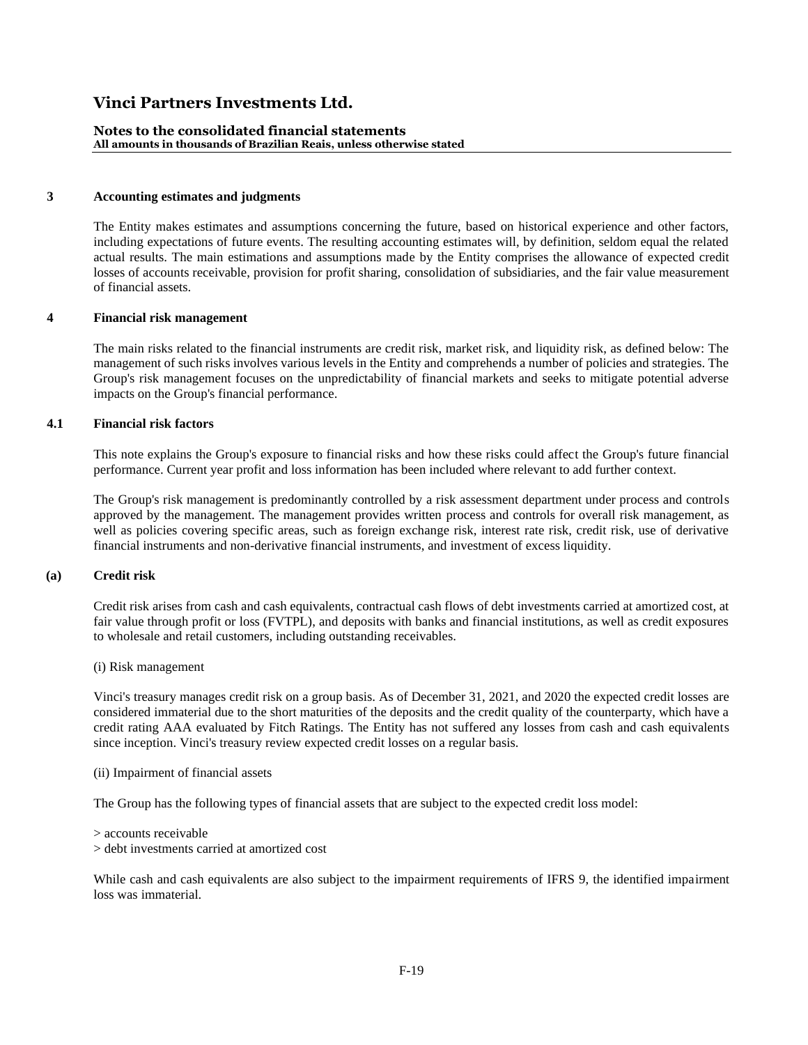### 3 Accounting estimates and judgments

The Entity makes estimates and assumptions concerning the future, based on historical experience and other factors, including expectations of future events. The resulting accounting estimates will, by definition, seldom equal the related actual results. The main estimations and assumptions made by the Entity comprises the allowance of expected credit losses of accounts receivable, provision for profit sharing, consolidation of subsidiaries, and the fair value measurement of financial assets.

### 4 Financial risk management

The main risks related to the financial instruments are credit risk, market risk, and liquidity risk, as defined below: The management of such risks involves various levels in the Entity and comprehends a number of policies and strategies. The Group's risk management focuses on the unpredictability of financial markets and seeks to mitigate potential adverse impacts on the Group's financial performance.

### 4.1 Financial risk factors

This note explains the Group's exposure to financial risks and how these risks could affect the Group's future financial performance. Current year profit and loss information has been included where relevant to add further context.

The Group's risk management is predominantly controlled by a risk assessment department under process and controls approved by the management. The management provides written process and controls for overall risk management, as well as policies covering specific areas, such as foreign exchange risk, interest rate risk, credit risk, use of derivative financial instruments and non-derivative financial instruments, and investment of excess liquidity.

#### (a) Credit risk

Credit risk arises from cash and cash equivalents, contractual cash flows of debt investments carried at amortized cost, at fair value through profit or loss (FVTPL), and deposits with banks and financial institutions, as well as credit exposures to wholesale and retail customers, including outstanding receivables.

(i) Risk management

Vinci's treasury manages credit risk on a group basis. As of December 31, 2021, and 2020 the expected credit losses are considered immaterial due to the short maturities of the deposits and the credit quality of the counterparty, which have a credit rating AAA evaluated by Fitch Ratings. The Entity has not suffered any losses from cash and cash equivalents since inception. Vinci's treasury review expected credit losses on a regular basis.

(ii) Impairment of financial assets

The Group has the following types of financial assets that are subject to the expected credit loss model:

> accounts receivable
> debt investments carried at amortized cost

While cash and cash equivalents are also subject to the impairment requirements of IFRS 9, the identified impairment loss was immaterial.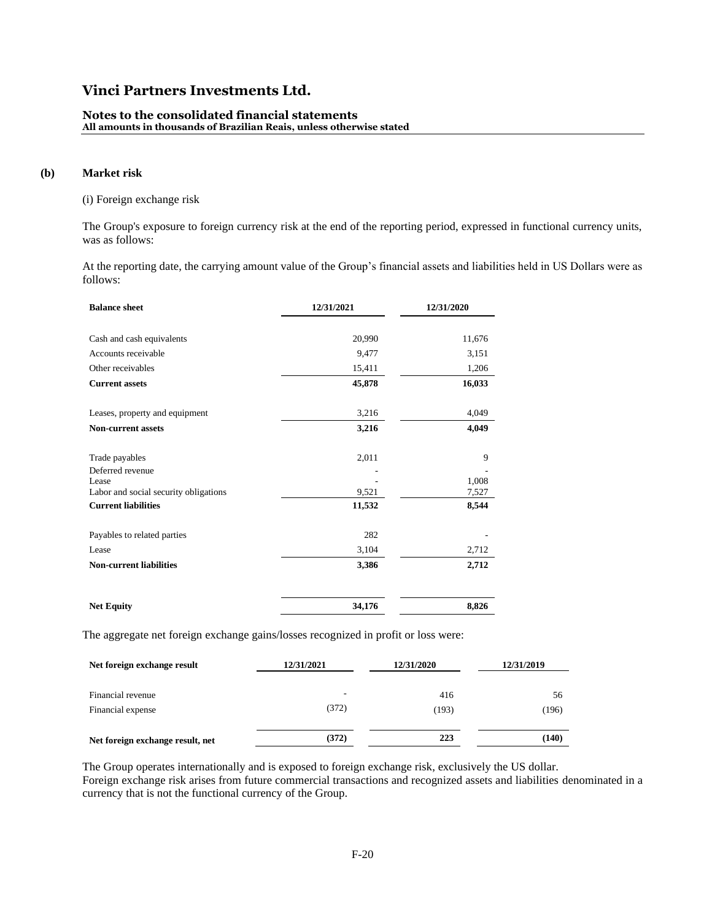# Vinci Partners Investments Ltd.

## Notes to the consolidated financial statements

**All amounts in thousands of Brazilian Reais, unless otherwise stated**

### (b) Market risk

(i) Foreign exchange risk

The Group's exposure to foreign currency risk at the end of the reporting period, expressed in functional currency units, was as follows:

At the reporting date, the carrying amount value of the Group's financial assets and liabilities held in US Dollars were as follows:

| **Balance sheet** | **12/31/2021** | **12/31/2020** |
|---|---|---|
| Cash and cash equivalents | 20,990 | 11,676 |
| Accounts receivable | 9,477 | 3,151 |
| Other receivables | 15,411 | 1,206 |
| **Current assets** | **45,878** | **16,033** |
| Leases, property and equipment | 3,216 | 4,049 |
| **Non-current assets** | **3,216** | **4,049** |
| Trade payables | 2,011 | 9 |
| Deferred revenue | - | - |
| Lease | - | 1,008 |
| Labor and social security obligations | 9,521 | 7,527 |
| **Current liabilities** | **11,532** | **8,544** |
| Payables to related parties | 282 | - |
| Lease | 3,104 | 2,712 |
| **Non-current liabilities** | **3,386** | **2,712** |
| **Net Equity** | **34,176** | **8,826** |

The aggregate net foreign exchange gains/losses recognized in profit or loss were:

| **Net foreign exchange result** | **12/31/2021** | **12/31/2020** | **12/31/2019** |
|---|---|---|---|
| Financial revenue | - | 416 | 56 |
| Financial expense | (372) | (193) | (196) |
| **Net foreign exchange result, net** | **(372)** | **223** | **(140)** |

The Group operates internationally and is exposed to foreign exchange risk, exclusively the US dollar.
Foreign exchange risk arises from future commercial transactions and recognized assets and liabilities denominated in a currency that is not the functional currency of the Group.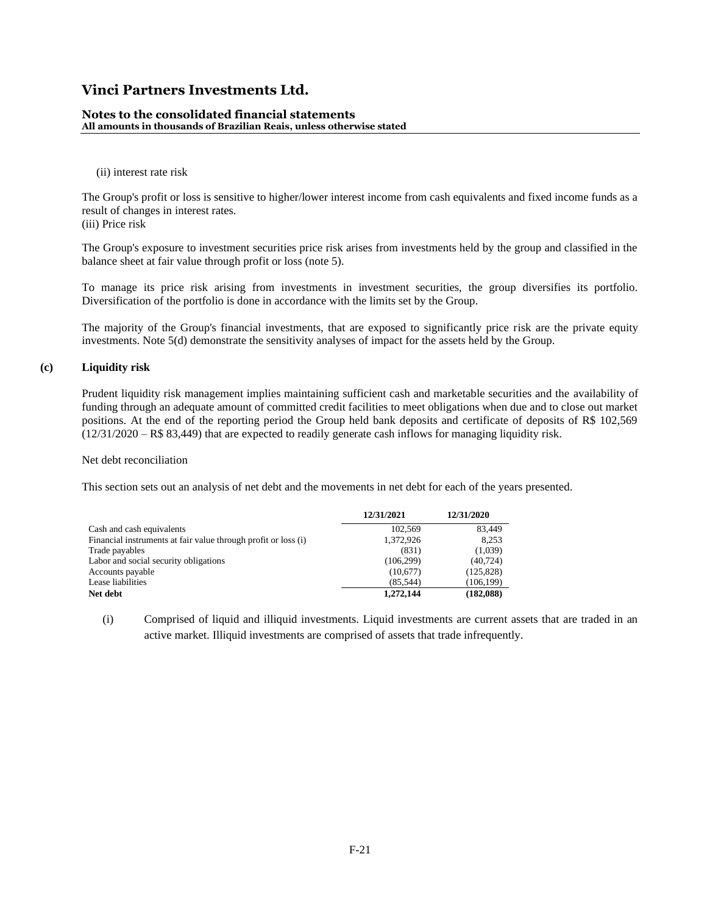(ii) interest rate risk

The Group's profit or loss is sensitive to higher/lower interest income from cash equivalents and fixed income funds as a result of changes in interest rates.

(iii) Price risk

The Group's exposure to investment securities price risk arises from investments held by the group and classified in the balance sheet at fair value through profit or loss (note 5).

To manage its price risk arising from investments in investment securities, the group diversifies its portfolio. Diversification of the portfolio is done in accordance with the limits set by the Group.

The majority of the Group's financial investments, that are exposed to significantly price risk are the private equity investments. Note 5(d) demonstrate the sensitivity analyses of impact for the assets held by the Group.

**(c) Liquidity risk**

Prudent liquidity risk management implies maintaining sufficient cash and marketable securities and the availability of funding through an adequate amount of committed credit facilities to meet obligations when due and to close out market positions. At the end of the reporting period the Group held bank deposits and certificate of deposits of R$ 102,569 (12/31/2020 – R$ 83,449) that are expected to readily generate cash inflows for managing liquidity risk.

Net debt reconciliation

This section sets out an analysis of net debt and the movements in net debt for each of the years presented.

| | 12/31/2021 | 12/31/2020 |
|---|---|---|
| Cash and cash equivalents | 102,569 | 83,449 |
| Financial instruments at fair value through profit or loss (i) | 1,372,926 | 8,253 |
| Trade payables | (831) | (1,039) |
| Labor and social security obligations | (106,299) | (40,724) |
| Accounts payable | (10,677) | (125,828) |
| Lease liabilities | (85,544) | (106,199) |
| **Net debt** | **1,272,144** | **(182,088)** |

(i) Comprised of liquid and illiquid investments. Liquid investments are current assets that are traded in an active market. Illiquid investments are comprised of assets that trade infrequently.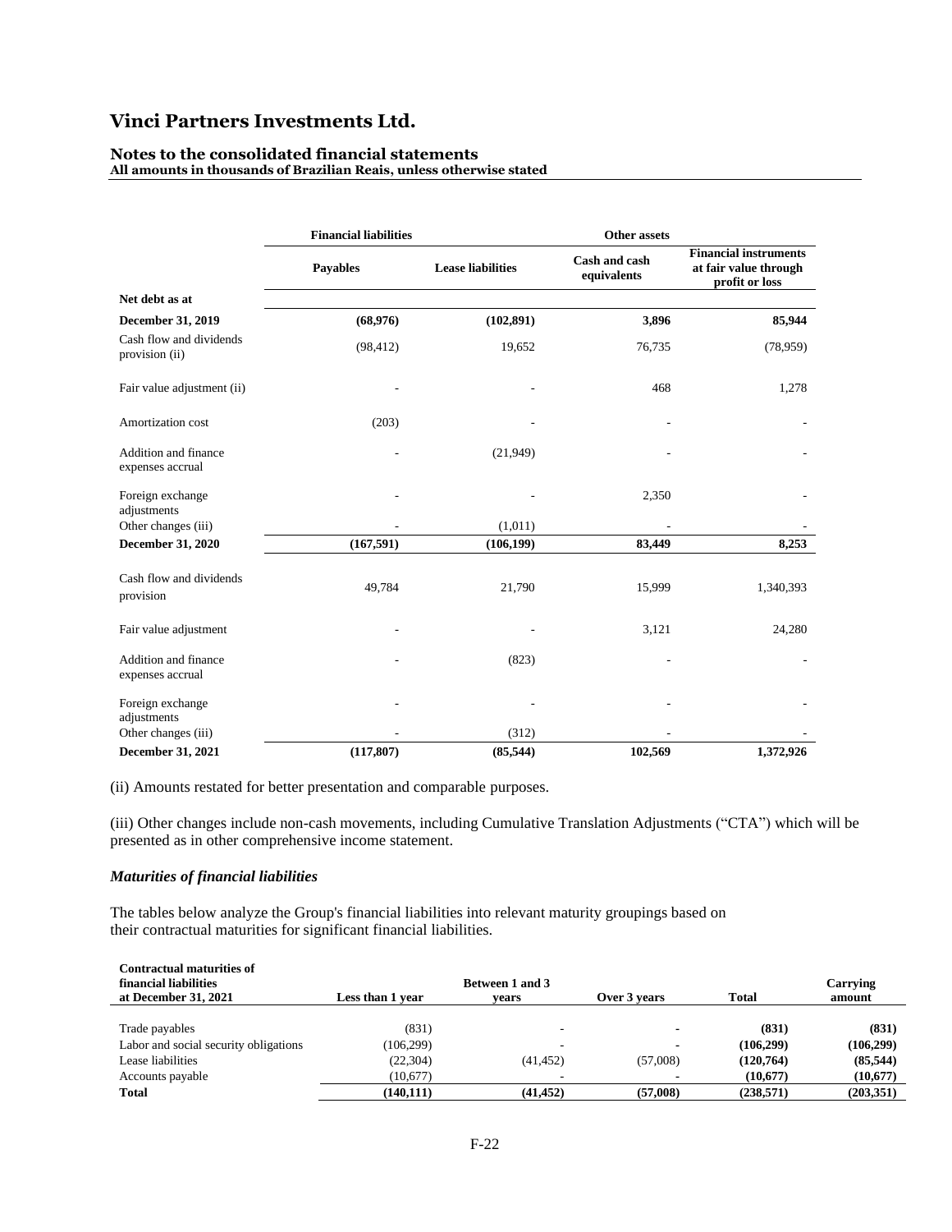# Vinci Partners Investments Ltd.

## Notes to the consolidated financial statements

**All amounts in thousands of Brazilian Reais, unless otherwise stated**

| | Financial liabilities | | Other assets | |
|---|---|---|---|---|
| | **Payables** | **Lease liabilities** | **Cash and cash equivalents** | **Financial instruments at fair value through profit or loss** |
| **Net debt as at** | | | | |
| **December 31, 2019** | **(68,976)** | **(102,891)** | **3,896** | **85,944** |
| Cash flow and dividends provision (ii) | (98,412) | 19,652 | 76,735 | (78,959) |
| Fair value adjustment (ii) | - | - | 468 | 1,278 |
| Amortization cost | (203) | - | - | - |
| Addition and finance expenses accrual | - | (21,949) | - | - |
| Foreign exchange adjustments | - | - | 2,350 | - |
| Other changes (iii) | - | (1,011) | - | - |
| **December 31, 2020** | **(167,591)** | **(106,199)** | **83,449** | **8,253** |
| Cash flow and dividends provision | 49,784 | 21,790 | 15,999 | 1,340,393 |
| Fair value adjustment | - | - | 3,121 | 24,280 |
| Addition and finance expenses accrual | - | (823) | - | - |
| Foreign exchange adjustments | - | - | - | - |
| Other changes (iii) | - | (312) | - | - |
| **December 31, 2021** | **(117,807)** | **(85,544)** | **102,569** | **1,372,926** |

(ii) Amounts restated for better presentation and comparable purposes.

(iii) Other changes include non-cash movements, including Cumulative Translation Adjustments ("CTA") which will be presented as in other comprehensive income statement.

### *Maturities of financial liabilities*

The tables below analyze the Group's financial liabilities into relevant maturity groupings based on their contractual maturities for significant financial liabilities.

| Contractual maturities of financial liabilities at December 31, 2021 | Less than 1 year | Between 1 and 3 years | Over 3 years | Total | Carrying amount |
|---|---|---|---|---|---|
| Trade payables | (831) | - | - | **(831)** | **(831)** |
| Labor and social security obligations | (106,299) | - | - | **(106,299)** | **(106,299)** |
| Lease liabilities | (22,304) | (41,452) | (57,008) | **(120,764)** | **(85,544)** |
| Accounts payable | (10,677) | - | - | **(10,677)** | **(10,677)** |
| **Total** | **(140,111)** | **(41,452)** | **(57,008)** | **(238,571)** | **(203,351)** |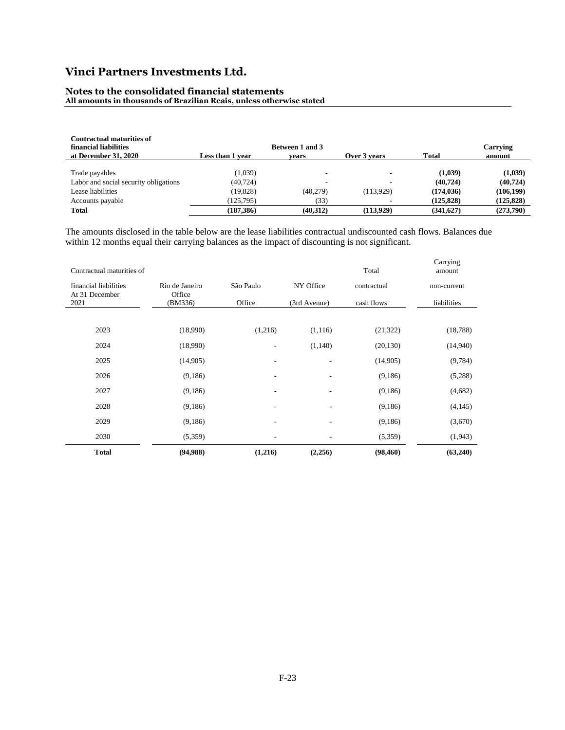| Contractual maturities of financial liabilities at December 31, 2020 | Less than 1 year | Between 1 and 3 years | Over 3 years | Total | Carrying amount |
|---|---|---|---|---|---|
| Trade payables | (1,039) | - | - | **(1,039)** | **(1,039)** |
| Labor and social security obligations | (40,724) | - | - | **(40,724)** | **(40,724)** |
| Lease liabilities | (19,828) | (40,279) | (113,929) | **(174,036)** | **(106,199)** |
| Accounts payable | (125,795) | (33) | - | **(125,828)** | **(125,828)** |
| **Total** | **(187,386)** | **(40,312)** | **(113,929)** | **(341,627)** | **(273,790)** |

The amounts disclosed in the table below are the lease liabilities contractual undiscounted cash flows. Balances due within 12 months equal their carrying balances as the impact of discounting is not significant.

| Contractual maturities of financial liabilities At 31 December 2021 | Rio de Janeiro Office (BM336) | São Paulo Office | NY Office (3rd Avenue) | Total contractual cash flows | Carrying amount non-current liabilities |
|---|---|---|---|---|---|
| 2023 | (18,990) | (1,216) | (1,116) | (21,322) | (18,788) |
| 2024 | (18,990) | - | (1,140) | (20,130) | (14,940) |
| 2025 | (14,905) | - | - | (14,905) | (9,784) |
| 2026 | (9,186) | - | - | (9,186) | (5,288) |
| 2027 | (9,186) | - | - | (9,186) | (4,682) |
| 2028 | (9,186) | - | - | (9,186) | (4,145) |
| 2029 | (9,186) | - | - | (9,186) | (3,670) |
| 2030 | (5,359) | - | - | (5,359) | (1,943) |
| **Total** | **(94,988)** | **(1,216)** | **(2,256)** | **(98,460)** | **(63,240)** |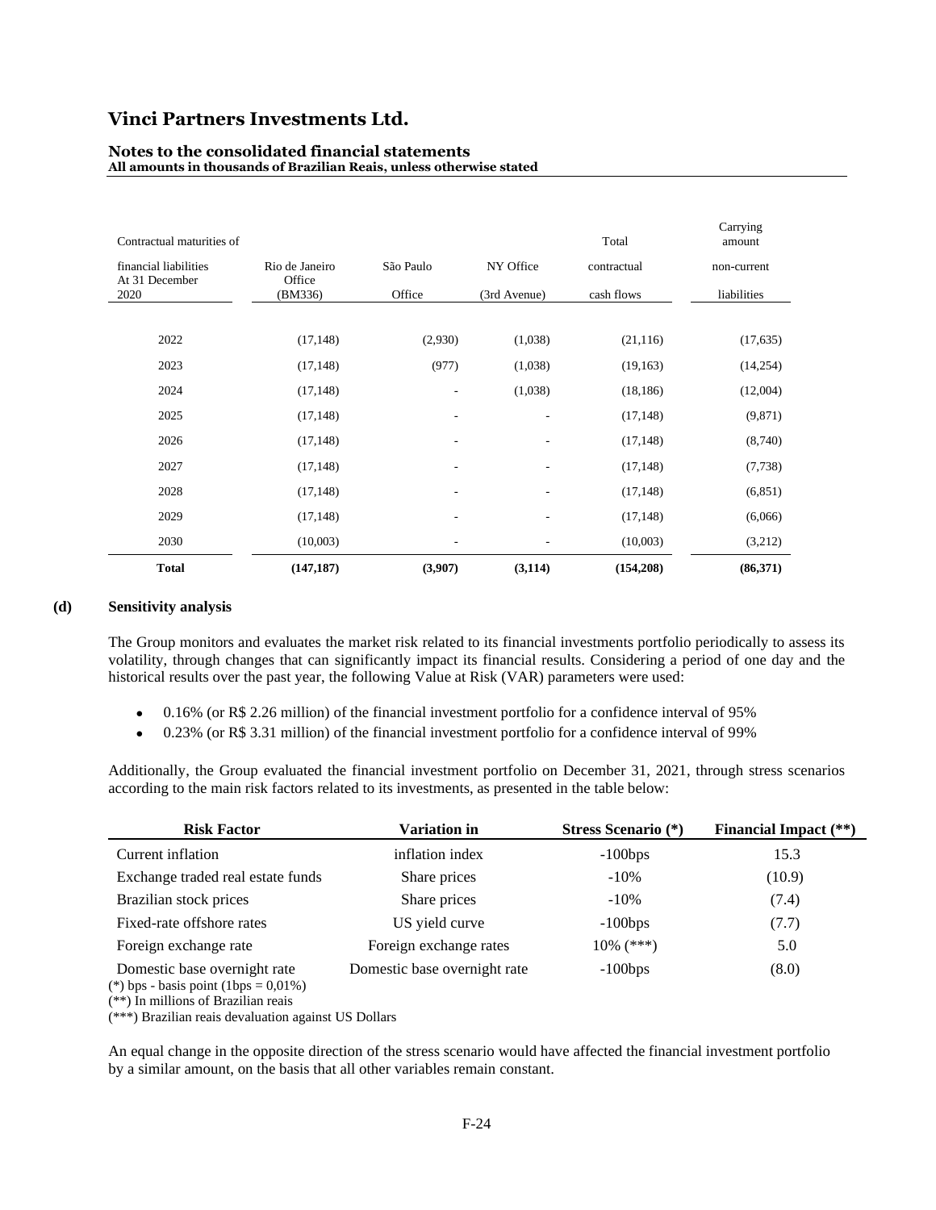# Vinci Partners Investments Ltd.

**Notes to the consolidated financial statements**
**All amounts in thousands of Brazilian Reais, unless otherwise stated**

| Contractual maturities of financial liabilities At 31 December 2020 | Rio de Janeiro Office (BM336) | São Paulo Office | NY Office (3rd Avenue) | Total contractual cash flows | Carrying amount non-current liabilities |
|---|---|---|---|---|---|
| 2022 | (17,148) | (2,930) | (1,038) | (21,116) | (17,635) |
| 2023 | (17,148) | (977) | (1,038) | (19,163) | (14,254) |
| 2024 | (17,148) | - | (1,038) | (18,186) | (12,004) |
| 2025 | (17,148) | - | - | (17,148) | (9,871) |
| 2026 | (17,148) | - | - | (17,148) | (8,740) |
| 2027 | (17,148) | - | - | (17,148) | (7,738) |
| 2028 | (17,148) | - | - | (17,148) | (6,851) |
| 2029 | (17,148) | - | - | (17,148) | (6,066) |
| 2030 | (10,003) | - | - | (10,003) | (3,212) |
| **Total** | **(147,187)** | **(3,907)** | **(3,114)** | **(154,208)** | **(86,371)** |

**(d) Sensitivity analysis**

The Group monitors and evaluates the market risk related to its financial investments portfolio periodically to assess its volatility, through changes that can significantly impact its financial results. Considering a period of one day and the historical results over the past year, the following Value at Risk (VAR) parameters were used:

- 0.16% (or R$ 2.26 million) of the financial investment portfolio for a confidence interval of 95%
- 0.23% (or R$ 3.31 million) of the financial investment portfolio for a confidence interval of 99%

Additionally, the Group evaluated the financial investment portfolio on December 31, 2021, through stress scenarios according to the main risk factors related to its investments, as presented in the table below:

| Risk Factor | Variation in | Stress Scenario (*) | Financial Impact (**) |
|---|---|---|---|
| Current inflation | inflation index | -100bps | 15.3 |
| Exchange traded real estate funds | Share prices | -10% | (10.9) |
| Brazilian stock prices | Share prices | -10% | (7.4) |
| Fixed-rate offshore rates | US yield curve | -100bps | (7.7) |
| Foreign exchange rate | Foreign exchange rates | 10% (***) | 5.0 |
| Domestic base overnight rate | Domestic base overnight rate | -100bps | (8.0) |

(*) bps - basis point (1bps = 0,01%)
(**) In millions of Brazilian reais
(***) Brazilian reais devaluation against US Dollars

An equal change in the opposite direction of the stress scenario would have affected the financial investment portfolio by a similar amount, on the basis that all other variables remain constant.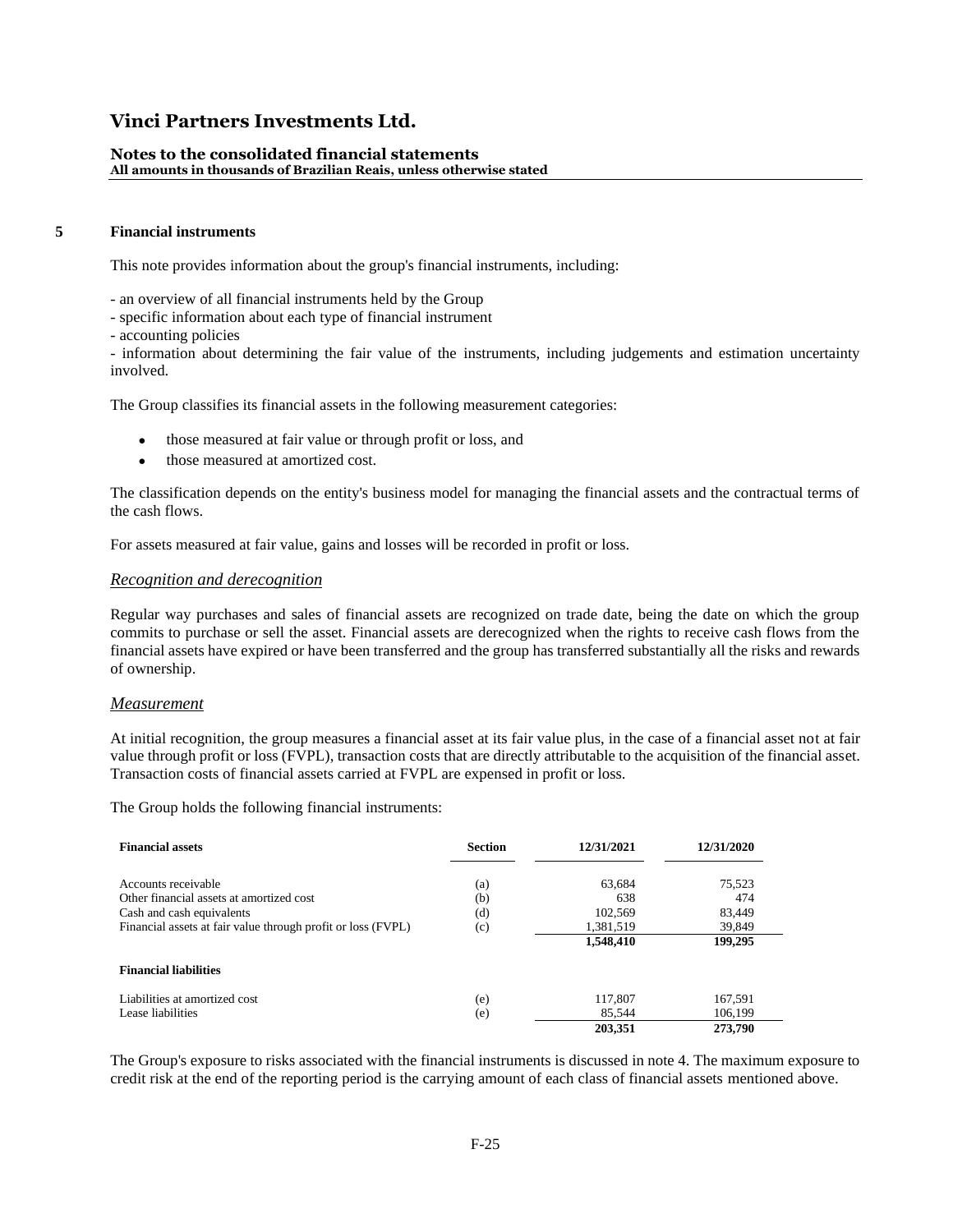## 5 Financial instruments

This note provides information about the group's financial instruments, including:

- an overview of all financial instruments held by the Group
- specific information about each type of financial instrument
- accounting policies
- information about determining the fair value of the instruments, including judgements and estimation uncertainty involved.

The Group classifies its financial assets in the following measurement categories:

- those measured at fair value or through profit or loss, and
- those measured at amortized cost.

The classification depends on the entity's business model for managing the financial assets and the contractual terms of the cash flows.

For assets measured at fair value, gains and losses will be recorded in profit or loss.

*Recognition and derecognition*

Regular way purchases and sales of financial assets are recognized on trade date, being the date on which the group commits to purchase or sell the asset. Financial assets are derecognized when the rights to receive cash flows from the financial assets have expired or have been transferred and the group has transferred substantially all the risks and rewards of ownership.

*Measurement*

At initial recognition, the group measures a financial asset at its fair value plus, in the case of a financial asset not at fair value through profit or loss (FVPL), transaction costs that are directly attributable to the acquisition of the financial asset. Transaction costs of financial assets carried at FVPL are expensed in profit or loss.

The Group holds the following financial instruments:

| **Financial assets** | **Section** | **12/31/2021** | **12/31/2020** |
|---|---|---|---|
| Accounts receivable | (a) | 63,684 | 75,523 |
| Other financial assets at amortized cost | (b) | 638 | 474 |
| Cash and cash equivalents | (d) | 102,569 | 83,449 |
| Financial assets at fair value through profit or loss (FVPL) | (c) | 1,381,519 | 39,849 |
| | | **1,548,410** | **199,295** |
| **Financial liabilities** | | | |
| Liabilities at amortized cost | (e) | 117,807 | 167,591 |
| Lease liabilities | (e) | 85,544 | 106,199 |
| | | **203,351** | **273,790** |

The Group's exposure to risks associated with the financial instruments is discussed in note 4. The maximum exposure to credit risk at the end of the reporting period is the carrying amount of each class of financial assets mentioned above.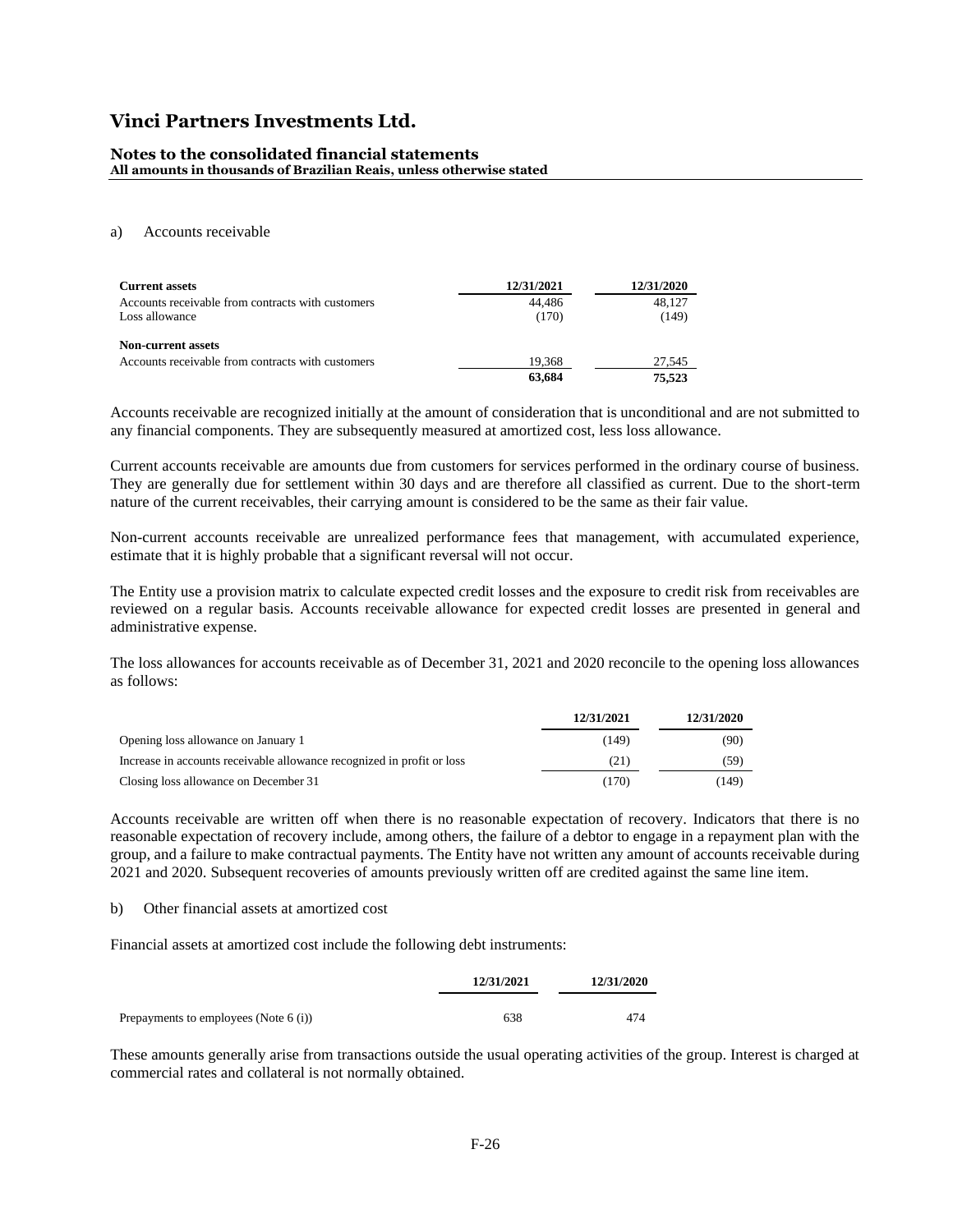a) Accounts receivable

| Current assets | 12/31/2021 | 12/31/2020 |
|---|---|---|
| Accounts receivable from contracts with customers | 44,486 | 48,127 |
| Loss allowance | (170) | (149) |
| **Non-current assets** | | |
| Accounts receivable from contracts with customers | 19,368 | 27,545 |
| | **63,684** | **75,523** |

Accounts receivable are recognized initially at the amount of consideration that is unconditional and are not submitted to any financial components. They are subsequently measured at amortized cost, less loss allowance.

Current accounts receivable are amounts due from customers for services performed in the ordinary course of business. They are generally due for settlement within 30 days and are therefore all classified as current. Due to the short-term nature of the current receivables, their carrying amount is considered to be the same as their fair value.

Non-current accounts receivable are unrealized performance fees that management, with accumulated experience, estimate that it is highly probable that a significant reversal will not occur.

The Entity use a provision matrix to calculate expected credit losses and the exposure to credit risk from receivables are reviewed on a regular basis. Accounts receivable allowance for expected credit losses are presented in general and administrative expense.

The loss allowances for accounts receivable as of December 31, 2021 and 2020 reconcile to the opening loss allowances as follows:

| | 12/31/2021 | 12/31/2020 |
|---|---|---|
| Opening loss allowance on January 1 | (149) | (90) |
| Increase in accounts receivable allowance recognized in profit or loss | (21) | (59) |
| Closing loss allowance on December 31 | (170) | (149) |

Accounts receivable are written off when there is no reasonable expectation of recovery. Indicators that there is no reasonable expectation of recovery include, among others, the failure of a debtor to engage in a repayment plan with the group, and a failure to make contractual payments. The Entity have not written any amount of accounts receivable during 2021 and 2020. Subsequent recoveries of amounts previously written off are credited against the same line item.

b) Other financial assets at amortized cost

Financial assets at amortized cost include the following debt instruments:

| | 12/31/2021 | 12/31/2020 |
|---|---|---|
| Prepayments to employees (Note 6 (i)) | 638 | 474 |

These amounts generally arise from transactions outside the usual operating activities of the group. Interest is charged at commercial rates and collateral is not normally obtained.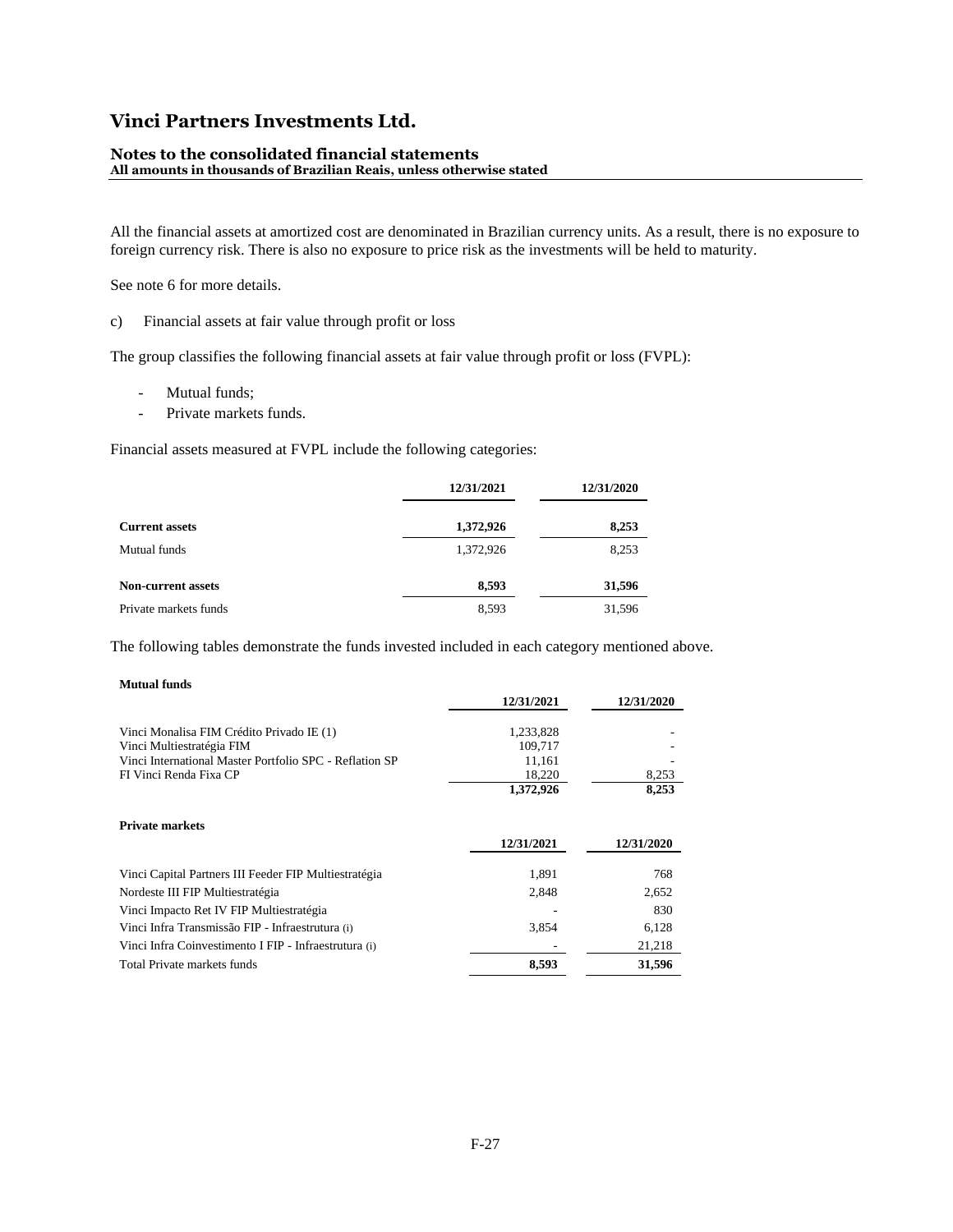All the financial assets at amortized cost are denominated in Brazilian currency units. As a result, there is no exposure to foreign currency risk. There is also no exposure to price risk as the investments will be held to maturity.

See note 6 for more details.

c) Financial assets at fair value through profit or loss

The group classifies the following financial assets at fair value through profit or loss (FVPL):

- Mutual funds;
- Private markets funds.

Financial assets measured at FVPL include the following categories:

| | 12/31/2021 | 12/31/2020 |
|---|---|---|
| **Current assets** | **1,372,926** | **8,253** |
| Mutual funds | 1,372,926 | 8,253 |
| **Non-current assets** | **8,593** | **31,596** |
| Private markets funds | 8,593 | 31,596 |

The following tables demonstrate the funds invested included in each category mentioned above.

**Mutual funds**

| | 12/31/2021 | 12/31/2020 |
|---|---|---|
| Vinci Monalisa FIM Crédito Privado IE (1) | 1,233,828 | - |
| Vinci Multiestratégia FIM | 109,717 | - |
| Vinci International Master Portfolio SPC - Reflation SP | 11,161 | - |
| FI Vinci Renda Fixa CP | 18,220 | 8,253 |
| | **1,372,926** | **8,253** |

**Private markets**

| | 12/31/2021 | 12/31/2020 |
|---|---|---|
| Vinci Capital Partners III Feeder FIP Multiestratégia | 1,891 | 768 |
| Nordeste III FIP Multiestratégia | 2,848 | 2,652 |
| Vinci Impacto Ret IV FIP Multiestratégia | - | 830 |
| Vinci Infra Transmissão FIP - Infraestrutura (i) | 3,854 | 6,128 |
| Vinci Infra Coinvestimento I FIP - Infraestrutura (i) | - | 21,218 |
| Total Private markets funds | **8,593** | **31,596** |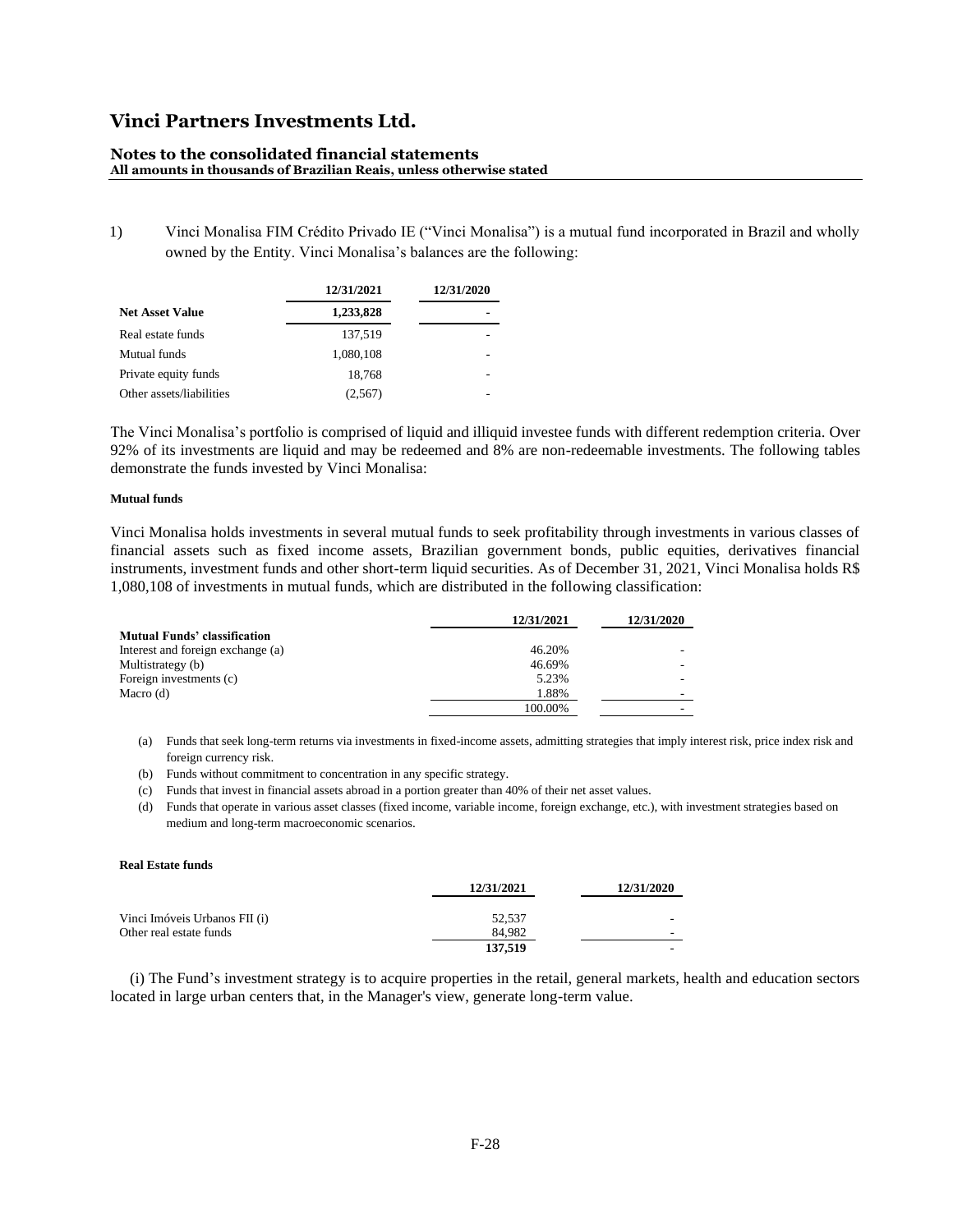1) Vinci Monalisa FIM Crédito Privado IE ("Vinci Monalisa") is a mutual fund incorporated in Brazil and wholly owned by the Entity. Vinci Monalisa's balances are the following:

| | 12/31/2021 | 12/31/2020 |
|---|---|---|
| **Net Asset Value** | **1,233,828** | **-** |
| Real estate funds | 137,519 | - |
| Mutual funds | 1,080,108 | - |
| Private equity funds | 18,768 | - |
| Other assets/liabilities | (2,567) | - |

The Vinci Monalisa's portfolio is comprised of liquid and illiquid investee funds with different redemption criteria. Over 92% of its investments are liquid and may be redeemed and 8% are non-redeemable investments. The following tables demonstrate the funds invested by Vinci Monalisa:

**Mutual funds**

Vinci Monalisa holds investments in several mutual funds to seek profitability through investments in various classes of financial assets such as fixed income assets, Brazilian government bonds, public equities, derivatives financial instruments, investment funds and other short-term liquid securities. As of December 31, 2021, Vinci Monalisa holds R$ 1,080,108 of investments in mutual funds, which are distributed in the following classification:

| | 12/31/2021 | 12/31/2020 |
|---|---|---|
| **Mutual Funds' classification** | | |
| Interest and foreign exchange (a) | 46.20% | - |
| Multistrategy (b) | 46.69% | - |
| Foreign investments (c) | 5.23% | - |
| Macro (d) | 1.88% | - |
| | 100.00% | - |

(a) Funds that seek long-term returns via investments in fixed-income assets, admitting strategies that imply interest risk, price index risk and foreign currency risk.

(b) Funds without commitment to concentration in any specific strategy.

(c) Funds that invest in financial assets abroad in a portion greater than 40% of their net asset values.

(d) Funds that operate in various asset classes (fixed income, variable income, foreign exchange, etc.), with investment strategies based on medium and long-term macroeconomic scenarios.

**Real Estate funds**

| | 12/31/2021 | 12/31/2020 |
|---|---|---|
| Vinci Imóveis Urbanos FII (i) | 52,537 | - |
| Other real estate funds | 84,982 | - |
| | **137,519** | - |

(i) The Fund's investment strategy is to acquire properties in the retail, general markets, health and education sectors located in large urban centers that, in the Manager's view, generate long-term value.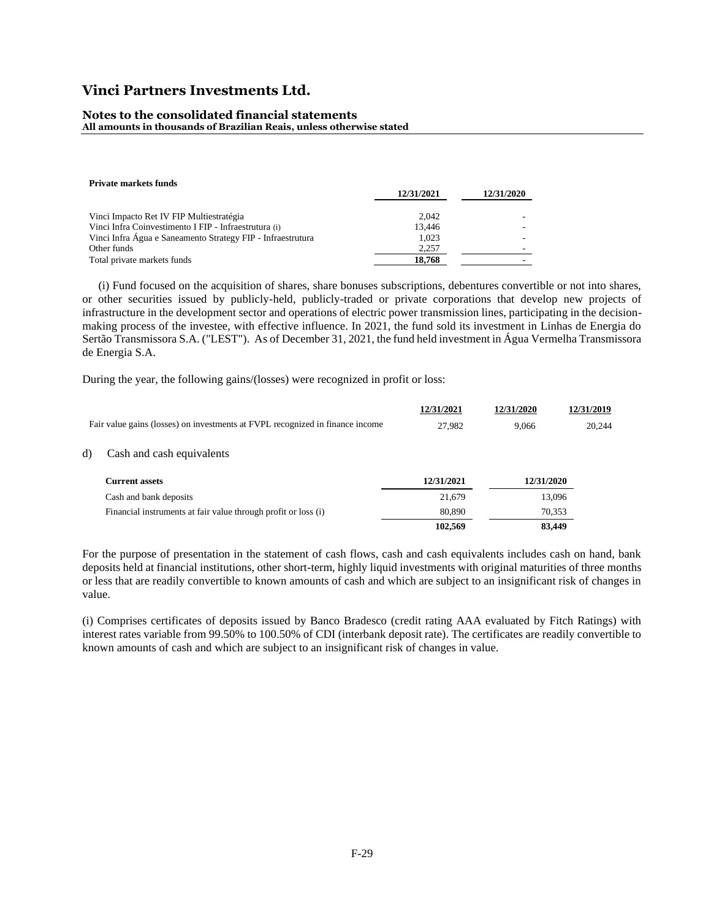**Private markets funds**

| | 12/31/2021 | 12/31/2020 |
|---|---|---|
| Vinci Impacto Ret IV FIP Multiestratégia | 2,042 | - |
| Vinci Infra Coinvestimento I FIP - Infraestrutura (i) | 13,446 | - |
| Vinci Infra Água e Saneamento Strategy FIP - Infraestrutura | 1,023 | - |
| Other funds | 2,257 | - |
| Total private markets funds | **18,768** | - |

(i) Fund focused on the acquisition of shares, share bonuses subscriptions, debentures convertible or not into shares, or other securities issued by publicly-held, publicly-traded or private corporations that develop new projects of infrastructure in the development sector and operations of electric power transmission lines, participating in the decision-making process of the investee, with effective influence. In 2021, the fund sold its investment in Linhas de Energia do Sertão Transmissora S.A. ("LEST"). As of December 31, 2021, the fund held investment in Água Vermelha Transmissora de Energia S.A.

During the year, the following gains/(losses) were recognized in profit or loss:

| | 12/31/2021 | 12/31/2020 | 12/31/2019 |
|---|---|---|---|
| Fair value gains (losses) on investments at FVPL recognized in finance income | 27,982 | 9,066 | 20,244 |

d) Cash and cash equivalents

| **Current assets** | 12/31/2021 | 12/31/2020 |
|---|---|---|
| Cash and bank deposits | 21,679 | 13,096 |
| Financial instruments at fair value through profit or loss (i) | 80,890 | 70,353 |
| | **102,569** | **83,449** |

For the purpose of presentation in the statement of cash flows, cash and cash equivalents includes cash on hand, bank deposits held at financial institutions, other short-term, highly liquid investments with original maturities of three months or less that are readily convertible to known amounts of cash and which are subject to an insignificant risk of changes in value.

(i) Comprises certificates of deposits issued by Banco Bradesco (credit rating AAA evaluated by Fitch Ratings) with interest rates variable from 99.50% to 100.50% of CDI (interbank deposit rate). The certificates are readily convertible to known amounts of cash and which are subject to an insignificant risk of changes in value.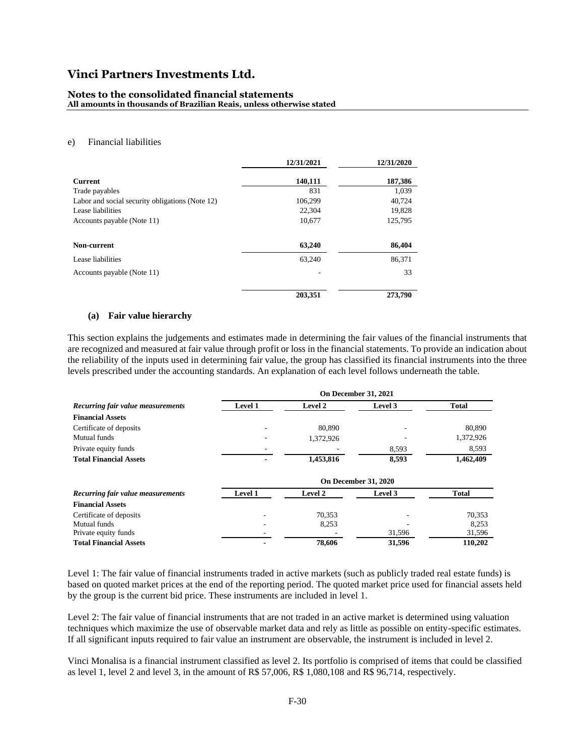e) Financial liabilities

| | 12/31/2021 | 12/31/2020 |
|---|---|---|
| **Current** | **140,111** | **187,386** |
| Trade payables | 831 | 1,039 |
| Labor and social security obligations (Note 12) | 106,299 | 40,724 |
| Lease liabilities | 22,304 | 19,828 |
| Accounts payable (Note 11) | 10,677 | 125,795 |
| **Non-current** | **63,240** | **86,404** |
| Lease liabilities | 63,240 | 86,371 |
| Accounts payable (Note 11) | - | 33 |
| | **203,351** | **273,790** |

### (a) Fair value hierarchy

This section explains the judgements and estimates made in determining the fair values of the financial instruments that are recognized and measured at fair value through profit or loss in the financial statements. To provide an indication about the reliability of the inputs used in determining fair value, the group has classified its financial instruments into the three levels prescribed under the accounting standards. An explanation of each level follows underneath the table.

| | On December 31, 2021 | | | |
|---|---|---|---|---|
| *Recurring fair value measurements* | **Level 1** | **Level 2** | **Level 3** | **Total** |
| **Financial Assets** | | | | |
| Certificate of deposits | - | 80,890 | - | 80,890 |
| Mutual funds | - | 1,372,926 | - | 1,372,926 |
| Private equity funds | - | - | 8,593 | 8,593 |
| **Total Financial Assets** | **-** | **1,453,816** | **8,593** | **1,462,409** |

| | On December 31, 2020 | | | |
|---|---|---|---|---|
| *Recurring fair value measurements* | **Level 1** | **Level 2** | **Level 3** | **Total** |
| **Financial Assets** | | | | |
| Certificate of deposits | - | 70,353 | - | 70,353 |
| Mutual funds | - | 8,253 | - | 8,253 |
| Private equity funds | - | - | 31,596 | 31,596 |
| **Total Financial Assets** | **-** | **78,606** | **31,596** | **110,202** |

Level 1: The fair value of financial instruments traded in active markets (such as publicly traded real estate funds) is based on quoted market prices at the end of the reporting period. The quoted market price used for financial assets held by the group is the current bid price. These instruments are included in level 1.

Level 2: The fair value of financial instruments that are not traded in an active market is determined using valuation techniques which maximize the use of observable market data and rely as little as possible on entity-specific estimates. If all significant inputs required to fair value an instrument are observable, the instrument is included in level 2.

Vinci Monalisa is a financial instrument classified as level 2. Its portfolio is comprised of items that could be classified as level 1, level 2 and level 3, in the amount of R$ 57,006, R$ 1,080,108 and R$ 96,714, respectively.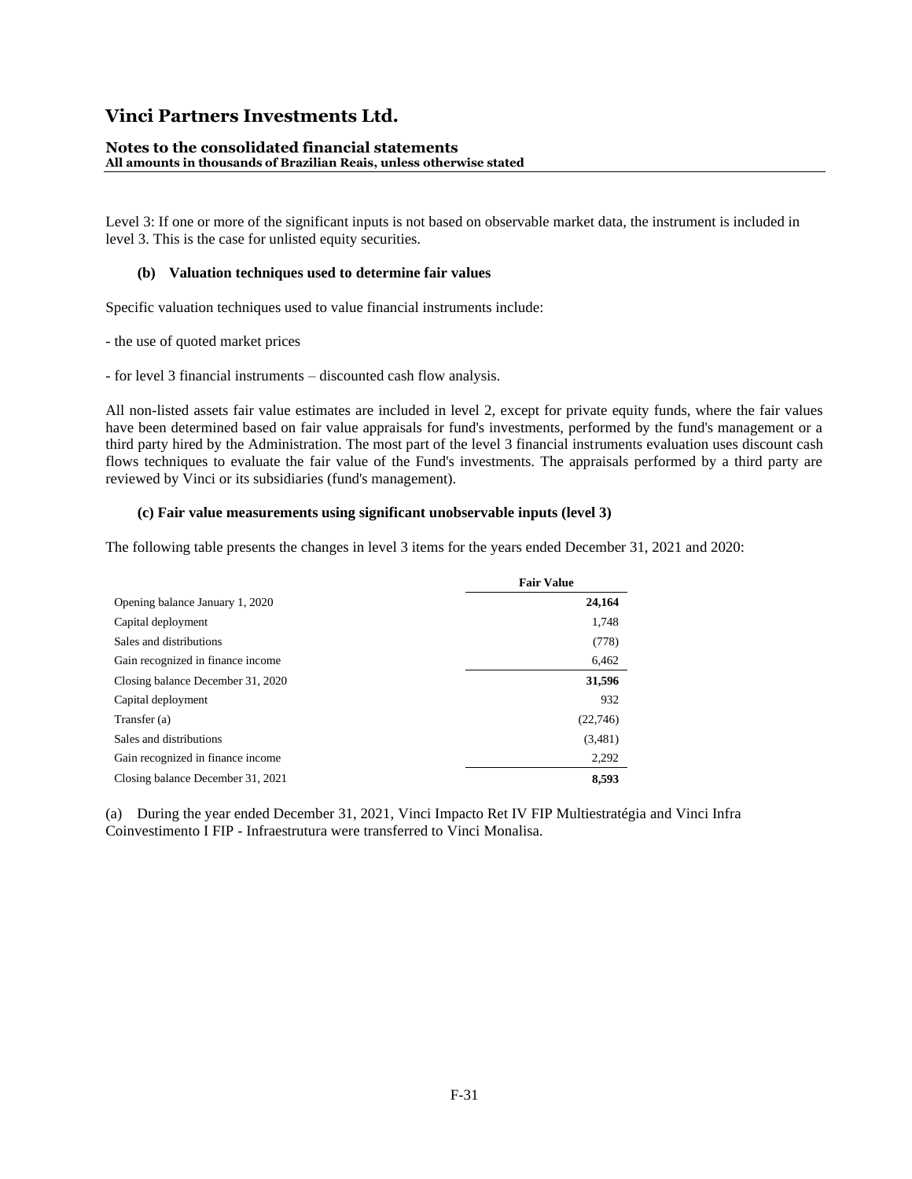Level 3: If one or more of the significant inputs is not based on observable market data, the instrument is included in level 3. This is the case for unlisted equity securities.

**(b) Valuation techniques used to determine fair values**

Specific valuation techniques used to value financial instruments include:

- the use of quoted market prices

- for level 3 financial instruments – discounted cash flow analysis.

All non-listed assets fair value estimates are included in level 2, except for private equity funds, where the fair values have been determined based on fair value appraisals for fund's investments, performed by the fund's management or a third party hired by the Administration. The most part of the level 3 financial instruments evaluation uses discount cash flows techniques to evaluate the fair value of the Fund's investments. The appraisals performed by a third party are reviewed by Vinci or its subsidiaries (fund's management).

**(c) Fair value measurements using significant unobservable inputs (level 3)**

The following table presents the changes in level 3 items for the years ended December 31, 2021 and 2020:

| | Fair Value |
|---|---|
| Opening balance January 1, 2020 | **24,164** |
| Capital deployment | 1,748 |
| Sales and distributions | (778) |
| Gain recognized in finance income | 6,462 |
| Closing balance December 31, 2020 | **31,596** |
| Capital deployment | 932 |
| Transfer (a) | (22,746) |
| Sales and distributions | (3,481) |
| Gain recognized in finance income | 2,292 |
| Closing balance December 31, 2021 | **8,593** |

(a) During the year ended December 31, 2021, Vinci Impacto Ret IV FIP Multiestratégia and Vinci Infra Coinvestimento I FIP - Infraestrutura were transferred to Vinci Monalisa.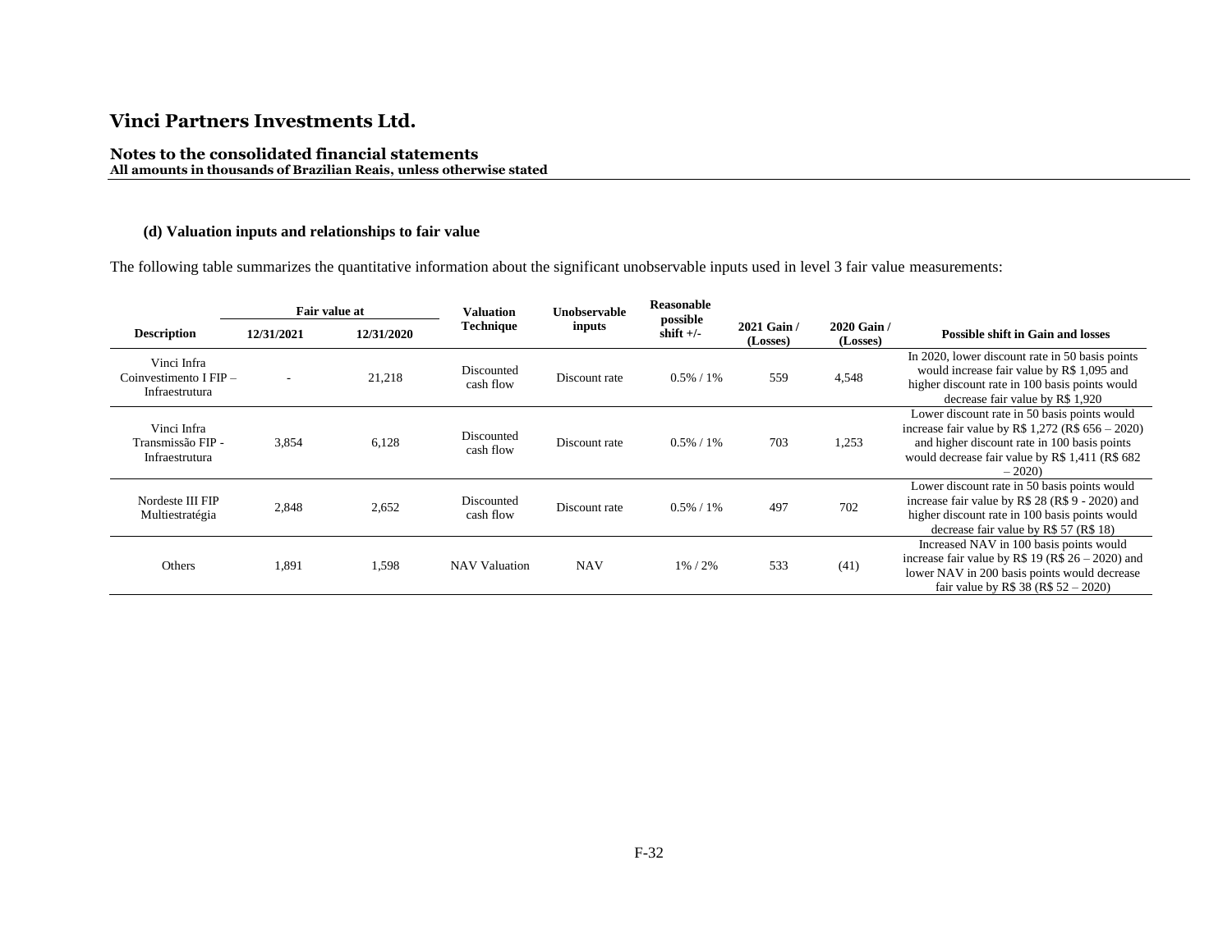### (d) Valuation inputs and relationships to fair value

The following table summarizes the quantitative information about the significant unobservable inputs used in level 3 fair value measurements:

| Description | Fair value at | | Valuation Technique | Unobservable inputs | Reasonable possible shift +/- | 2021 Gain / (Losses) | 2020 Gain / (Losses) | Possible shift in Gain and losses |
|---|---|---|---|---|---|---|---|---|
| | 12/31/2021 | 12/31/2020 | | | | | | |
| Vinci Infra Coinvestimento I FIP – Infraestrutura | - | 21,218 | Discounted cash flow | Discount rate | 0.5% / 1% | 559 | 4,548 | In 2020, lower discount rate in 50 basis points would increase fair value by R$ 1,095 and higher discount rate in 100 basis points would decrease fair value by R$ 1,920 |
| Vinci Infra Transmissão FIP - Infraestrutura | 3,854 | 6,128 | Discounted cash flow | Discount rate | 0.5% / 1% | 703 | 1,253 | Lower discount rate in 50 basis points would increase fair value by R$ 1,272 (R$ 656 – 2020) and higher discount rate in 100 basis points would decrease fair value by R$ 1,411 (R$ 682 – 2020) |
| Nordeste III FIP Multiestratégia | 2,848 | 2,652 | Discounted cash flow | Discount rate | 0.5% / 1% | 497 | 702 | Lower discount rate in 50 basis points would increase fair value by R$ 28 (R$ 9 - 2020) and higher discount rate in 100 basis points would decrease fair value by R$ 57 (R$ 18) |
| Others | 1,891 | 1,598 | NAV Valuation | NAV | 1% / 2% | 533 | (41) | Increased NAV in 100 basis points would increase fair value by R$ 19 (R$ 26 – 2020) and lower NAV in 200 basis points would decrease fair value by R$ 38 (R$ 52 – 2020) |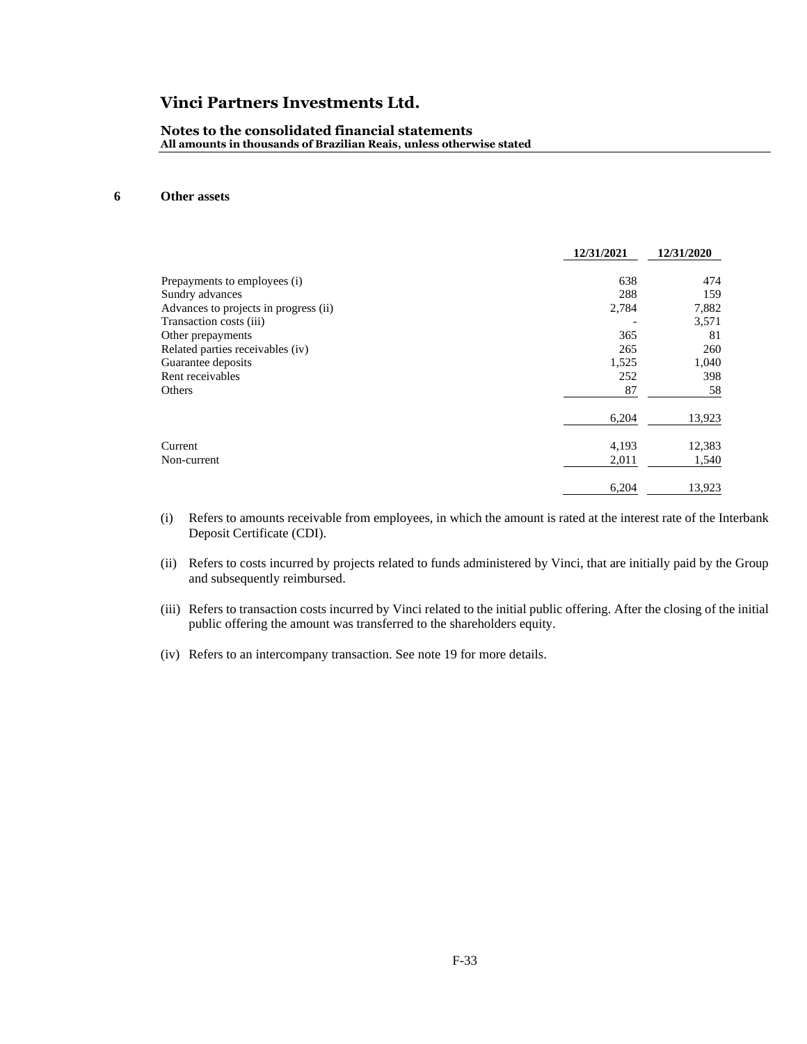# Vinci Partners Investments Ltd.

**Notes to the consolidated financial statements**
**All amounts in thousands of Brazilian Reais, unless otherwise stated**

## 6 Other assets

| | 12/31/2021 | 12/31/2020 |
|---|---|---|
| Prepayments to employees (i) | 638 | 474 |
| Sundry advances | 288 | 159 |
| Advances to projects in progress (ii) | 2,784 | 7,882 |
| Transaction costs (iii) | - | 3,571 |
| Other prepayments | 365 | 81 |
| Related parties receivables (iv) | 265 | 260 |
| Guarantee deposits | 1,525 | 1,040 |
| Rent receivables | 252 | 398 |
| Others | 87 | 58 |
| | 6,204 | 13,923 |
| Current | 4,193 | 12,383 |
| Non-current | 2,011 | 1,540 |
| | 6,204 | 13,923 |

(i) Refers to amounts receivable from employees, in which the amount is rated at the interest rate of the Interbank Deposit Certificate (CDI).

(ii) Refers to costs incurred by projects related to funds administered by Vinci, that are initially paid by the Group and subsequently reimbursed.

(iii) Refers to transaction costs incurred by Vinci related to the initial public offering. After the closing of the initial public offering the amount was transferred to the shareholders equity.

(iv) Refers to an intercompany transaction. See note 19 for more details.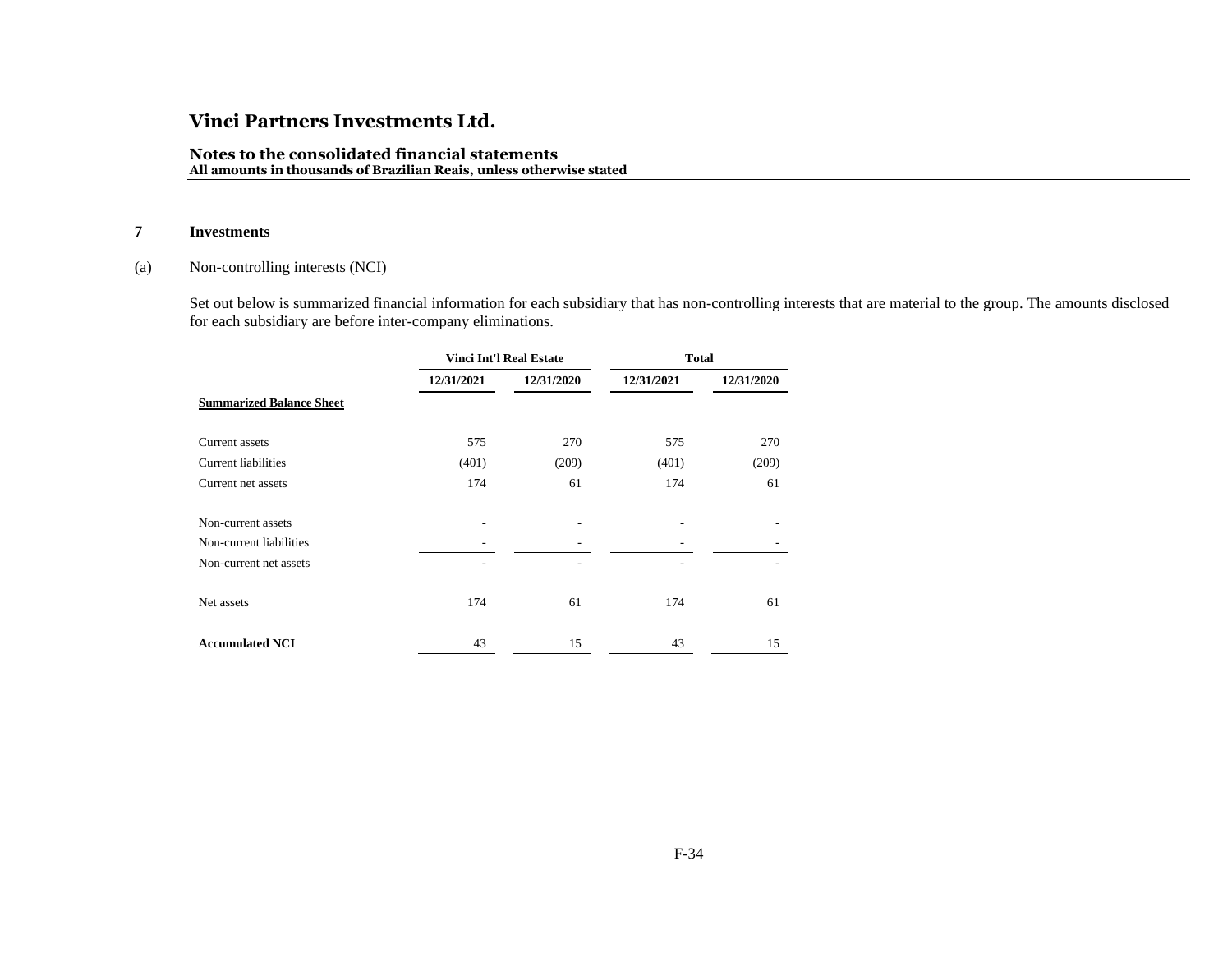# Vinci Partners Investments Ltd.

**Notes to the consolidated financial statements**
**All amounts in thousands of Brazilian Reais, unless otherwise stated**

## 7 Investments

### (a) Non-controlling interests (NCI)

Set out below is summarized financial information for each subsidiary that has non-controlling interests that are material to the group. The amounts disclosed for each subsidiary are before inter-company eliminations.

| | Vinci Int'l Real Estate | | Total | |
|---|---|---|---|---|
| | 12/31/2021 | 12/31/2020 | 12/31/2021 | 12/31/2020 |
| **Summarized Balance Sheet** | | | | |
| Current assets | 575 | 270 | 575 | 270 |
| Current liabilities | (401) | (209) | (401) | (209) |
| Current net assets | 174 | 61 | 174 | 61 |
| Non-current assets | - | - | - | - |
| Non-current liabilities | - | - | - | - |
| Non-current net assets | - | - | - | - |
| Net assets | 174 | 61 | 174 | 61 |
| **Accumulated NCI** | 43 | 15 | 43 | 15 |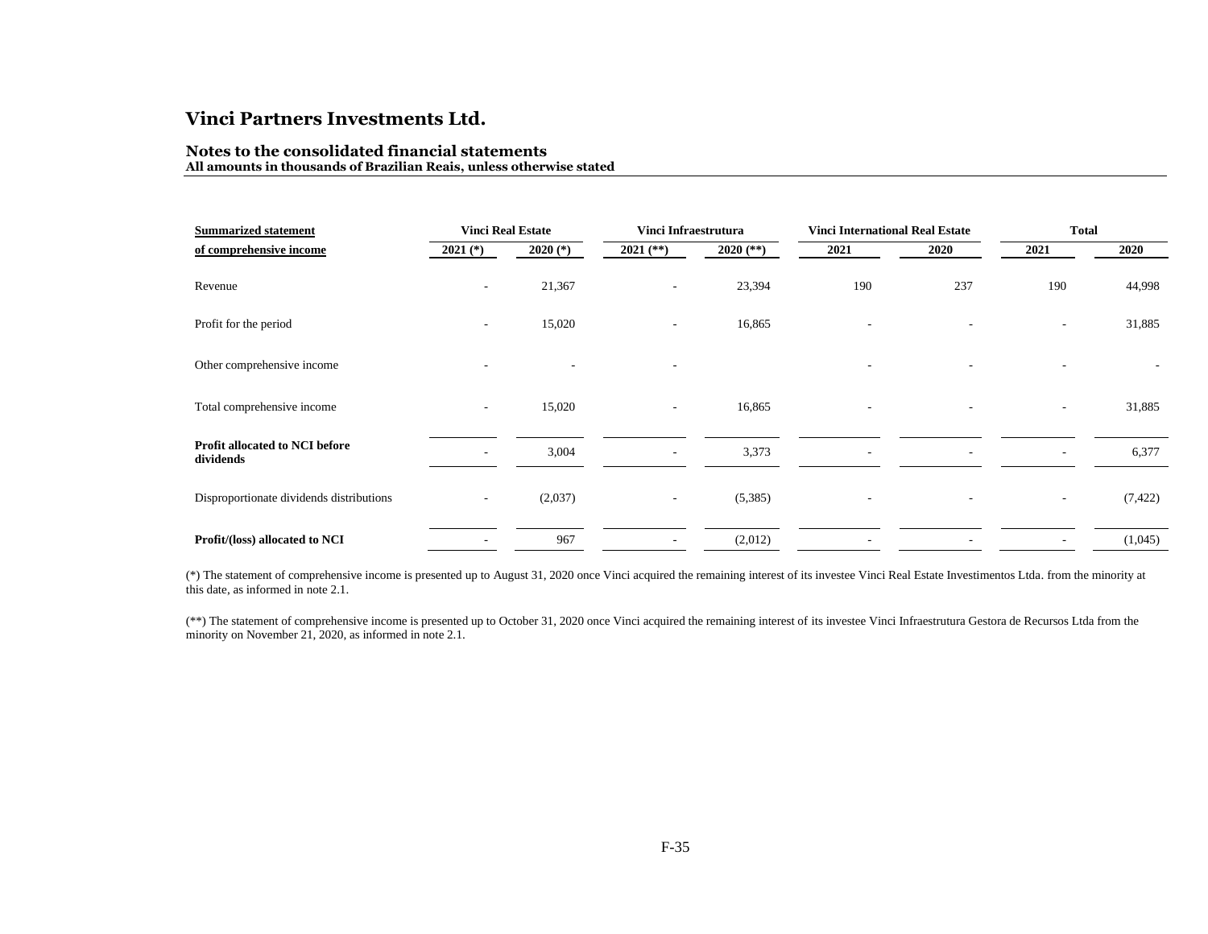# Vinci Partners Investments Ltd.

## Notes to the consolidated financial statements

**All amounts in thousands of Brazilian Reais, unless otherwise stated**

| **Summarized statement** | **Vinci Real Estate** | | **Vinci Infraestrutura** | | **Vinci International Real Estate** | | **Total** | |
|---|---|---|---|---|---|---|---|---|
| **of comprehensive income** | **2021 (*)** | **2020 (*)** | **2021 (**)** | **2020 (**)** | **2021** | **2020** | **2021** | **2020** |
| Revenue | - | 21,367 | - | 23,394 | 190 | 237 | 190 | 44,998 |
| Profit for the period | - | 15,020 | - | 16,865 | - | - | - | 31,885 |
| Other comprehensive income | - | - | - | | - | - | - | - |
| Total comprehensive income | - | 15,020 | - | 16,865 | - | - | - | 31,885 |
| **Profit allocated to NCI before dividends** | - | 3,004 | - | 3,373 | - | - | - | 6,377 |
| Disproportionate dividends distributions | - | (2,037) | - | (5,385) | - | - | - | (7,422) |
| **Profit/(loss) allocated to NCI** | - | 967 | - | (2,012) | - | - | - | (1,045) |

(*) The statement of comprehensive income is presented up to August 31, 2020 once Vinci acquired the remaining interest of its investee Vinci Real Estate Investimentos Ltda. from the minority at this date, as informed in note 2.1.

(**) The statement of comprehensive income is presented up to October 31, 2020 once Vinci acquired the remaining interest of its investee Vinci Infraestrutura Gestora de Recursos Ltda from the minority on November 21, 2020, as informed in note 2.1.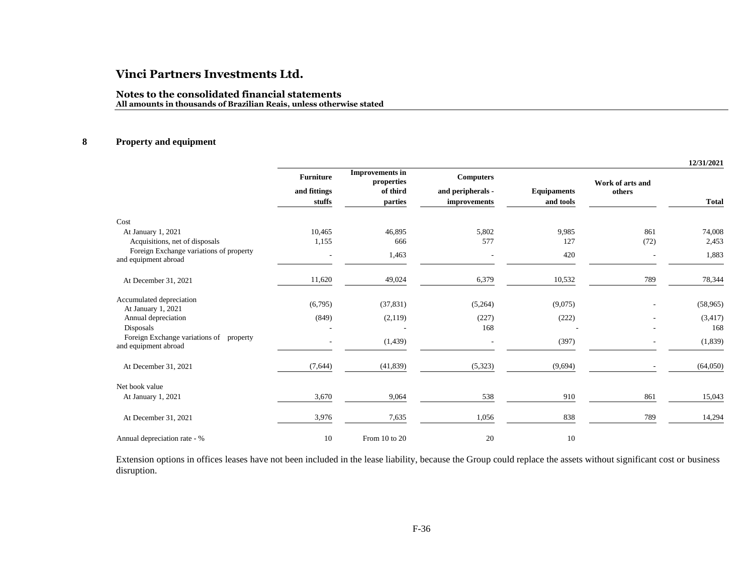# Vinci Partners Investments Ltd.

## Notes to the consolidated financial statements

**All amounts in thousands of Brazilian Reais, unless otherwise stated**

## 8 Property and equipment

| | | | | | | 12/31/2021 |
|---|---|---|---|---|---|---|
| | **Furniture and fittings stuffs** | **Improvements in properties of third parties** | **Computers and peripherals - improvements** | **Equipaments and tools** | **Work of arts and others** | **Total** |
| Cost | | | | | | |
| At January 1, 2021 | 10,465 | 46,895 | 5,802 | 9,985 | 861 | 74,008 |
| Acquisitions, net of disposals | 1,155 | 666 | 577 | 127 | (72) | 2,453 |
| Foreign Exchange variations of property and equipment abroad | - | 1,463 | - | 420 | - | 1,883 |
| At December 31, 2021 | 11,620 | 49,024 | 6,379 | 10,532 | 789 | 78,344 |
| Accumulated depreciation At January 1, 2021 | (6,795) | (37,831) | (5,264) | (9,075) | - | (58,965) |
| Annual depreciation | (849) | (2,119) | (227) | (222) | - | (3,417) |
| Disposals | - | - | 168 | - | - | 168 |
| Foreign Exchange variations of property and equipment abroad | - | (1,439) | - | (397) | - | (1,839) |
| At December 31, 2021 | (7,644) | (41,839) | (5,323) | (9,694) | - | (64,050) |
| Net book value | | | | | | |
| At January 1, 2021 | 3,670 | 9,064 | 538 | 910 | 861 | 15,043 |
| At December 31, 2021 | 3,976 | 7,635 | 1,056 | 838 | 789 | 14,294 |
| Annual depreciation rate - % | 10 | From 10 to 20 | 20 | 10 | | |

Extension options in offices leases have not been included in the lease liability, because the Group could replace the assets without significant cost or business disruption.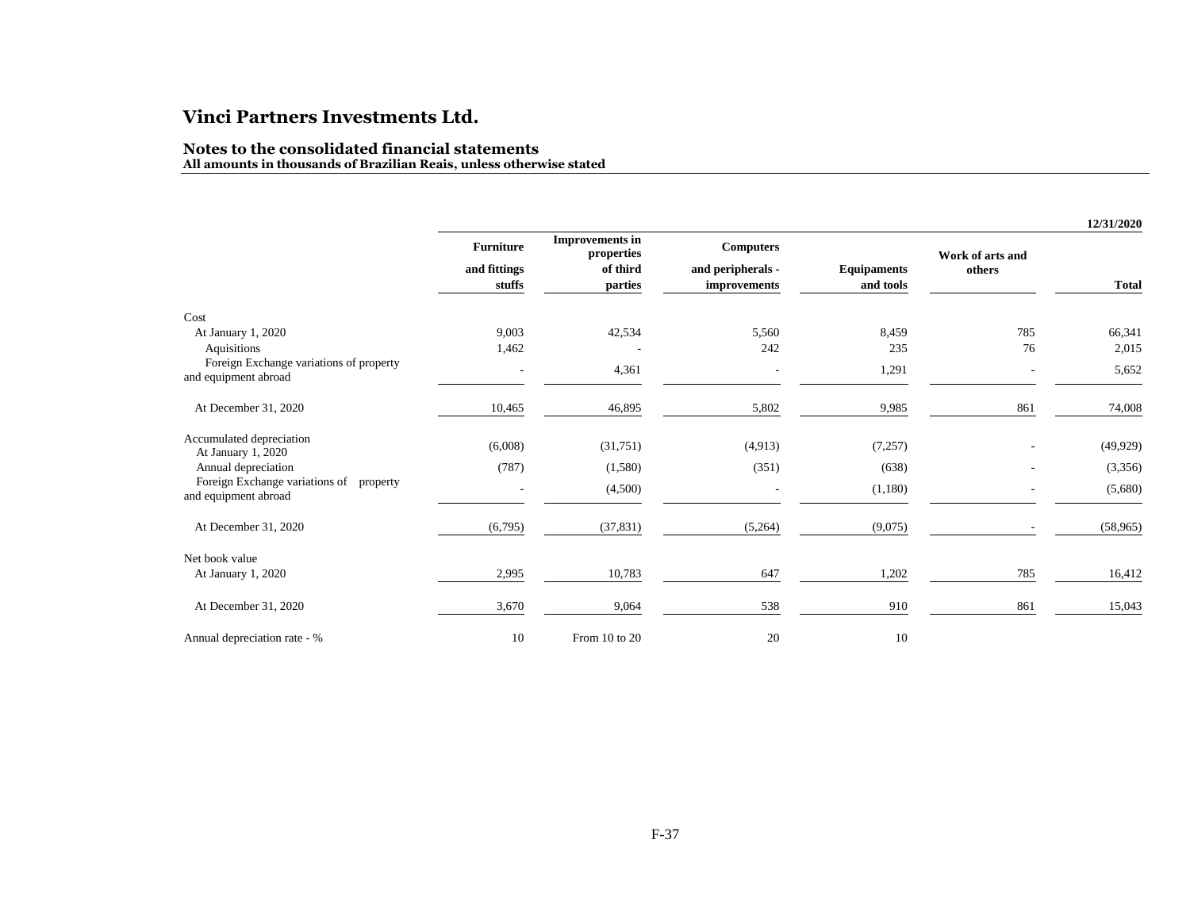# Vinci Partners Investments Ltd.

## Notes to the consolidated financial statements

**All amounts in thousands of Brazilian Reais, unless otherwise stated**

| | | | | | | 12/31/2020 |
|---|---|---|---|---|---|---|
| | **Furniture and fittings stuffs** | **Improvements in properties of third parties** | **Computers and peripherals - improvements** | **Equipaments and tools** | **Work of arts and others** | **Total** |
| Cost | | | | | | |
| At January 1, 2020 | 9,003 | 42,534 | 5,560 | 8,459 | 785 | 66,341 |
| Aquisitions | 1,462 | - | 242 | 235 | 76 | 2,015 |
| Foreign Exchange variations of property and equipment abroad | - | 4,361 | - | 1,291 | - | 5,652 |
| At December 31, 2020 | 10,465 | 46,895 | 5,802 | 9,985 | 861 | 74,008 |
| Accumulated depreciation At January 1, 2020 | (6,008) | (31,751) | (4,913) | (7,257) | - | (49,929) |
| Annual depreciation | (787) | (1,580) | (351) | (638) | - | (3,356) |
| Foreign Exchange variations of property and equipment abroad | - | (4,500) | - | (1,180) | - | (5,680) |
| At December 31, 2020 | (6,795) | (37,831) | (5,264) | (9,075) | - | (58,965) |
| Net book value | | | | | | |
| At January 1, 2020 | 2,995 | 10,783 | 647 | 1,202 | 785 | 16,412 |
| At December 31, 2020 | 3,670 | 9,064 | 538 | 910 | 861 | 15,043 |
| Annual depreciation rate - % | 10 | From 10 to 20 | 20 | 10 | | |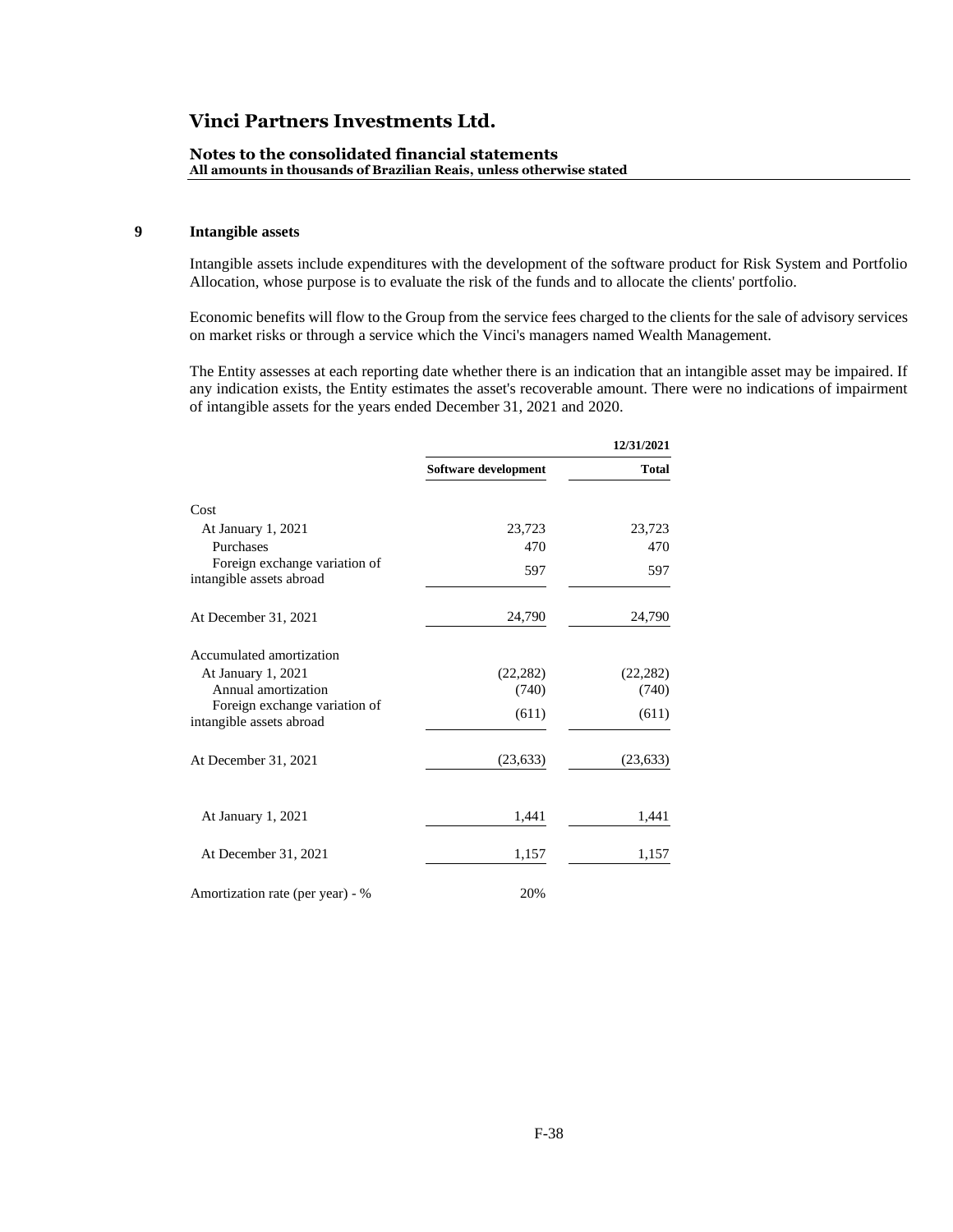# Vinci Partners Investments Ltd.

## Notes to the consolidated financial statements

**All amounts in thousands of Brazilian Reais, unless otherwise stated**

### 9 Intangible assets

Intangible assets include expenditures with the development of the software product for Risk System and Portfolio Allocation, whose purpose is to evaluate the risk of the funds and to allocate the clients' portfolio.

Economic benefits will flow to the Group from the service fees charged to the clients for the sale of advisory services on market risks or through a service which the Vinci's managers named Wealth Management.

The Entity assesses at each reporting date whether there is an indication that an intangible asset may be impaired. If any indication exists, the Entity estimates the asset's recoverable amount. There were no indications of impairment of intangible assets for the years ended December 31, 2021 and 2020.

| | | 12/31/2021 |
|---|---|---|
| | Software development | Total |
| Cost | | |
| At January 1, 2021 | 23,723 | 23,723 |
| Purchases | 470 | 470 |
| Foreign exchange variation of intangible assets abroad | 597 | 597 |
| At December 31, 2021 | 24,790 | 24,790 |
| Accumulated amortization | | |
| At January 1, 2021 | (22,282) | (22,282) |
| Annual amortization | (740) | (740) |
| Foreign exchange variation of intangible assets abroad | (611) | (611) |
| At December 31, 2021 | (23,633) | (23,633) |
| At January 1, 2021 | 1,441 | 1,441 |
| At December 31, 2021 | 1,157 | 1,157 |
| Amortization rate (per year) - % | 20% | |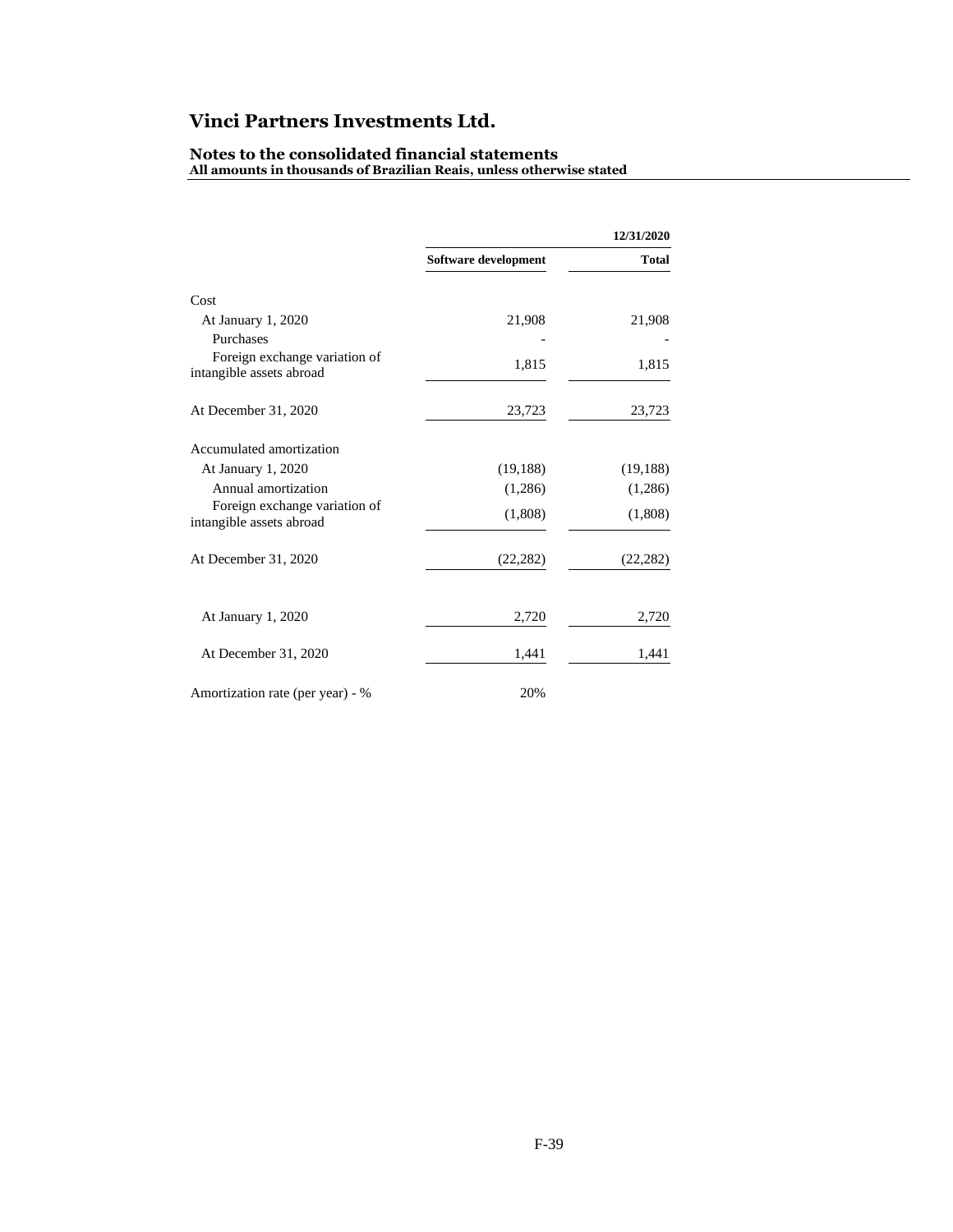# Vinci Partners Investments Ltd.

## Notes to the consolidated financial statements

**All amounts in thousands of Brazilian Reais, unless otherwise stated**

| | | **12/31/2020** |
|---|---|---|
| | **Software development** | **Total** |
| Cost | | |
| At January 1, 2020 | 21,908 | 21,908 |
| Purchases | - | - |
| Foreign exchange variation of intangible assets abroad | 1,815 | 1,815 |
| At December 31, 2020 | 23,723 | 23,723 |
| Accumulated amortization | | |
| At January 1, 2020 | (19,188) | (19,188) |
| Annual amortization | (1,286) | (1,286) |
| Foreign exchange variation of intangible assets abroad | (1,808) | (1,808) |
| At December 31, 2020 | (22,282) | (22,282) |
| At January 1, 2020 | 2,720 | 2,720 |
| At December 31, 2020 | 1,441 | 1,441 |
| Amortization rate (per year) - % | 20% | |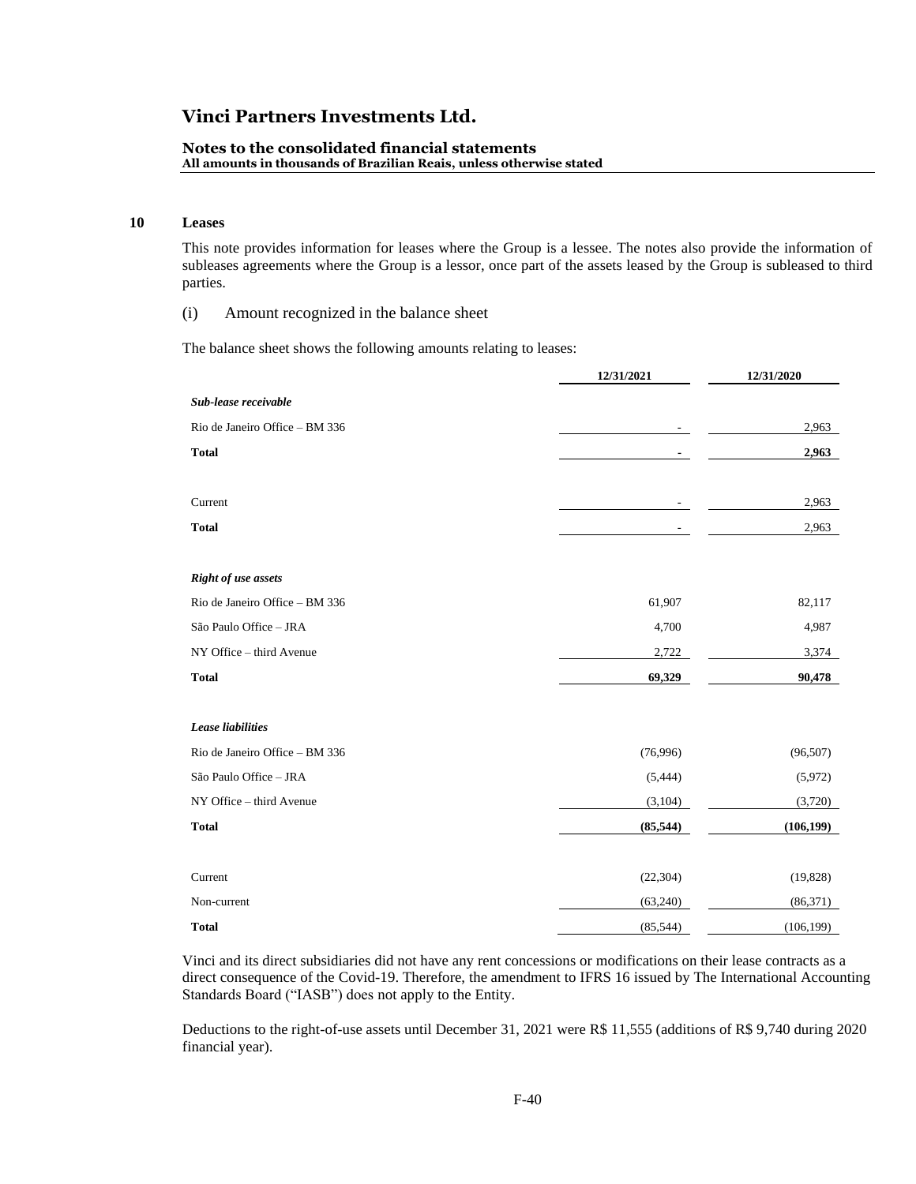## 10 Leases

This note provides information for leases where the Group is a lessee. The notes also provide the information of subleases agreements where the Group is a lessor, once part of the assets leased by the Group is subleased to third parties.

(i) Amount recognized in the balance sheet

The balance sheet shows the following amounts relating to leases:

| | 12/31/2021 | 12/31/2020 |
|---|---|---|
| ***Sub-lease receivable*** | | |
| Rio de Janeiro Office – BM 336 | - | 2,963 |
| **Total** | **-** | **2,963** |
| | | |
| Current | - | 2,963 |
| **Total** | - | 2,963 |
| | | |
| ***Right of use assets*** | | |
| Rio de Janeiro Office – BM 336 | 61,907 | 82,117 |
| São Paulo Office – JRA | 4,700 | 4,987 |
| NY Office – third Avenue | 2,722 | 3,374 |
| **Total** | **69,329** | **90,478** |
| | | |
| ***Lease liabilities*** | | |
| Rio de Janeiro Office – BM 336 | (76,996) | (96,507) |
| São Paulo Office – JRA | (5,444) | (5,972) |
| NY Office – third Avenue | (3,104) | (3,720) |
| **Total** | **(85,544)** | **(106,199)** |
| | | |
| Current | (22,304) | (19,828) |
| Non-current | (63,240) | (86,371) |
| **Total** | (85,544) | (106,199) |

Vinci and its direct subsidiaries did not have any rent concessions or modifications on their lease contracts as a direct consequence of the Covid-19. Therefore, the amendment to IFRS 16 issued by The International Accounting Standards Board ("IASB") does not apply to the Entity.

Deductions to the right-of-use assets until December 31, 2021 were R$ 11,555 (additions of R$ 9,740 during 2020 financial year).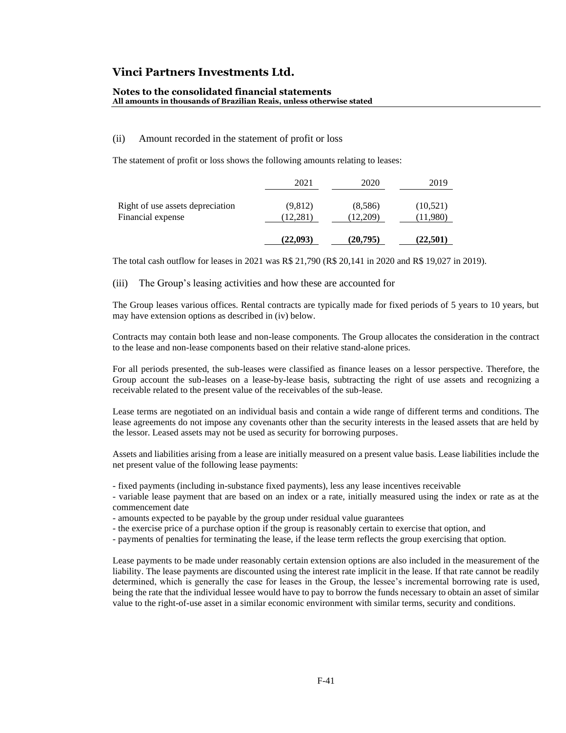## (ii) Amount recorded in the statement of profit or loss

The statement of profit or loss shows the following amounts relating to leases:

| | 2021 | 2020 | 2019 |
|---|---|---|---|
| Right of use assets depreciation | (9,812) | (8,586) | (10,521) |
| Financial expense | (12,281) | (12,209) | (11,980) |
| | **(22,093)** | **(20,795)** | **(22,501)** |

The total cash outflow for leases in 2021 was R$ 21,790 (R$ 20,141 in 2020 and R$ 19,027 in 2019).

## (iii) The Group's leasing activities and how these are accounted for

The Group leases various offices. Rental contracts are typically made for fixed periods of 5 years to 10 years, but may have extension options as described in (iv) below.

Contracts may contain both lease and non-lease components. The Group allocates the consideration in the contract to the lease and non-lease components based on their relative stand-alone prices.

For all periods presented, the sub-leases were classified as finance leases on a lessor perspective. Therefore, the Group account the sub-leases on a lease-by-lease basis, subtracting the right of use assets and recognizing a receivable related to the present value of the receivables of the sub-lease.

Lease terms are negotiated on an individual basis and contain a wide range of different terms and conditions. The lease agreements do not impose any covenants other than the security interests in the leased assets that are held by the lessor. Leased assets may not be used as security for borrowing purposes.

Assets and liabilities arising from a lease are initially measured on a present value basis. Lease liabilities include the net present value of the following lease payments:

- fixed payments (including in-substance fixed payments), less any lease incentives receivable
- variable lease payment that are based on an index or a rate, initially measured using the index or rate as at the commencement date
- amounts expected to be payable by the group under residual value guarantees
- the exercise price of a purchase option if the group is reasonably certain to exercise that option, and
- payments of penalties for terminating the lease, if the lease term reflects the group exercising that option.

Lease payments to be made under reasonably certain extension options are also included in the measurement of the liability. The lease payments are discounted using the interest rate implicit in the lease. If that rate cannot be readily determined, which is generally the case for leases in the Group, the lessee's incremental borrowing rate is used, being the rate that the individual lessee would have to pay to borrow the funds necessary to obtain an asset of similar value to the right-of-use asset in a similar economic environment with similar terms, security and conditions.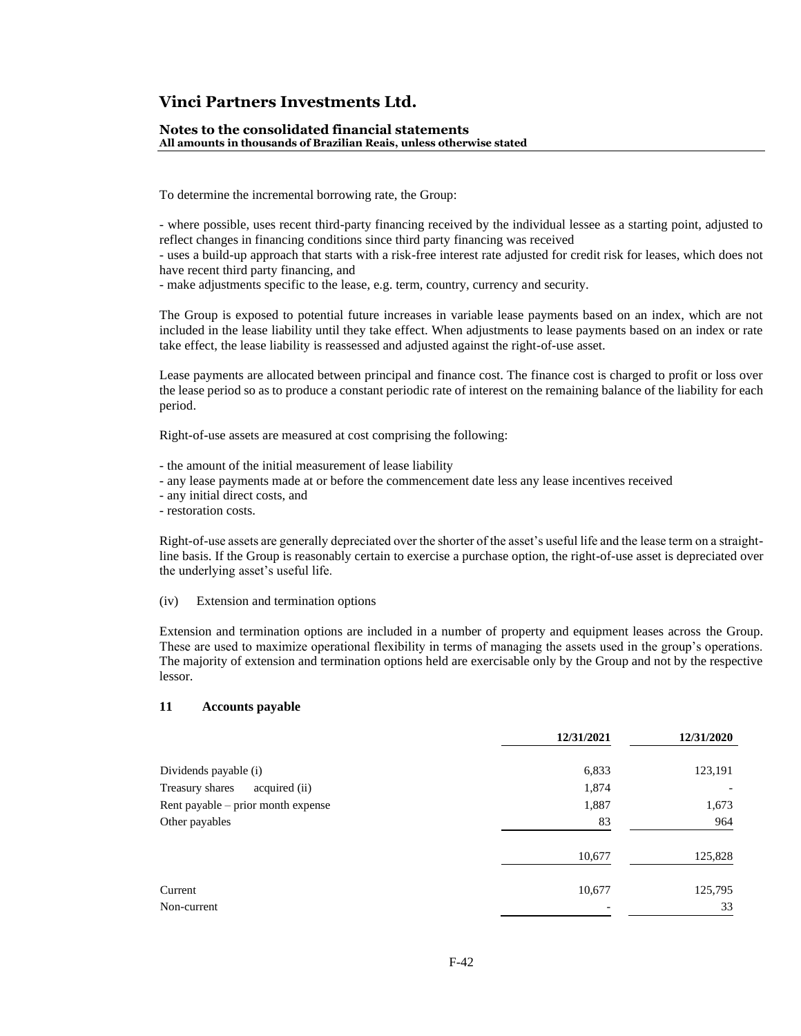To determine the incremental borrowing rate, the Group:

- where possible, uses recent third-party financing received by the individual lessee as a starting point, adjusted to reflect changes in financing conditions since third party financing was received
- uses a build-up approach that starts with a risk-free interest rate adjusted for credit risk for leases, which does not have recent third party financing, and
- make adjustments specific to the lease, e.g. term, country, currency and security.

The Group is exposed to potential future increases in variable lease payments based on an index, which are not included in the lease liability until they take effect. When adjustments to lease payments based on an index or rate take effect, the lease liability is reassessed and adjusted against the right-of-use asset.

Lease payments are allocated between principal and finance cost. The finance cost is charged to profit or loss over the lease period so as to produce a constant periodic rate of interest on the remaining balance of the liability for each period.

Right-of-use assets are measured at cost comprising the following:

- the amount of the initial measurement of lease liability
- any lease payments made at or before the commencement date less any lease incentives received
- any initial direct costs, and
- restoration costs.

Right-of-use assets are generally depreciated over the shorter of the asset's useful life and the lease term on a straight-line basis. If the Group is reasonably certain to exercise a purchase option, the right-of-use asset is depreciated over the underlying asset's useful life.

(iv) Extension and termination options

Extension and termination options are included in a number of property and equipment leases across the Group. These are used to maximize operational flexibility in terms of managing the assets used in the group's operations. The majority of extension and termination options held are exercisable only by the Group and not by the respective lessor.

## 11 Accounts payable

| | 12/31/2021 | 12/31/2020 |
|---|---|---|
| Dividends payable (i) | 6,833 | 123,191 |
| Treasury shares acquired (ii) | 1,874 | - |
| Rent payable – prior month expense | 1,887 | 1,673 |
| Other payables | 83 | 964 |
| | 10,677 | 125,828 |
| Current | 10,677 | 125,795 |
| Non-current | - | 33 |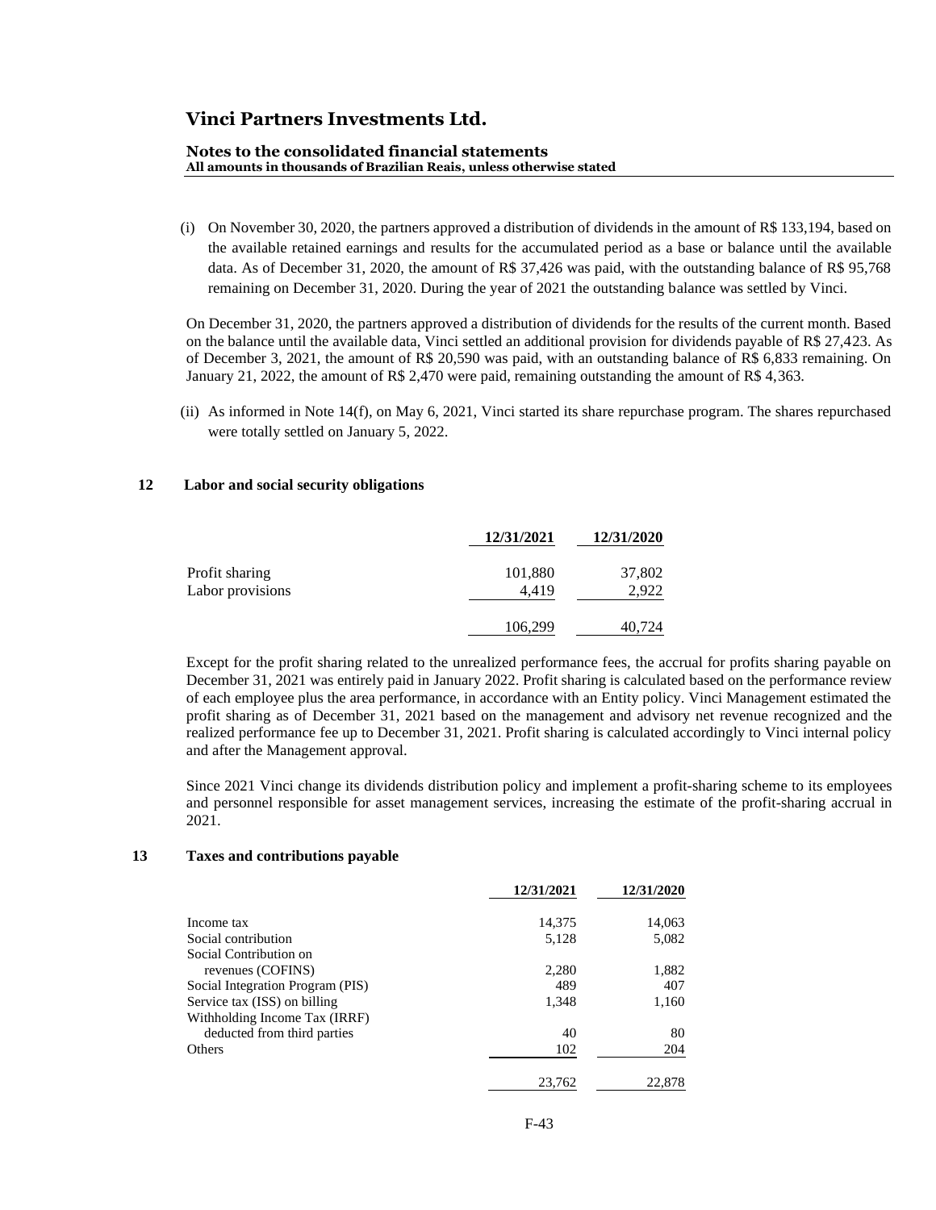(i) On November 30, 2020, the partners approved a distribution of dividends in the amount of R$ 133,194, based on the available retained earnings and results for the accumulated period as a base or balance until the available data. As of December 31, 2020, the amount of R$ 37,426 was paid, with the outstanding balance of R$ 95,768 remaining on December 31, 2020. During the year of 2021 the outstanding balance was settled by Vinci.

On December 31, 2020, the partners approved a distribution of dividends for the results of the current month. Based on the balance until the available data, Vinci settled an additional provision for dividends payable of R$ 27,423. As of December 3, 2021, the amount of R$ 20,590 was paid, with an outstanding balance of R$ 6,833 remaining. On January 21, 2022, the amount of R$ 2,470 were paid, remaining outstanding the amount of R$ 4,363.

(ii) As informed in Note 14(f), on May 6, 2021, Vinci started its share repurchase program. The shares repurchased were totally settled on January 5, 2022.

## 12 Labor and social security obligations

| | 12/31/2021 | 12/31/2020 |
|---|---|---|
| Profit sharing | 101,880 | 37,802 |
| Labor provisions | 4,419 | 2,922 |
| | 106,299 | 40,724 |

Except for the profit sharing related to the unrealized performance fees, the accrual for profits sharing payable on December 31, 2021 was entirely paid in January 2022. Profit sharing is calculated based on the performance review of each employee plus the area performance, in accordance with an Entity policy. Vinci Management estimated the profit sharing as of December 31, 2021 based on the management and advisory net revenue recognized and the realized performance fee up to December 31, 2021. Profit sharing is calculated accordingly to Vinci internal policy and after the Management approval.

Since 2021 Vinci change its dividends distribution policy and implement a profit-sharing scheme to its employees and personnel responsible for asset management services, increasing the estimate of the profit-sharing accrual in 2021.

## 13 Taxes and contributions payable

| | 12/31/2021 | 12/31/2020 |
|---|---|---|
| Income tax | 14,375 | 14,063 |
| Social contribution | 5,128 | 5,082 |
| Social Contribution on revenues (COFINS) | 2,280 | 1,882 |
| Social Integration Program (PIS) | 489 | 407 |
| Service tax (ISS) on billing | 1,348 | 1,160 |
| Withholding Income Tax (IRRF) deducted from third parties | 40 | 80 |
| Others | 102 | 204 |
| | 23,762 | 22,878 |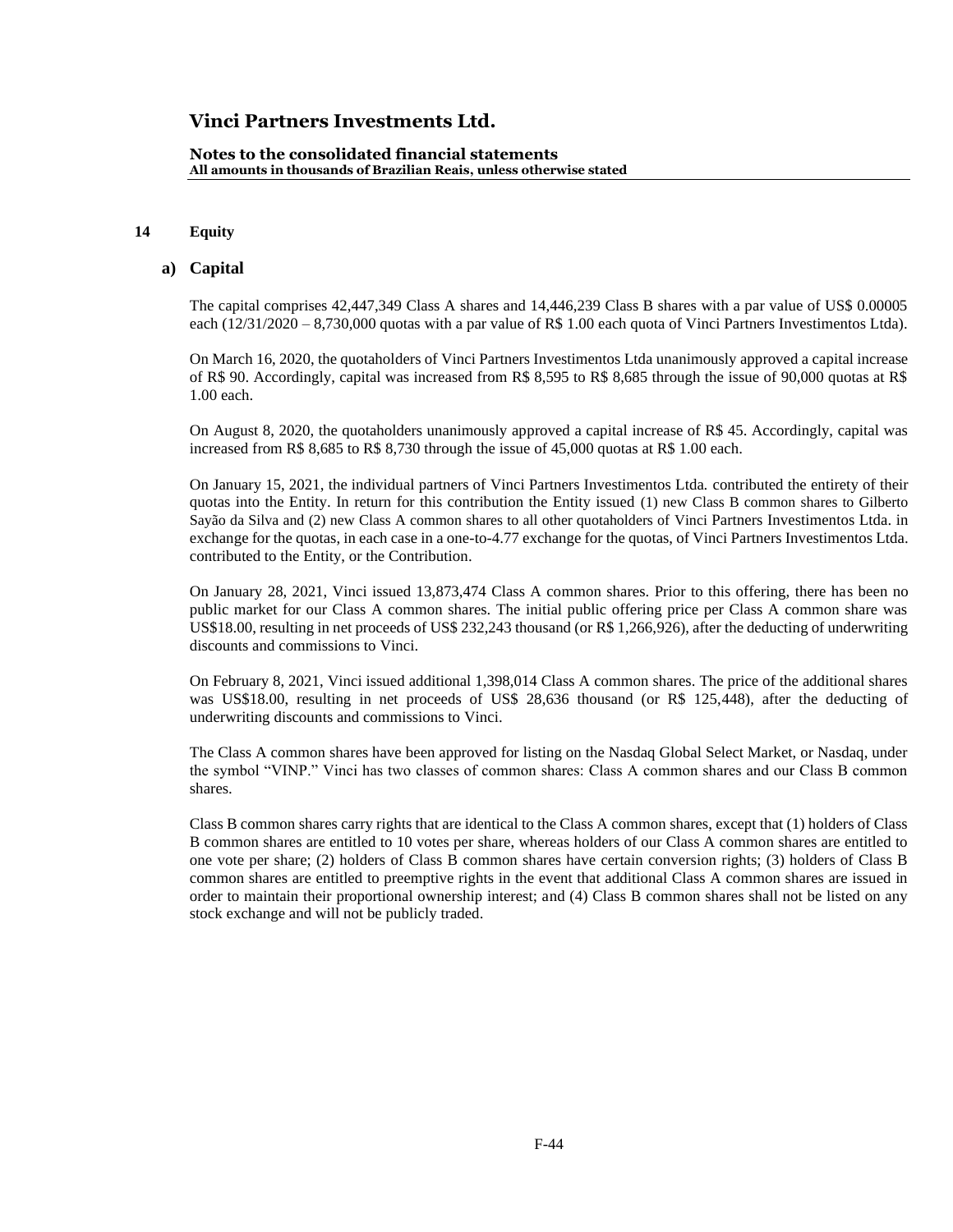## 14 Equity

### a) Capital

The capital comprises 42,447,349 Class A shares and 14,446,239 Class B shares with a par value of US$ 0.00005 each (12/31/2020 – 8,730,000 quotas with a par value of R$ 1.00 each quota of Vinci Partners Investimentos Ltda).

On March 16, 2020, the quotaholders of Vinci Partners Investimentos Ltda unanimously approved a capital increase of R$ 90. Accordingly, capital was increased from R$ 8,595 to R$ 8,685 through the issue of 90,000 quotas at R$ 1.00 each.

On August 8, 2020, the quotaholders unanimously approved a capital increase of R$ 45. Accordingly, capital was increased from R$ 8,685 to R$ 8,730 through the issue of 45,000 quotas at R$ 1.00 each.

On January 15, 2021, the individual partners of Vinci Partners Investimentos Ltda. contributed the entirety of their quotas into the Entity. In return for this contribution the Entity issued (1) new Class B common shares to Gilberto Sayão da Silva and (2) new Class A common shares to all other quotaholders of Vinci Partners Investimentos Ltda. in exchange for the quotas, in each case in a one-to-4.77 exchange for the quotas, of Vinci Partners Investimentos Ltda. contributed to the Entity, or the Contribution.

On January 28, 2021, Vinci issued 13,873,474 Class A common shares. Prior to this offering, there has been no public market for our Class A common shares. The initial public offering price per Class A common share was US$18.00, resulting in net proceeds of US$ 232,243 thousand (or R$ 1,266,926), after the deducting of underwriting discounts and commissions to Vinci.

On February 8, 2021, Vinci issued additional 1,398,014 Class A common shares. The price of the additional shares was US$18.00, resulting in net proceeds of US$ 28,636 thousand (or R$ 125,448), after the deducting of underwriting discounts and commissions to Vinci.

The Class A common shares have been approved for listing on the Nasdaq Global Select Market, or Nasdaq, under the symbol "VINP." Vinci has two classes of common shares: Class A common shares and our Class B common shares.

Class B common shares carry rights that are identical to the Class A common shares, except that (1) holders of Class B common shares are entitled to 10 votes per share, whereas holders of our Class A common shares are entitled to one vote per share; (2) holders of Class B common shares have certain conversion rights; (3) holders of Class B common shares are entitled to preemptive rights in the event that additional Class A common shares are issued in order to maintain their proportional ownership interest; and (4) Class B common shares shall not be listed on any stock exchange and will not be publicly traded.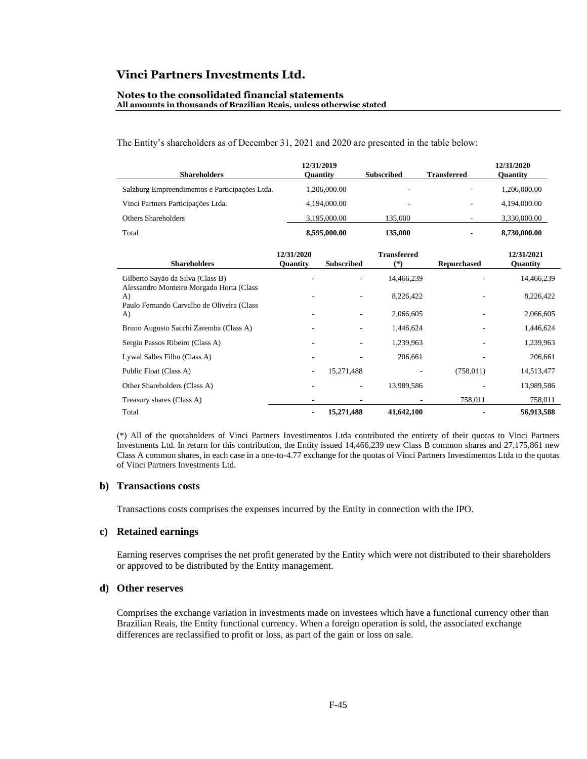The Entity's shareholders as of December 31, 2021 and 2020 are presented in the table below:

| Shareholders | 12/31/2019 Quantity | Subscribed | Transferred | 12/31/2020 Quantity |
|---|---|---|---|---|
| Salzburg Empreendimentos e Participações Ltda. | 1,206,000.00 | - | - | 1,206,000.00 |
| Vinci Partners Participações Ltda. | 4,194,000.00 | - | - | 4,194,000.00 |
| Others Shareholders | 3,195,000.00 | 135,000 | - | 3,330,000.00 |
| Total | **8,595,000.00** | **135,000** | **-** | **8,730,000.00** |

| Shareholders | 12/31/2020 Quantity | Subscribed | Transferred (*) | Repurchased | 12/31/2021 Quantity |
|---|---|---|---|---|---|
| Gilberto Sayão da Silva (Class B) | - | - | 14,466,239 | - | 14,466,239 |
| Alessandro Monteiro Morgado Horta (Class A) | - | - | 8,226,422 | - | 8,226,422 |
| Paulo Fernando Carvalho de Oliveira (Class A) | - | - | 2,066,605 | - | 2,066,605 |
| Bruno Augusto Sacchi Zaremba (Class A) | - | - | 1,446,624 | - | 1,446,624 |
| Sergio Passos Ribeiro (Class A) | - | - | 1,239,963 | - | 1,239,963 |
| Lywal Salles Filho (Class A) | - | - | 206,661 | - | 206,661 |
| Public Float (Class A) | - | 15,271,488 | - | (758,011) | 14,513,477 |
| Other Shareholders (Class A) | - | - | 13,989,586 | - | 13,989,586 |
| Treasury shares (Class A) | - | - | - | 758,011 | 758,011 |
| Total | **-** | **15,271,488** | **41,642,100** | **-** | **56,913,588** |

(*) All of the quotaholders of Vinci Partners Investimentos Ltda contributed the entirety of their quotas to Vinci Partners Investments Ltd. In return for this contribution, the Entity issued 14,466,239 new Class B common shares and 27,175,861 new Class A common shares, in each case in a one-to-4.77 exchange for the quotas of Vinci Partners Investimentos Ltda to the quotas of Vinci Partners Investments Ltd.

## b) Transactions costs

Transactions costs comprises the expenses incurred by the Entity in connection with the IPO.

## c) Retained earnings

Earning reserves comprises the net profit generated by the Entity which were not distributed to their shareholders or approved to be distributed by the Entity management.

## d) Other reserves

Comprises the exchange variation in investments made on investees which have a functional currency other than Brazilian Reais, the Entity functional currency. When a foreign operation is sold, the associated exchange differences are reclassified to profit or loss, as part of the gain or loss on sale.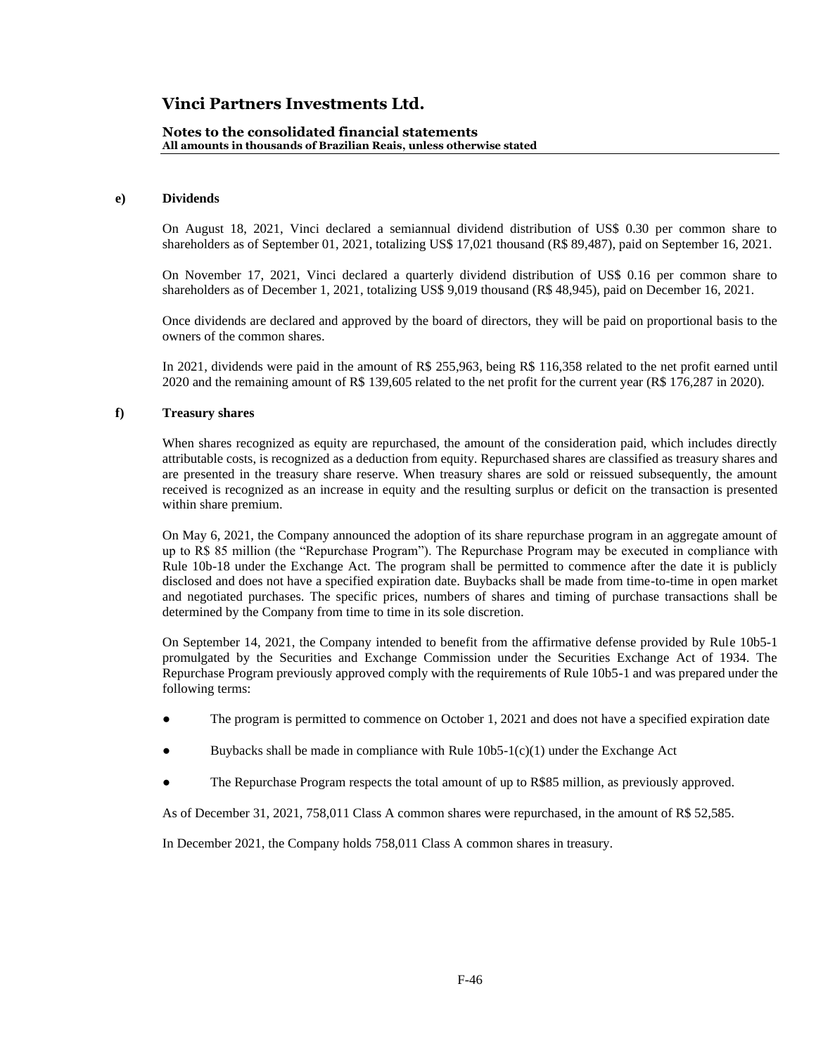**e) Dividends**

On August 18, 2021, Vinci declared a semiannual dividend distribution of US$ 0.30 per common share to shareholders as of September 01, 2021, totalizing US$ 17,021 thousand (R$ 89,487), paid on September 16, 2021.

On November 17, 2021, Vinci declared a quarterly dividend distribution of US$ 0.16 per common share to shareholders as of December 1, 2021, totalizing US$ 9,019 thousand (R$ 48,945), paid on December 16, 2021.

Once dividends are declared and approved by the board of directors, they will be paid on proportional basis to the owners of the common shares.

In 2021, dividends were paid in the amount of R$ 255,963, being R$ 116,358 related to the net profit earned until 2020 and the remaining amount of R$ 139,605 related to the net profit for the current year (R$ 176,287 in 2020).

**f) Treasury shares**

When shares recognized as equity are repurchased, the amount of the consideration paid, which includes directly attributable costs, is recognized as a deduction from equity. Repurchased shares are classified as treasury shares and are presented in the treasury share reserve. When treasury shares are sold or reissued subsequently, the amount received is recognized as an increase in equity and the resulting surplus or deficit on the transaction is presented within share premium.

On May 6, 2021, the Company announced the adoption of its share repurchase program in an aggregate amount of up to R$ 85 million (the "Repurchase Program"). The Repurchase Program may be executed in compliance with Rule 10b-18 under the Exchange Act. The program shall be permitted to commence after the date it is publicly disclosed and does not have a specified expiration date. Buybacks shall be made from time-to-time in open market and negotiated purchases. The specific prices, numbers of shares and timing of purchase transactions shall be determined by the Company from time to time in its sole discretion.

On September 14, 2021, the Company intended to benefit from the affirmative defense provided by Rule 10b5-1 promulgated by the Securities and Exchange Commission under the Securities Exchange Act of 1934. The Repurchase Program previously approved comply with the requirements of Rule 10b5-1 and was prepared under the following terms:

- The program is permitted to commence on October 1, 2021 and does not have a specified expiration date
- Buybacks shall be made in compliance with Rule 10b5-1(c)(1) under the Exchange Act
- The Repurchase Program respects the total amount of up to R$85 million, as previously approved.

As of December 31, 2021, 758,011 Class A common shares were repurchased, in the amount of R$ 52,585.

In December 2021, the Company holds 758,011 Class A common shares in treasury.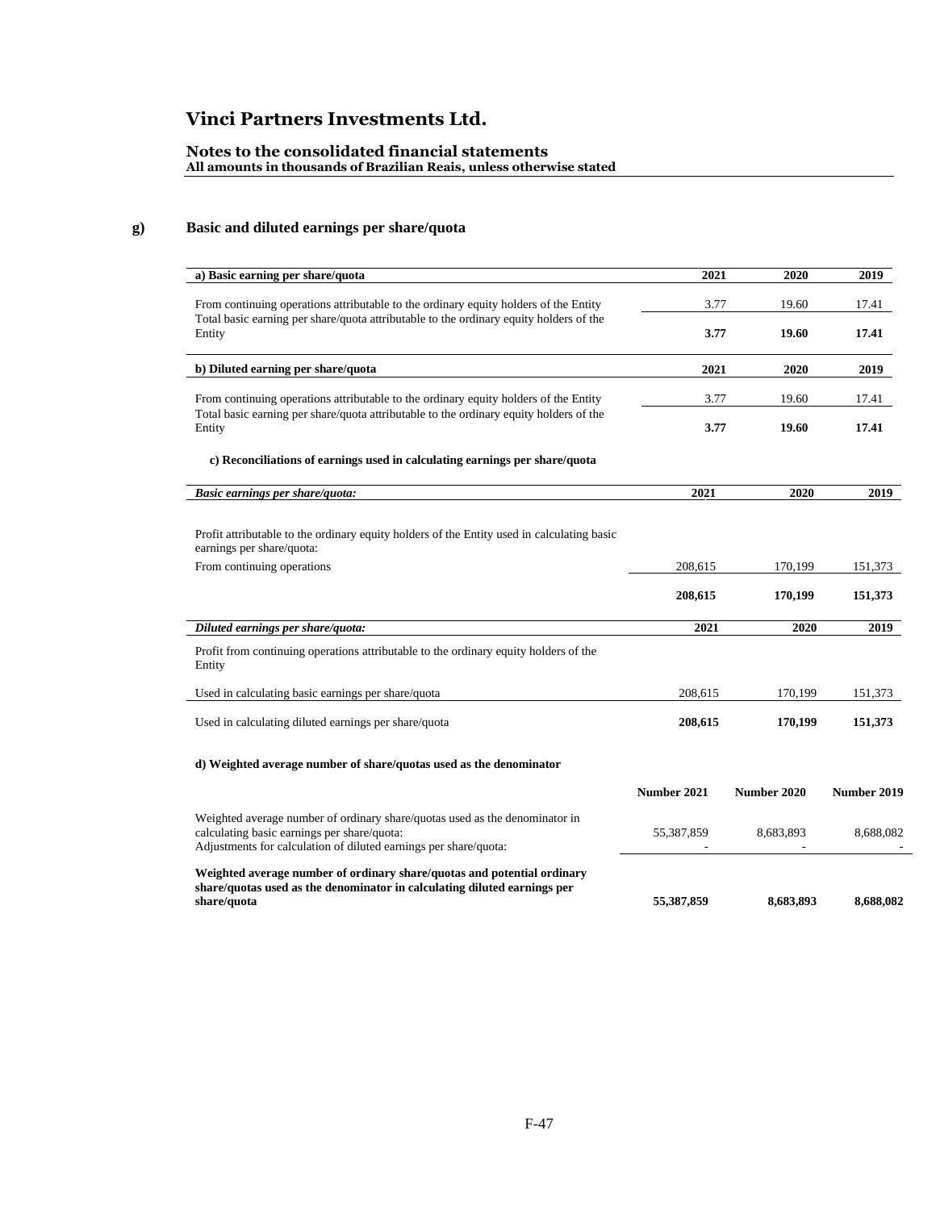# Vinci Partners Investments Ltd.

## Notes to the consolidated financial statements

**All amounts in thousands of Brazilian Reais, unless otherwise stated**

### g) Basic and diluted earnings per share/quota

| a) Basic earning per share/quota | 2021 | 2020 | 2019 |
|---|---|---|---|
| From continuing operations attributable to the ordinary equity holders of the Entity | 3.77 | 19.60 | 17.41 |
| Total basic earning per share/quota attributable to the ordinary equity holders of the Entity | **3.77** | **19.60** | **17.41** |

| b) Diluted earning per share/quota | 2021 | 2020 | 2019 |
|---|---|---|---|
| From continuing operations attributable to the ordinary equity holders of the Entity | 3.77 | 19.60 | 17.41 |
| Total basic earning per share/quota attributable to the ordinary equity holders of the Entity | **3.77** | **19.60** | **17.41** |

**c) Reconciliations of earnings used in calculating earnings per share/quota**

| *Basic earnings per share/quota:* | 2021 | 2020 | 2019 |
|---|---|---|---|
| Profit attributable to the ordinary equity holders of the Entity used in calculating basic earnings per share/quota: | | | |
| From continuing operations | 208,615 | 170,199 | 151,373 |
| | **208,615** | **170,199** | **151,373** |

| *Diluted earnings per share/quota:* | 2021 | 2020 | 2019 |
|---|---|---|---|
| Profit from continuing operations attributable to the ordinary equity holders of the Entity | | | |
| Used in calculating basic earnings per share/quota | 208,615 | 170,199 | 151,373 |
| Used in calculating diluted earnings per share/quota | **208,615** | **170,199** | **151,373** |

**d) Weighted average number of share/quotas used as the denominator**

| | Number 2021 | Number 2020 | Number 2019 |
|---|---|---|---|
| Weighted average number of ordinary share/quotas used as the denominator in calculating basic earnings per share/quota: | 55,387,859 | 8,683,893 | 8,688,082 |
| Adjustments for calculation of diluted earnings per share/quota: | - | - | - |
| **Weighted average number of ordinary share/quotas and potential ordinary share/quotas used as the denominator in calculating diluted earnings per share/quota** | **55,387,859** | **8,683,893** | **8,688,082** |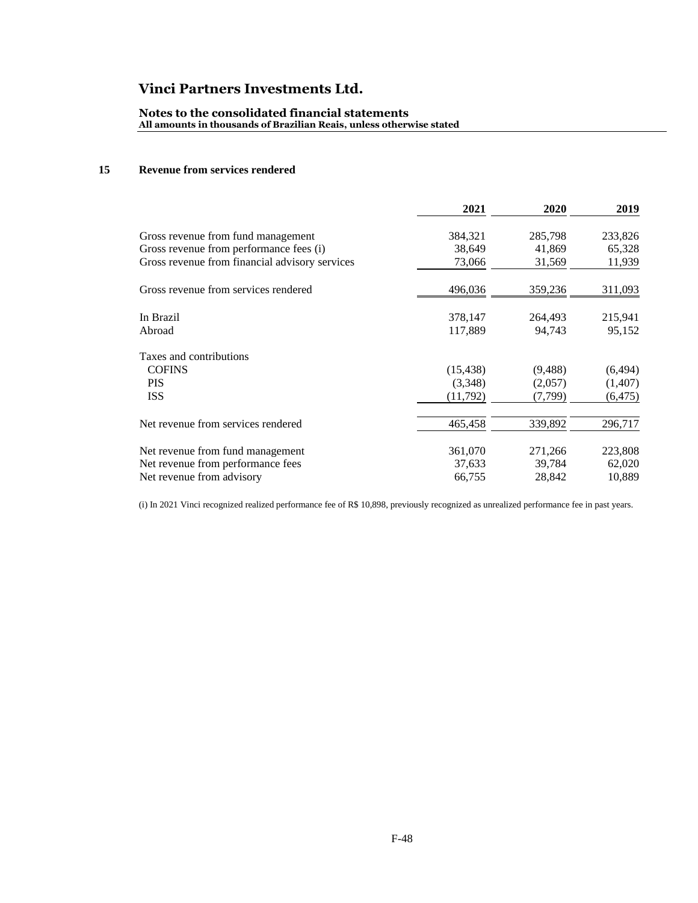# Vinci Partners Investments Ltd.

**Notes to the consolidated financial statements**
**All amounts in thousands of Brazilian Reais, unless otherwise stated**

## 15 Revenue from services rendered

| | 2021 | 2020 | 2019 |
|---|---|---|---|
| Gross revenue from fund management | 384,321 | 285,798 | 233,826 |
| Gross revenue from performance fees (i) | 38,649 | 41,869 | 65,328 |
| Gross revenue from financial advisory services | 73,066 | 31,569 | 11,939 |
| Gross revenue from services rendered | 496,036 | 359,236 | 311,093 |
| In Brazil | 378,147 | 264,493 | 215,941 |
| Abroad | 117,889 | 94,743 | 95,152 |
| Taxes and contributions | | | |
| COFINS | (15,438) | (9,488) | (6,494) |
| PIS | (3,348) | (2,057) | (1,407) |
| ISS | (11,792) | (7,799) | (6,475) |
| Net revenue from services rendered | 465,458 | 339,892 | 296,717 |
| Net revenue from fund management | 361,070 | 271,266 | 223,808 |
| Net revenue from performance fees | 37,633 | 39,784 | 62,020 |
| Net revenue from advisory | 66,755 | 28,842 | 10,889 |

(i) In 2021 Vinci recognized realized performance fee of R$ 10,898, previously recognized as unrealized performance fee in past years.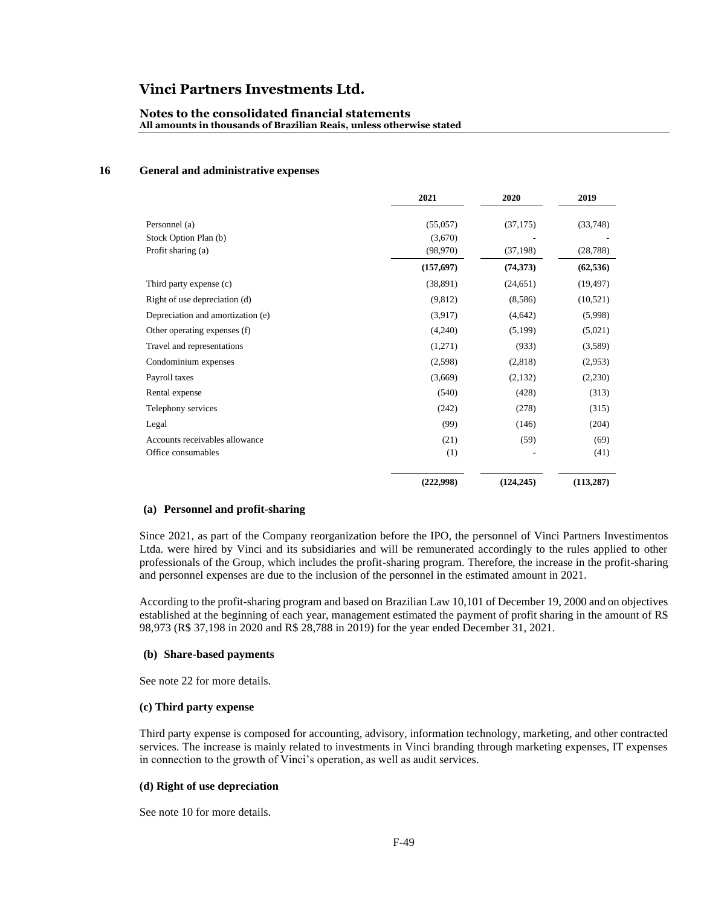# Vinci Partners Investments Ltd.

## Notes to the consolidated financial statements

**All amounts in thousands of Brazilian Reais, unless otherwise stated**

## 16 General and administrative expenses

| | 2021 | 2020 | 2019 |
|---|---|---|---|
| Personnel (a) | (55,057) | (37,175) | (33,748) |
| Stock Option Plan (b) | (3,670) | - | - |
| Profit sharing (a) | (98,970) | (37,198) | (28,788) |
| | **(157,697)** | **(74,373)** | **(62,536)** |
| Third party expense (c) | (38,891) | (24,651) | (19,497) |
| Right of use depreciation (d) | (9,812) | (8,586) | (10,521) |
| Depreciation and amortization (e) | (3,917) | (4,642) | (5,998) |
| Other operating expenses (f) | (4,240) | (5,199) | (5,021) |
| Travel and representations | (1,271) | (933) | (3,589) |
| Condominium expenses | (2,598) | (2,818) | (2,953) |
| Payroll taxes | (3,669) | (2,132) | (2,230) |
| Rental expense | (540) | (428) | (313) |
| Telephony services | (242) | (278) | (315) |
| Legal | (99) | (146) | (204) |
| Accounts receivables allowance | (21) | (59) | (69) |
| Office consumables | (1) | - | (41) |
| | **(222,998)** | **(124,245)** | **(113,287)** |

### (a) Personnel and profit-sharing

Since 2021, as part of the Company reorganization before the IPO, the personnel of Vinci Partners Investimentos Ltda. were hired by Vinci and its subsidiaries and will be remunerated accordingly to the rules applied to other professionals of the Group, which includes the profit-sharing program. Therefore, the increase in the profit-sharing and personnel expenses are due to the inclusion of the personnel in the estimated amount in 2021.

According to the profit-sharing program and based on Brazilian Law 10,101 of December 19, 2000 and on objectives established at the beginning of each year, management estimated the payment of profit sharing in the amount of R$ 98,973 (R$ 37,198 in 2020 and R$ 28,788 in 2019) for the year ended December 31, 2021.

### (b) Share-based payments

See note 22 for more details.

### (c) Third party expense

Third party expense is composed for accounting, advisory, information technology, marketing, and other contracted services. The increase is mainly related to investments in Vinci branding through marketing expenses, IT expenses in connection to the growth of Vinci's operation, as well as audit services.

### (d) Right of use depreciation

See note 10 for more details.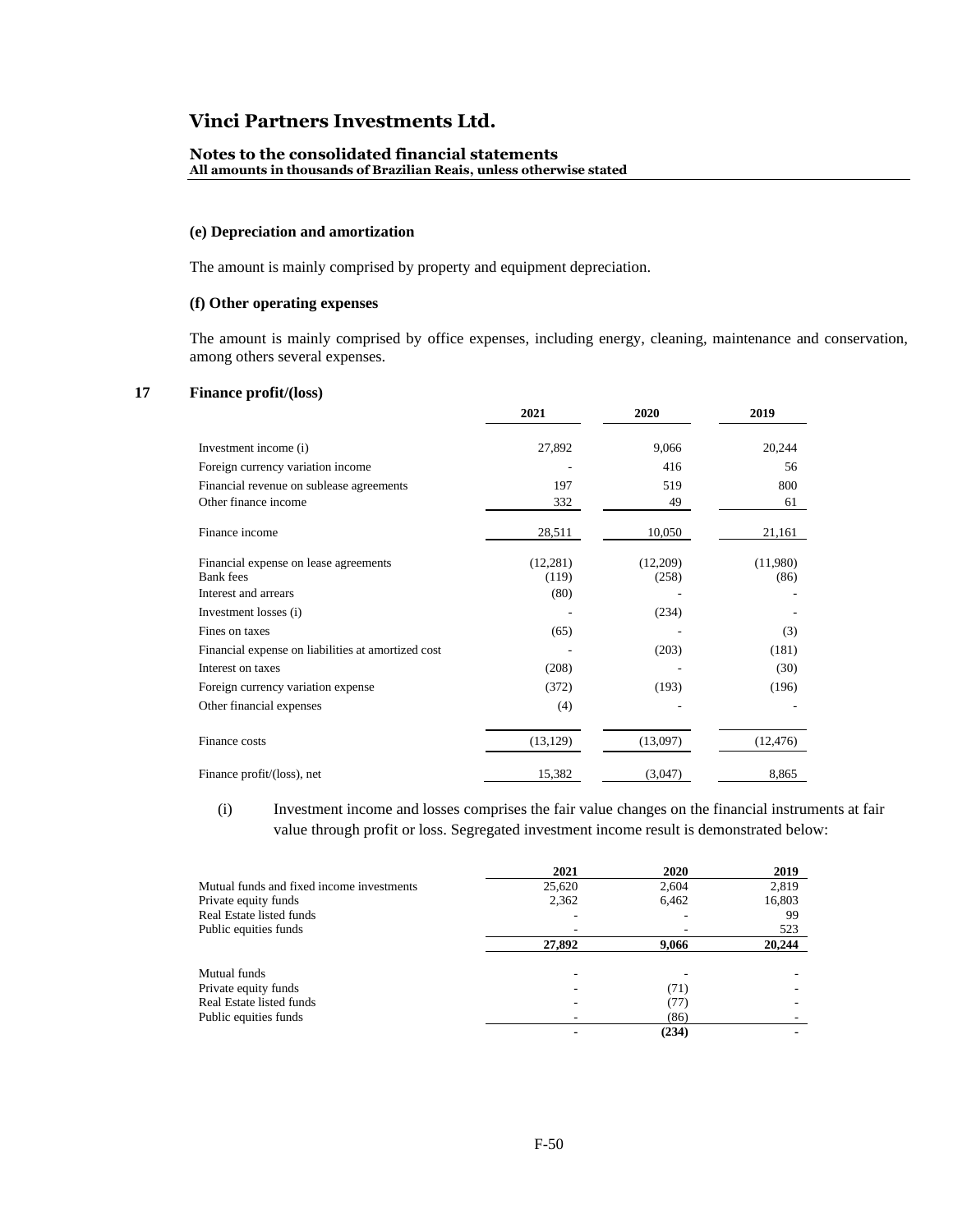**(e) Depreciation and amortization**

The amount is mainly comprised by property and equipment depreciation.

**(f) Other operating expenses**

The amount is mainly comprised by office expenses, including energy, cleaning, maintenance and conservation, among others several expenses.

## 17 Finance profit/(loss)

| | 2021 | 2020 | 2019 |
|---|---|---|---|
| Investment income (i) | 27,892 | 9,066 | 20,244 |
| Foreign currency variation income | - | 416 | 56 |
| Financial revenue on sublease agreements | 197 | 519 | 800 |
| Other finance income | 332 | 49 | 61 |
| Finance income | 28,511 | 10,050 | 21,161 |
| Financial expense on lease agreements | (12,281) | (12,209) | (11,980) |
| Bank fees | (119) | (258) | (86) |
| Interest and arrears | (80) | - | - |
| Investment losses (i) | - | (234) | - |
| Fines on taxes | (65) | - | (3) |
| Financial expense on liabilities at amortized cost | - | (203) | (181) |
| Interest on taxes | (208) | - | (30) |
| Foreign currency variation expense | (372) | (193) | (196) |
| Other financial expenses | (4) | - | - |
| Finance costs | (13,129) | (13,097) | (12,476) |
| Finance profit/(loss), net | 15,382 | (3,047) | 8,865 |

(i) Investment income and losses comprises the fair value changes on the financial instruments at fair value through profit or loss. Segregated investment income result is demonstrated below:

| | 2021 | 2020 | 2019 |
|---|---|---|---|
| Mutual funds and fixed income investments | 25,620 | 2,604 | 2,819 |
| Private equity funds | 2,362 | 6,462 | 16,803 |
| Real Estate listed funds | - | - | 99 |
| Public equities funds | - | - | 523 |
| | **27,892** | **9,066** | **20,244** |
| Mutual funds | - | - | - |
| Private equity funds | - | (71) | - |
| Real Estate listed funds | - | (77) | - |
| Public equities funds | - | (86) | - |
| | **-** | **(234)** | **-** |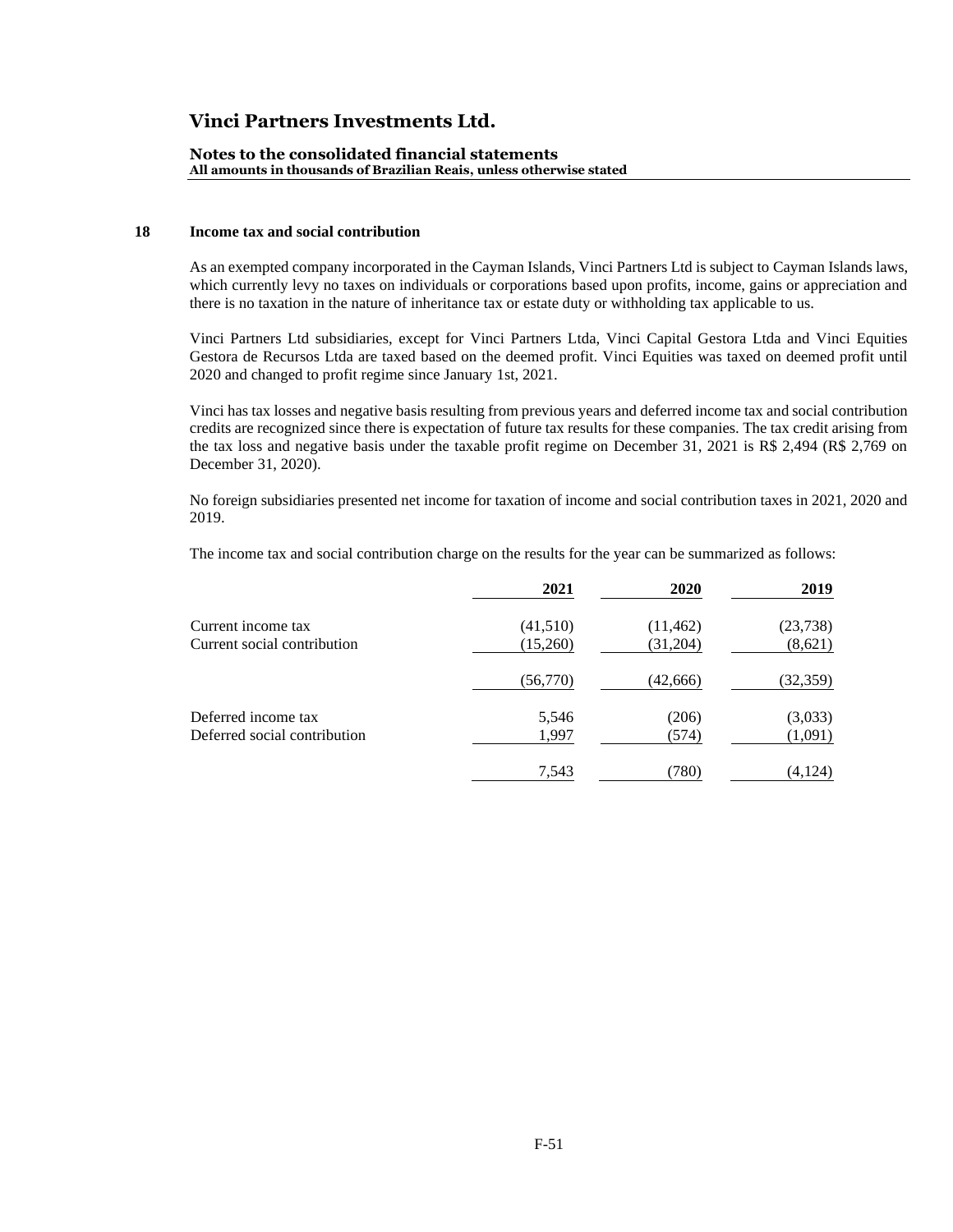## 18 Income tax and social contribution

As an exempted company incorporated in the Cayman Islands, Vinci Partners Ltd is subject to Cayman Islands laws, which currently levy no taxes on individuals or corporations based upon profits, income, gains or appreciation and there is no taxation in the nature of inheritance tax or estate duty or withholding tax applicable to us.

Vinci Partners Ltd subsidiaries, except for Vinci Partners Ltda, Vinci Capital Gestora Ltda and Vinci Equities Gestora de Recursos Ltda are taxed based on the deemed profit. Vinci Equities was taxed on deemed profit until 2020 and changed to profit regime since January 1st, 2021.

Vinci has tax losses and negative basis resulting from previous years and deferred income tax and social contribution credits are recognized since there is expectation of future tax results for these companies. The tax credit arising from the tax loss and negative basis under the taxable profit regime on December 31, 2021 is R$ 2,494 (R$ 2,769 on December 31, 2020).

No foreign subsidiaries presented net income for taxation of income and social contribution taxes in 2021, 2020 and 2019.

The income tax and social contribution charge on the results for the year can be summarized as follows:

| | 2021 | 2020 | 2019 |
|---|---|---|---|
| Current income tax | (41,510) | (11,462) | (23,738) |
| Current social contribution | (15,260) | (31,204) | (8,621) |
| | (56,770) | (42,666) | (32,359) |
| Deferred income tax | 5,546 | (206) | (3,033) |
| Deferred social contribution | 1,997 | (574) | (1,091) |
| | 7,543 | (780) | (4,124) |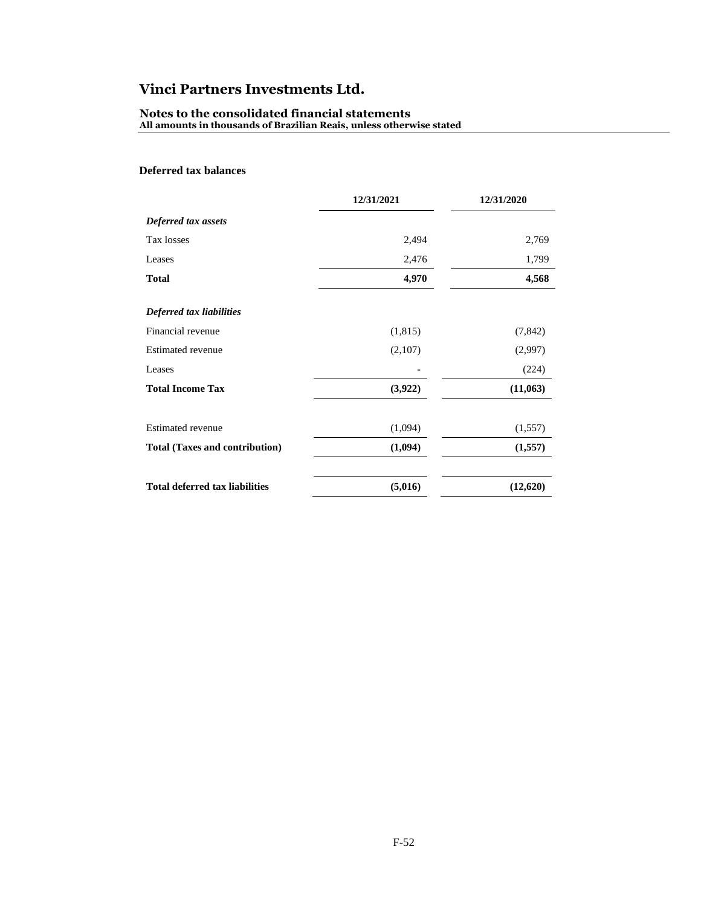**Deferred tax balances**

| | 12/31/2021 | 12/31/2020 |
|---|---|---|
| ***Deferred tax assets*** | | |
| Tax losses | 2,494 | 2,769 |
| Leases | 2,476 | 1,799 |
| **Total** | **4,970** | **4,568** |
| ***Deferred tax liabilities*** | | |
| Financial revenue | (1,815) | (7,842) |
| Estimated revenue | (2,107) | (2,997) |
| Leases | - | (224) |
| **Total Income Tax** | **(3,922)** | **(11,063)** |
| Estimated revenue | (1,094) | (1,557) |
| **Total (Taxes and contribution)** | **(1,094)** | **(1,557)** |
| **Total deferred tax liabilities** | **(5,016)** | **(12,620)** |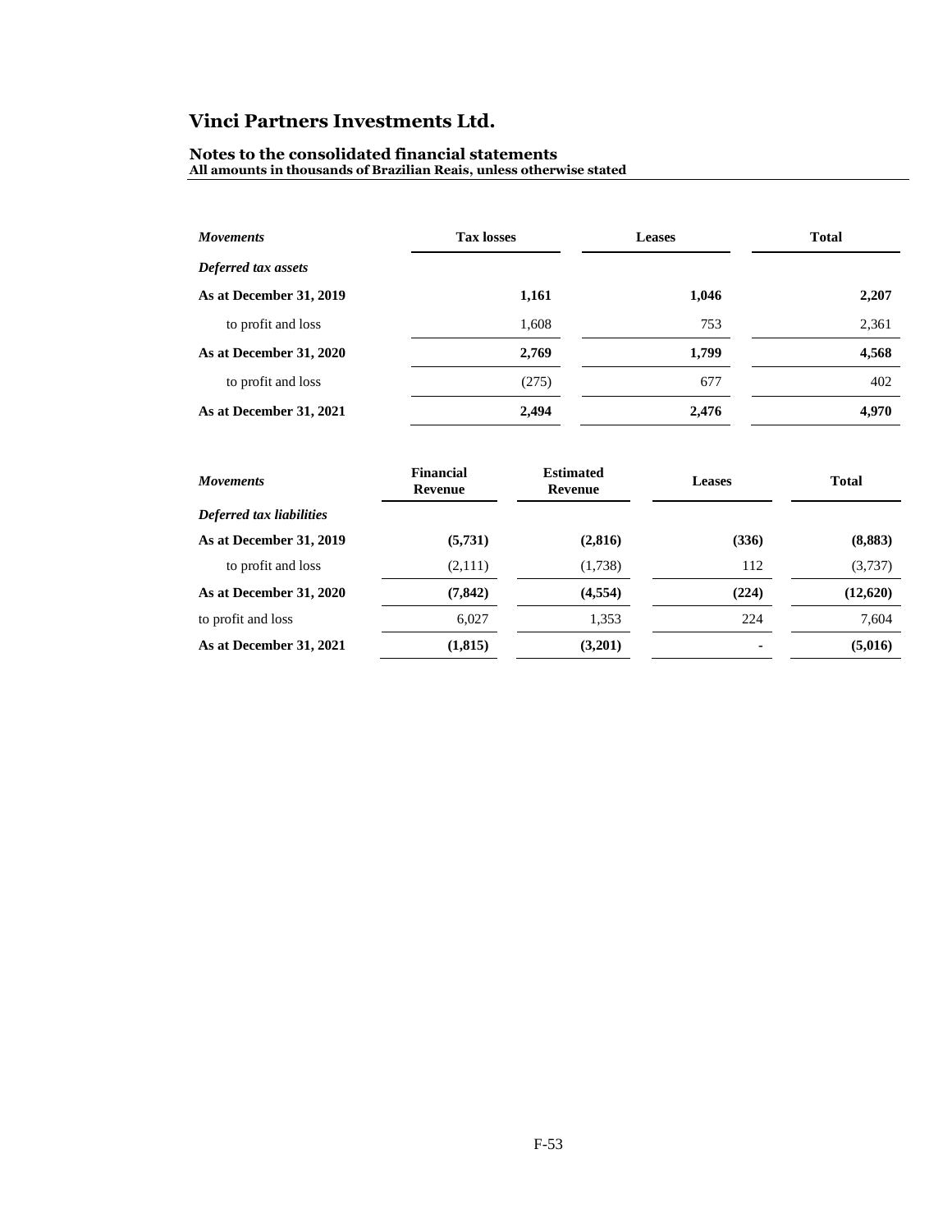# Vinci Partners Investments Ltd.

## Notes to the consolidated financial statements

**All amounts in thousands of Brazilian Reais, unless otherwise stated**

| *Movements* | Tax losses | Leases | Total |
|---|---|---|---|
| *Deferred tax assets* | | | |
| **As at December 31, 2019** | **1,161** | **1,046** | **2,207** |
| to profit and loss | 1,608 | 753 | 2,361 |
| **As at December 31, 2020** | **2,769** | **1,799** | **4,568** |
| to profit and loss | (275) | 677 | 402 |
| **As at December 31, 2021** | **2,494** | **2,476** | **4,970** |

| *Movements* | Financial Revenue | Estimated Revenue | Leases | Total |
|---|---|---|---|---|
| *Deferred tax liabilities* | | | | |
| **As at December 31, 2019** | **(5,731)** | **(2,816)** | **(336)** | **(8,883)** |
| to profit and loss | (2,111) | (1,738) | 112 | (3,737) |
| **As at December 31, 2020** | **(7,842)** | **(4,554)** | **(224)** | **(12,620)** |
| to profit and loss | 6,027 | 1,353 | 224 | 7,604 |
| **As at December 31, 2021** | **(1,815)** | **(3,201)** | **-** | **(5,016)** |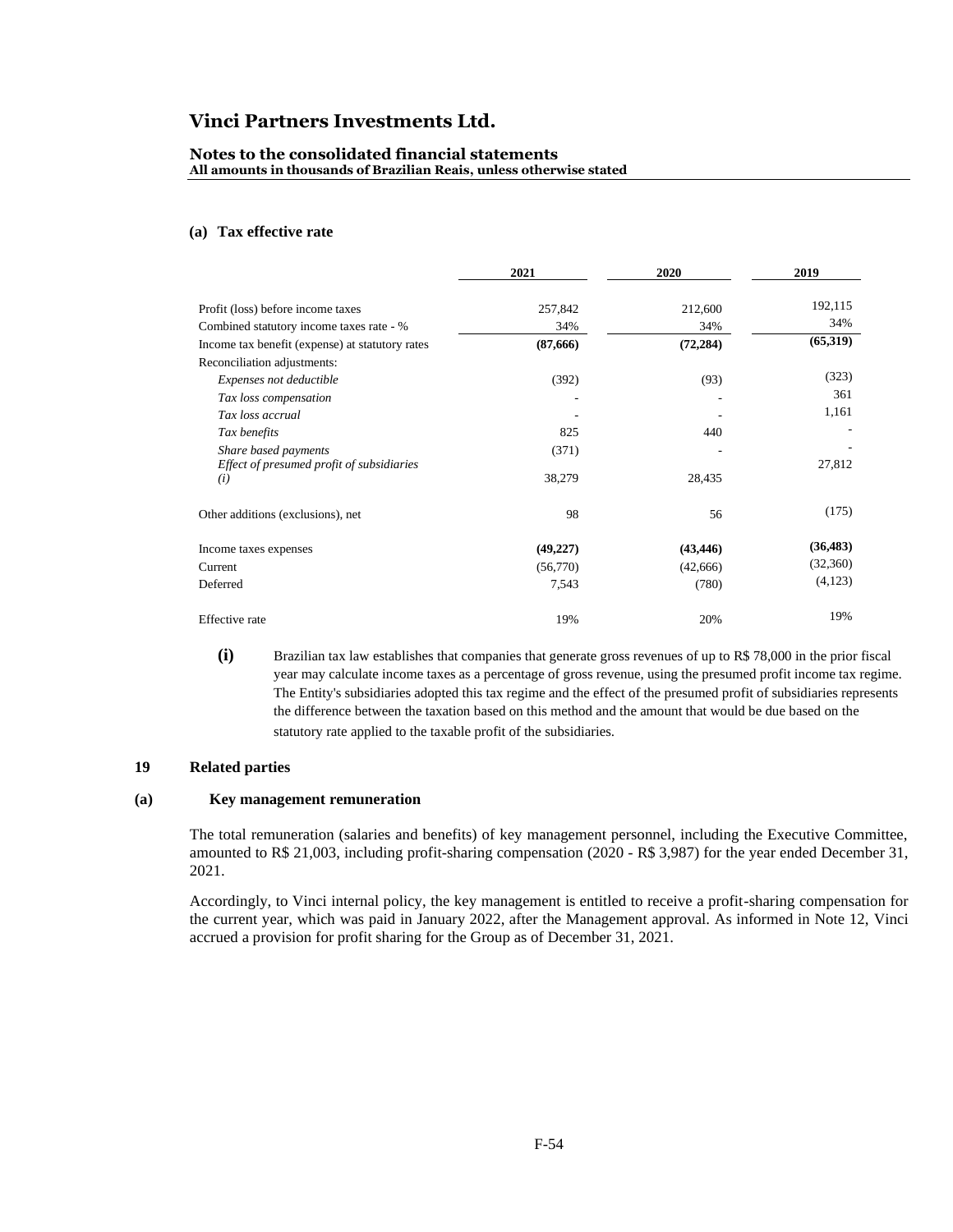# Vinci Partners Investments Ltd.

## Notes to the consolidated financial statements

**All amounts in thousands of Brazilian Reais, unless otherwise stated**

**(a) Tax effective rate**

| | 2021 | 2020 | 2019 |
|---|---|---|---|
| Profit (loss) before income taxes | 257,842 | 212,600 | 192,115 |
| Combined statutory income taxes rate - % | 34% | 34% | 34% |
| Income tax benefit (expense) at statutory rates | **(87,666)** | **(72,284)** | **(65,319)** |
| Reconciliation adjustments: | | | |
| *Expenses not deductible* | (392) | (93) | (323) |
| *Tax loss compensation* | - | - | 361 |
| *Tax loss accrual* | - | - | 1,161 |
| *Tax benefits* | 825 | 440 | - |
| *Share based payments* | (371) | - | - |
| *Effect of presumed profit of subsidiaries (i)* | 38,279 | 28,435 | 27,812 |
| Other additions (exclusions), net | 98 | 56 | (175) |
| Income taxes expenses | **(49,227)** | **(43,446)** | **(36,483)** |
| Current | (56,770) | (42,666) | (32,360) |
| Deferred | 7,543 | (780) | (4,123) |
| Effective rate | 19% | 20% | 19% |

**(i)** Brazilian tax law establishes that companies that generate gross revenues of up to R$ 78,000 in the prior fiscal year may calculate income taxes as a percentage of gross revenue, using the presumed profit income tax regime. The Entity's subsidiaries adopted this tax regime and the effect of the presumed profit of subsidiaries represents the difference between the taxation based on this method and the amount that would be due based on the statutory rate applied to the taxable profit of the subsidiaries.

## 19 Related parties

### (a) Key management remuneration

The total remuneration (salaries and benefits) of key management personnel, including the Executive Committee, amounted to R$ 21,003, including profit-sharing compensation (2020 - R$ 3,987) for the year ended December 31, 2021.

Accordingly, to Vinci internal policy, the key management is entitled to receive a profit-sharing compensation for the current year, which was paid in January 2022, after the Management approval. As informed in Note 12, Vinci accrued a provision for profit sharing for the Group as of December 31, 2021.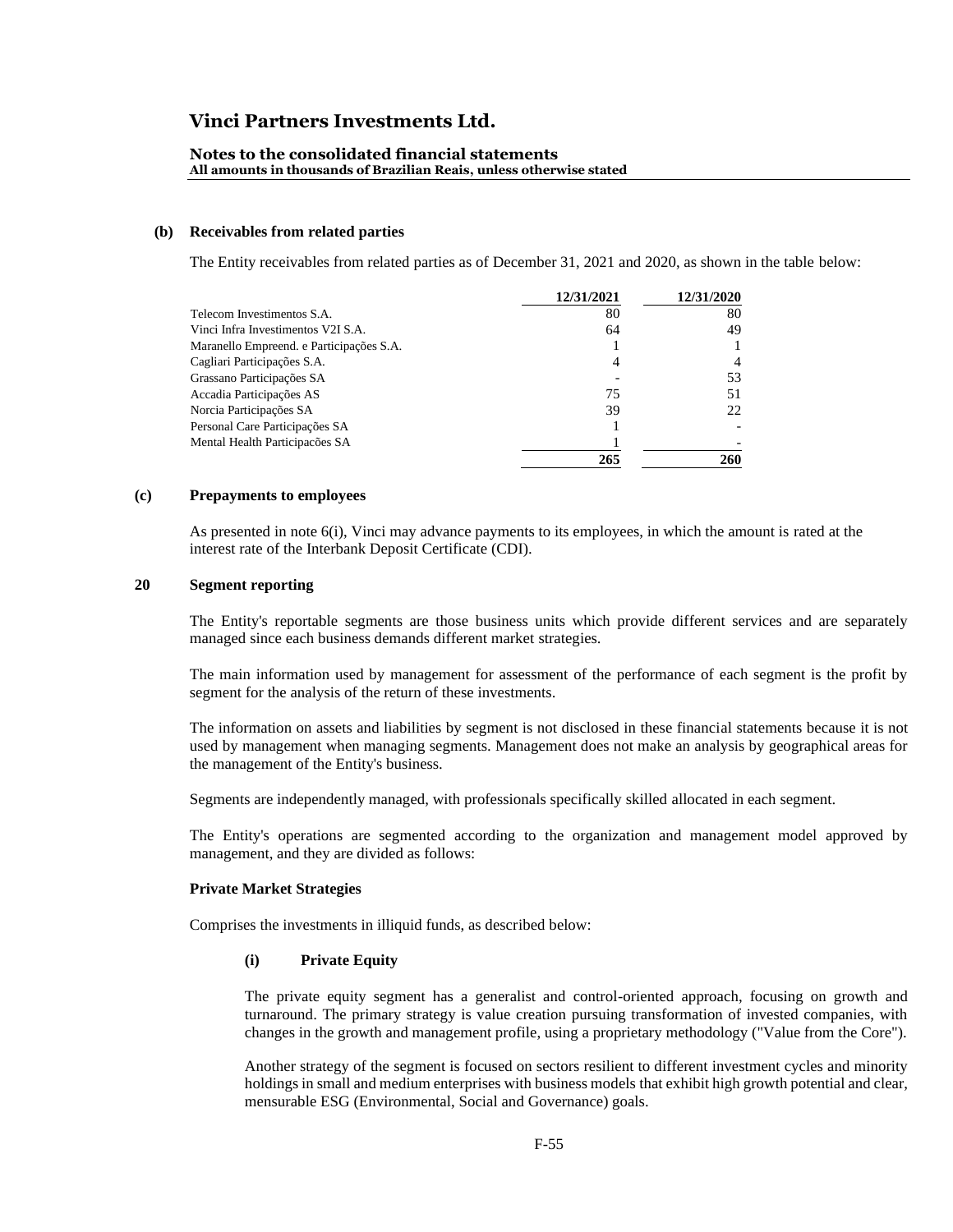#### (b) Receivables from related parties

The Entity receivables from related parties as of December 31, 2021 and 2020, as shown in the table below:

| | 12/31/2021 | 12/31/2020 |
|---|---|---|
| Telecom Investimentos S.A. | 80 | 80 |
| Vinci Infra Investimentos V2I S.A. | 64 | 49 |
| Maranello Empreend. e Participações S.A. | 1 | 1 |
| Cagliari Participações S.A. | 4 | 4 |
| Grassano Participações SA | - | 53 |
| Accadia Participações AS | 75 | 51 |
| Norcia Participações SA | 39 | 22 |
| Personal Care Participações SA | 1 | - |
| Mental Health Participacões SA | 1 | - |
| | **265** | **260** |

#### (c) Prepayments to employees

As presented in note 6(i), Vinci may advance payments to its employees, in which the amount is rated at the interest rate of the Interbank Deposit Certificate (CDI).

## 20 Segment reporting

The Entity's reportable segments are those business units which provide different services and are separately managed since each business demands different market strategies.

The main information used by management for assessment of the performance of each segment is the profit by segment for the analysis of the return of these investments.

The information on assets and liabilities by segment is not disclosed in these financial statements because it is not used by management when managing segments. Management does not make an analysis by geographical areas for the management of the Entity's business.

Segments are independently managed, with professionals specifically skilled allocated in each segment.

The Entity's operations are segmented according to the organization and management model approved by management, and they are divided as follows:

**Private Market Strategies**

Comprises the investments in illiquid funds, as described below:

**(i) Private Equity**

The private equity segment has a generalist and control-oriented approach, focusing on growth and turnaround. The primary strategy is value creation pursuing transformation of invested companies, with changes in the growth and management profile, using a proprietary methodology ("Value from the Core").

Another strategy of the segment is focused on sectors resilient to different investment cycles and minority holdings in small and medium enterprises with business models that exhibit high growth potential and clear, mensurable ESG (Environmental, Social and Governance) goals.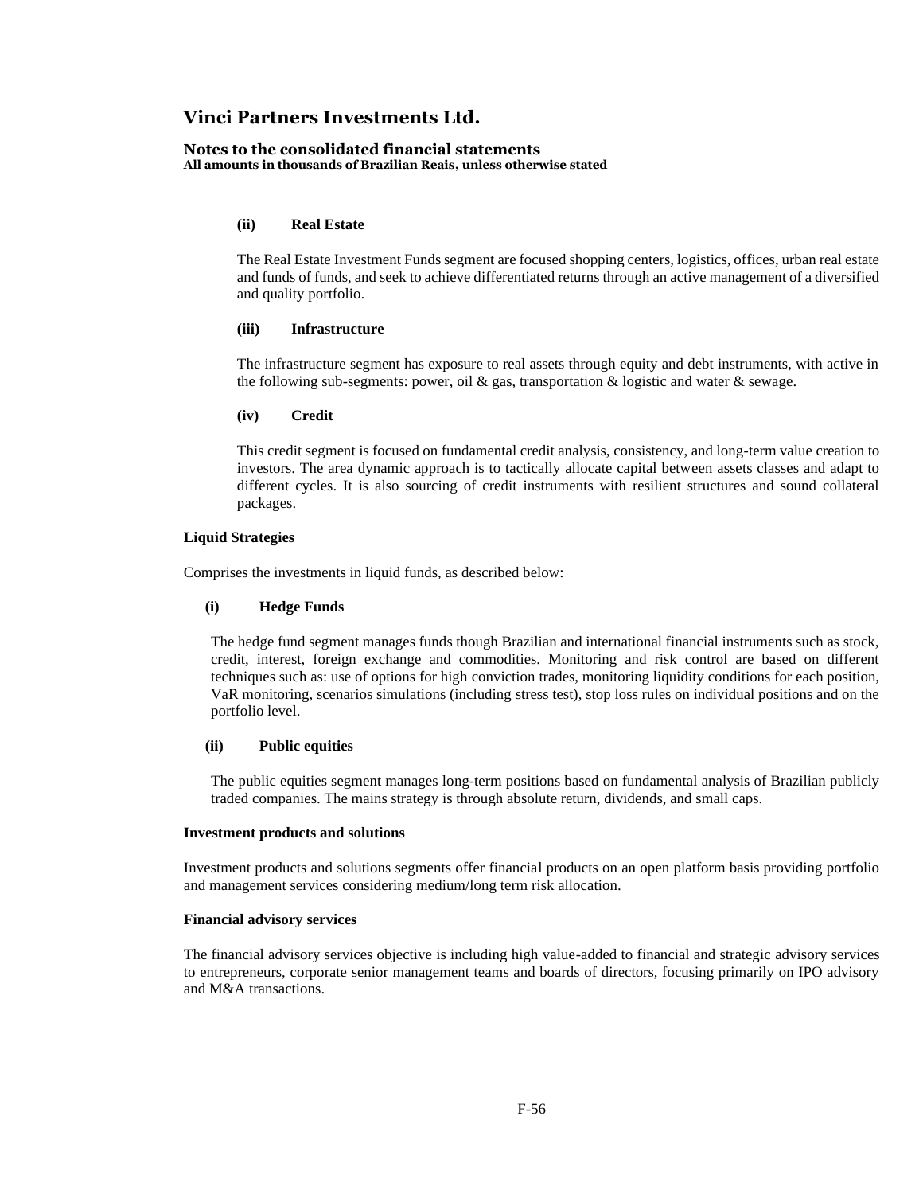#### (ii) Real Estate

The Real Estate Investment Funds segment are focused shopping centers, logistics, offices, urban real estate and funds of funds, and seek to achieve differentiated returns through an active management of a diversified and quality portfolio.

#### (iii) Infrastructure

The infrastructure segment has exposure to real assets through equity and debt instruments, with active in the following sub-segments: power, oil & gas, transportation & logistic and water & sewage.

#### (iv) Credit

This credit segment is focused on fundamental credit analysis, consistency, and long-term value creation to investors. The area dynamic approach is to tactically allocate capital between assets classes and adapt to different cycles. It is also sourcing of credit instruments with resilient structures and sound collateral packages.

### Liquid Strategies

Comprises the investments in liquid funds, as described below:

#### (i) Hedge Funds

The hedge fund segment manages funds though Brazilian and international financial instruments such as stock, credit, interest, foreign exchange and commodities. Monitoring and risk control are based on different techniques such as: use of options for high conviction trades, monitoring liquidity conditions for each position, VaR monitoring, scenarios simulations (including stress test), stop loss rules on individual positions and on the portfolio level.

#### (ii) Public equities

The public equities segment manages long-term positions based on fundamental analysis of Brazilian publicly traded companies. The mains strategy is through absolute return, dividends, and small caps.

### Investment products and solutions

Investment products and solutions segments offer financial products on an open platform basis providing portfolio and management services considering medium/long term risk allocation.

### Financial advisory services

The financial advisory services objective is including high value-added to financial and strategic advisory services to entrepreneurs, corporate senior management teams and boards of directors, focusing primarily on IPO advisory and M&A transactions.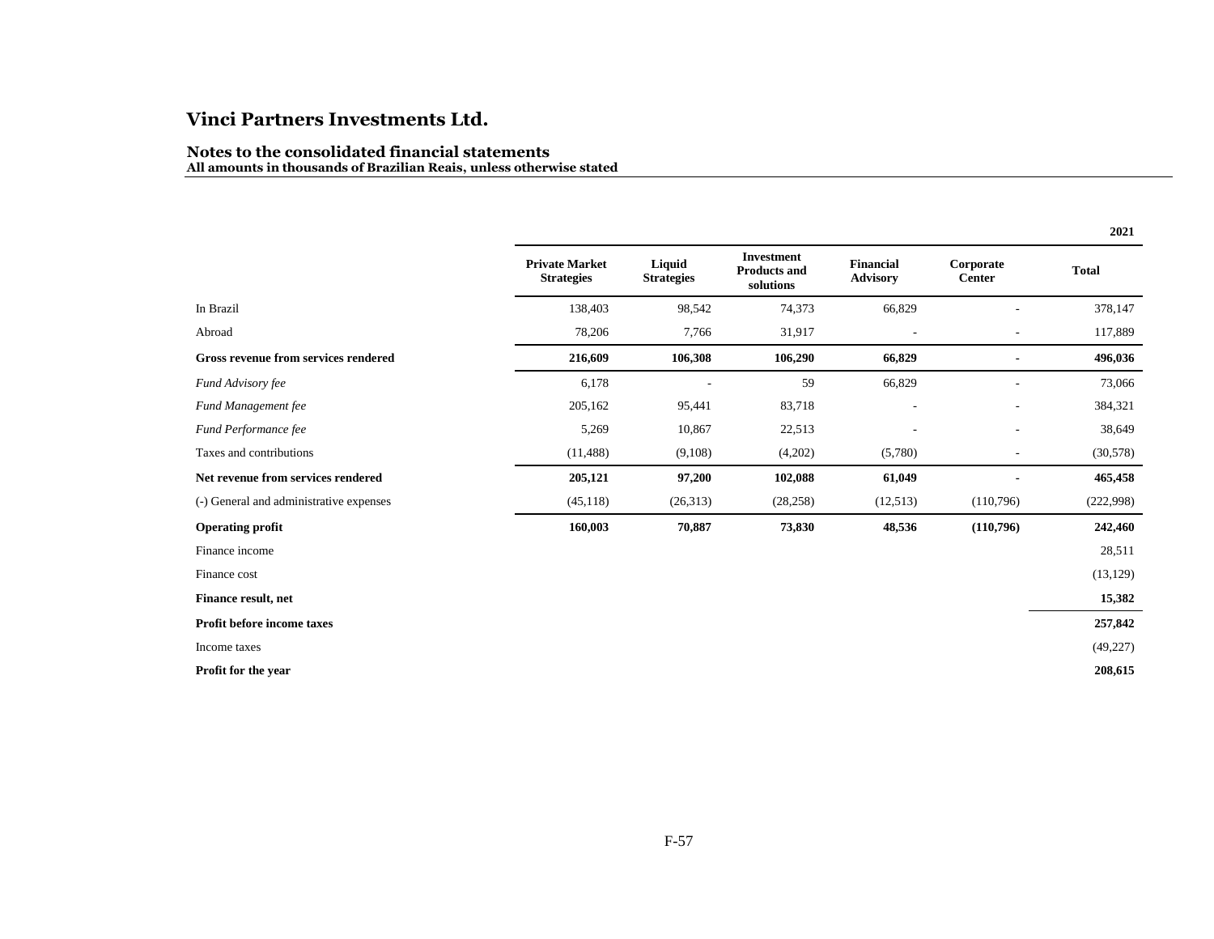# Vinci Partners Investments Ltd.

## Notes to the consolidated financial statements

**All amounts in thousands of Brazilian Reais, unless otherwise stated**

| | | | | | | 2021 |
|---|---|---|---|---|---|---|
| | **Private Market Strategies** | **Liquid Strategies** | **Investment Products and solutions** | **Financial Advisory** | **Corporate Center** | **Total** |
| In Brazil | 138,403 | 98,542 | 74,373 | 66,829 | - | 378,147 |
| Abroad | 78,206 | 7,766 | 31,917 | - | - | 117,889 |
| **Gross revenue from services rendered** | **216,609** | **106,308** | **106,290** | **66,829** | **-** | **496,036** |
| *Fund Advisory fee* | 6,178 | - | 59 | 66,829 | - | 73,066 |
| *Fund Management fee* | 205,162 | 95,441 | 83,718 | - | - | 384,321 |
| *Fund Performance fee* | 5,269 | 10,867 | 22,513 | - | - | 38,649 |
| Taxes and contributions | (11,488) | (9,108) | (4,202) | (5,780) | - | (30,578) |
| **Net revenue from services rendered** | **205,121** | **97,200** | **102,088** | **61,049** | **-** | **465,458** |
| (-) General and administrative expenses | (45,118) | (26,313) | (28,258) | (12,513) | (110,796) | (222,998) |
| **Operating profit** | **160,003** | **70,887** | **73,830** | **48,536** | **(110,796)** | **242,460** |
| Finance income | | | | | | 28,511 |
| Finance cost | | | | | | (13,129) |
| **Finance result, net** | | | | | | **15,382** |
| **Profit before income taxes** | | | | | | **257,842** |
| Income taxes | | | | | | (49,227) |
| **Profit for the year** | | | | | | **208,615** |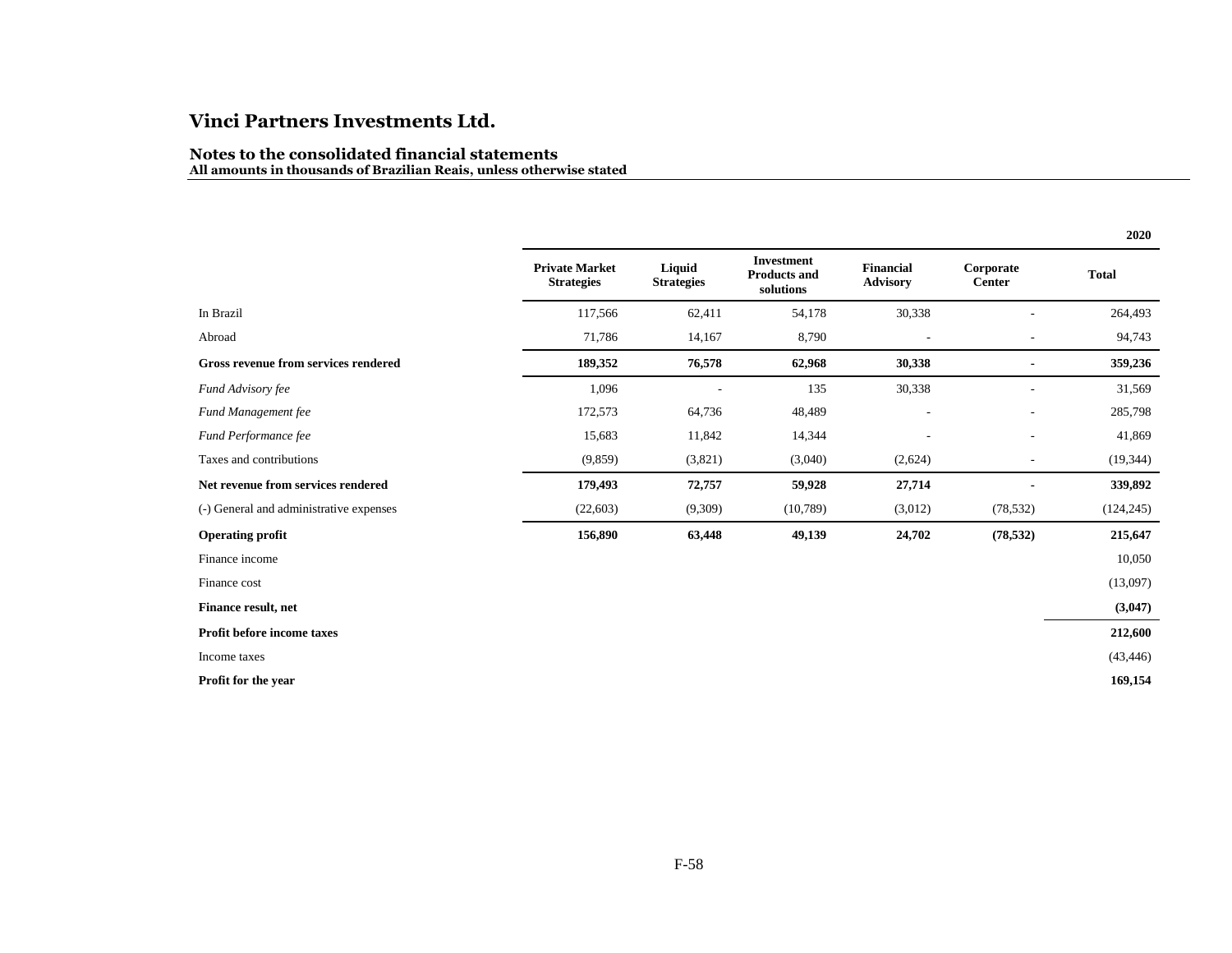# Vinci Partners Investments Ltd.

## Notes to the consolidated financial statements

**All amounts in thousands of Brazilian Reais, unless otherwise stated**

| | | | | | | **2020** |
|---|---|---|---|---|---|---|
| | **Private Market Strategies** | **Liquid Strategies** | **Investment Products and solutions** | **Financial Advisory** | **Corporate Center** | **Total** |
| In Brazil | 117,566 | 62,411 | 54,178 | 30,338 | - | 264,493 |
| Abroad | 71,786 | 14,167 | 8,790 | - | - | 94,743 |
| **Gross revenue from services rendered** | **189,352** | **76,578** | **62,968** | **30,338** | **-** | **359,236** |
| *Fund Advisory fee* | 1,096 | - | 135 | 30,338 | - | 31,569 |
| *Fund Management fee* | 172,573 | 64,736 | 48,489 | - | - | 285,798 |
| *Fund Performance fee* | 15,683 | 11,842 | 14,344 | - | - | 41,869 |
| Taxes and contributions | (9,859) | (3,821) | (3,040) | (2,624) | - | (19,344) |
| **Net revenue from services rendered** | **179,493** | **72,757** | **59,928** | **27,714** | **-** | **339,892** |
| (-) General and administrative expenses | (22,603) | (9,309) | (10,789) | (3,012) | (78,532) | (124,245) |
| **Operating profit** | **156,890** | **63,448** | **49,139** | **24,702** | **(78,532)** | **215,647** |
| Finance income | | | | | | 10,050 |
| Finance cost | | | | | | (13,097) |
| **Finance result, net** | | | | | | **(3,047)** |
| **Profit before income taxes** | | | | | | **212,600** |
| Income taxes | | | | | | (43,446) |
| **Profit for the year** | | | | | | **169,154** |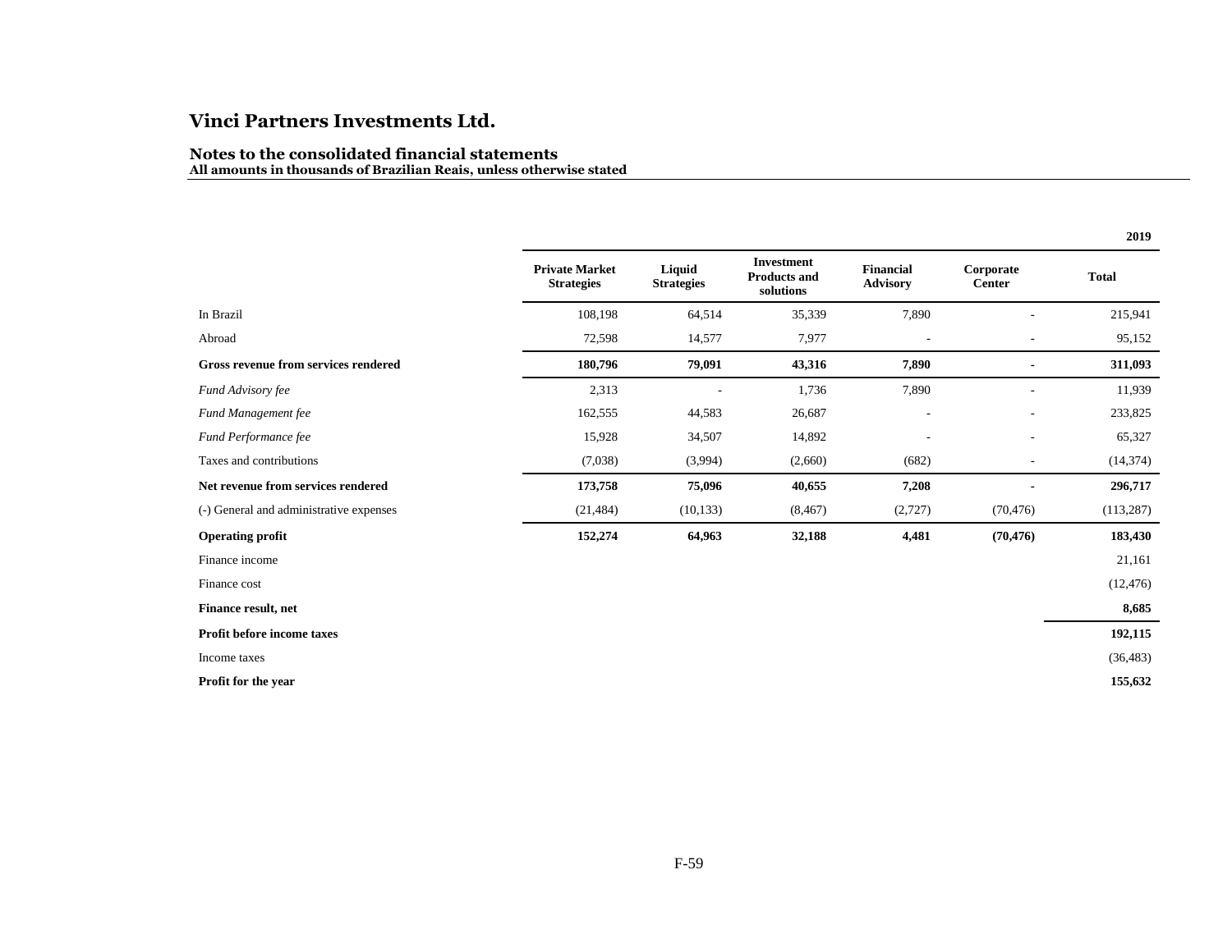# Vinci Partners Investments Ltd.

## Notes to the consolidated financial statements

**All amounts in thousands of Brazilian Reais, unless otherwise stated**

| | | | | | | **2019** |
|---|---|---|---|---|---|---|
| | **Private Market Strategies** | **Liquid Strategies** | **Investment Products and solutions** | **Financial Advisory** | **Corporate Center** | **Total** |
| In Brazil | 108,198 | 64,514 | 35,339 | 7,890 | - | 215,941 |
| Abroad | 72,598 | 14,577 | 7,977 | - | - | 95,152 |
| **Gross revenue from services rendered** | **180,796** | **79,091** | **43,316** | **7,890** | **-** | **311,093** |
| *Fund Advisory fee* | 2,313 | - | 1,736 | 7,890 | - | 11,939 |
| *Fund Management fee* | 162,555 | 44,583 | 26,687 | - | - | 233,825 |
| *Fund Performance fee* | 15,928 | 34,507 | 14,892 | - | - | 65,327 |
| Taxes and contributions | (7,038) | (3,994) | (2,660) | (682) | - | (14,374) |
| **Net revenue from services rendered** | **173,758** | **75,096** | **40,655** | **7,208** | **-** | **296,717** |
| (-) General and administrative expenses | (21,484) | (10,133) | (8,467) | (2,727) | (70,476) | (113,287) |
| **Operating profit** | **152,274** | **64,963** | **32,188** | **4,481** | **(70,476)** | **183,430** |
| Finance income | | | | | | 21,161 |
| Finance cost | | | | | | (12,476) |
| **Finance result, net** | | | | | | **8,685** |
| **Profit before income taxes** | | | | | | **192,115** |
| Income taxes | | | | | | (36,483) |
| **Profit for the year** | | | | | | **155,632** |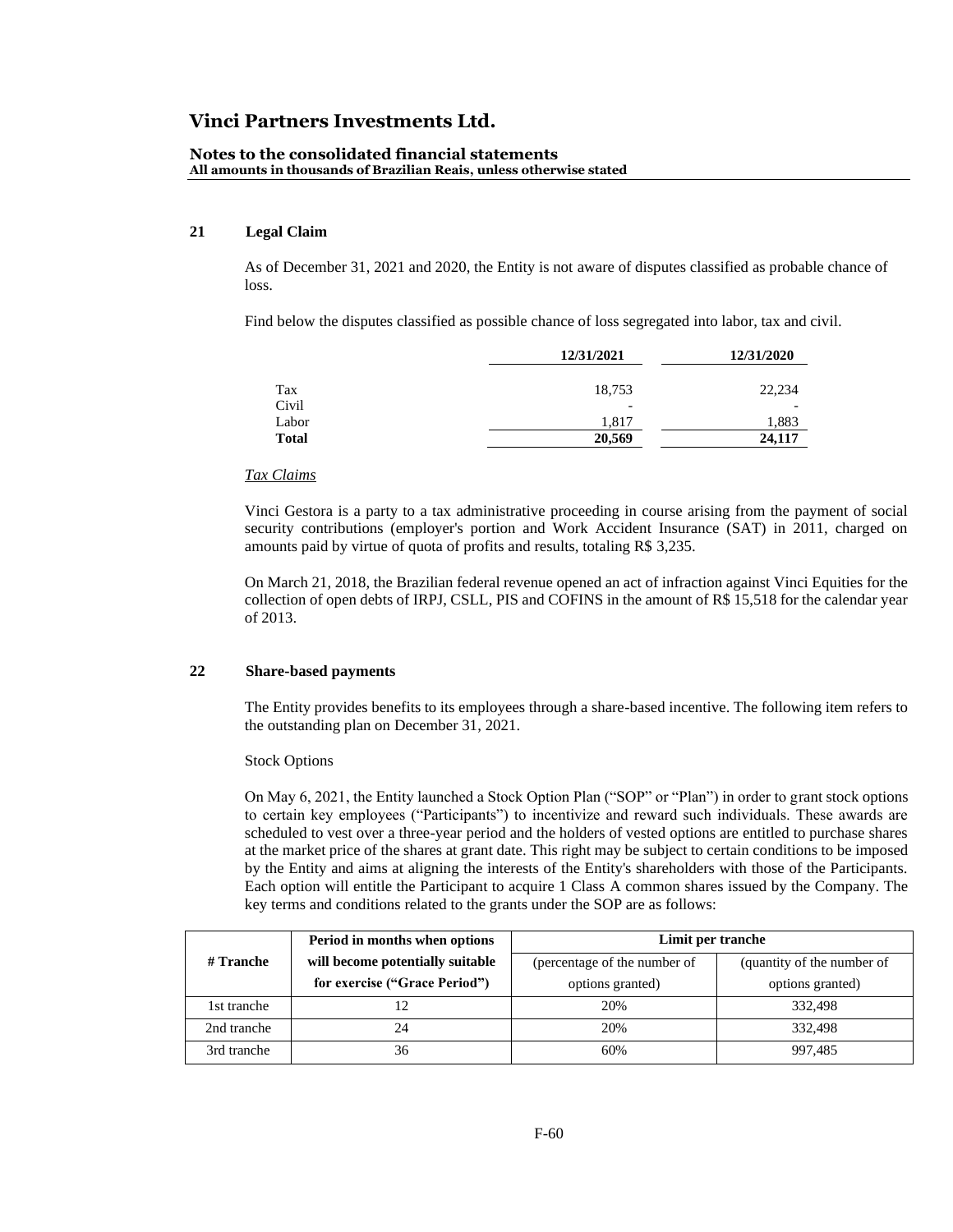# Vinci Partners Investments Ltd.

## Notes to the consolidated financial statements

**All amounts in thousands of Brazilian Reais, unless otherwise stated**

### 21 Legal Claim

As of December 31, 2021 and 2020, the Entity is not aware of disputes classified as probable chance of loss.

Find below the disputes classified as possible chance of loss segregated into labor, tax and civil.

| | 12/31/2021 | 12/31/2020 |
|---|---|---|
| Tax | 18,753 | 22,234 |
| Civil | - | - |
| Labor | 1,817 | 1,883 |
| **Total** | **20,569** | **24,117** |

*Tax Claims*

Vinci Gestora is a party to a tax administrative proceeding in course arising from the payment of social security contributions (employer's portion and Work Accident Insurance (SAT) in 2011, charged on amounts paid by virtue of quota of profits and results, totaling R$ 3,235.

On March 21, 2018, the Brazilian federal revenue opened an act of infraction against Vinci Equities for the collection of open debts of IRPJ, CSLL, PIS and COFINS in the amount of R$ 15,518 for the calendar year of 2013.

### 22 Share-based payments

The Entity provides benefits to its employees through a share-based incentive. The following item refers to the outstanding plan on December 31, 2021.

Stock Options

On May 6, 2021, the Entity launched a Stock Option Plan ("SOP" or "Plan") in order to grant stock options to certain key employees ("Participants") to incentivize and reward such individuals. These awards are scheduled to vest over a three-year period and the holders of vested options are entitled to purchase shares at the market price of the shares at grant date. This right may be subject to certain conditions to be imposed by the Entity and aims at aligning the interests of the Entity's shareholders with those of the Participants. Each option will entitle the Participant to acquire 1 Class A common shares issued by the Company. The key terms and conditions related to the grants under the SOP are as follows:

| # Tranche | Period in months when options will become potentially suitable for exercise ("Grace Period") | Limit per tranche | |
|---|---|---|---|
| | | (percentage of the number of options granted) | (quantity of the number of options granted) |
| 1st tranche | 12 | 20% | 332,498 |
| 2nd tranche | 24 | 20% | 332,498 |
| 3rd tranche | 36 | 60% | 997,485 |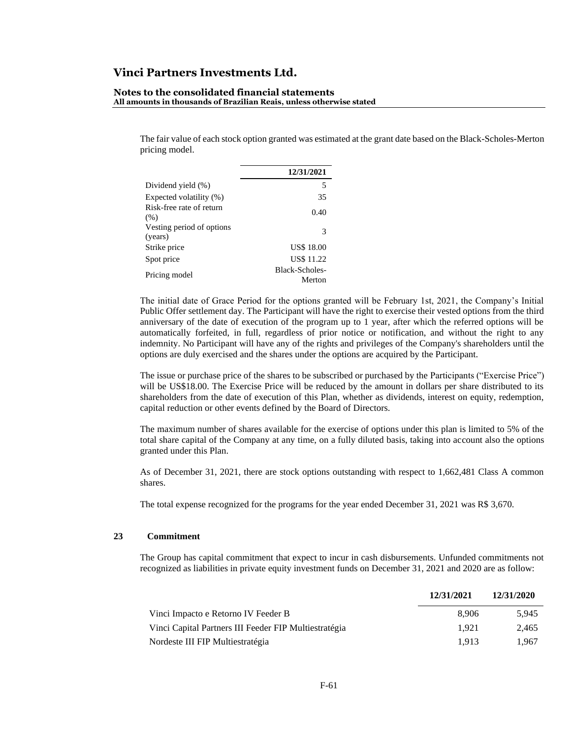The fair value of each stock option granted was estimated at the grant date based on the Black-Scholes-Merton pricing model.

| | 12/31/2021 |
|---|---|
| Dividend yield (%) | 5 |
| Expected volatility (%) | 35 |
| Risk-free rate of return (%) | 0.40 |
| Vesting period of options (years) | 3 |
| Strike price | US$ 18.00 |
| Spot price | US$ 11.22 |
| Pricing model | Black-Scholes-Merton |

The initial date of Grace Period for the options granted will be February 1st, 2021, the Company's Initial Public Offer settlement day. The Participant will have the right to exercise their vested options from the third anniversary of the date of execution of the program up to 1 year, after which the referred options will be automatically forfeited, in full, regardless of prior notice or notification, and without the right to any indemnity. No Participant will have any of the rights and privileges of the Company's shareholders until the options are duly exercised and the shares under the options are acquired by the Participant.

The issue or purchase price of the shares to be subscribed or purchased by the Participants ("Exercise Price") will be US$18.00. The Exercise Price will be reduced by the amount in dollars per share distributed to its shareholders from the date of execution of this Plan, whether as dividends, interest on equity, redemption, capital reduction or other events defined by the Board of Directors.

The maximum number of shares available for the exercise of options under this plan is limited to 5% of the total share capital of the Company at any time, on a fully diluted basis, taking into account also the options granted under this Plan.

As of December 31, 2021, there are stock options outstanding with respect to 1,662,481 Class A common shares.

The total expense recognized for the programs for the year ended December 31, 2021 was R$ 3,670.

## 23 Commitment

The Group has capital commitment that expect to incur in cash disbursements. Unfunded commitments not recognized as liabilities in private equity investment funds on December 31, 2021 and 2020 are as follow:

| | 12/31/2021 | 12/31/2020 |
|---|---|---|
| Vinci Impacto e Retorno IV Feeder B | 8,906 | 5,945 |
| Vinci Capital Partners III Feeder FIP Multiestratégia | 1,921 | 2,465 |
| Nordeste III FIP Multiestratégia | 1,913 | 1,967 |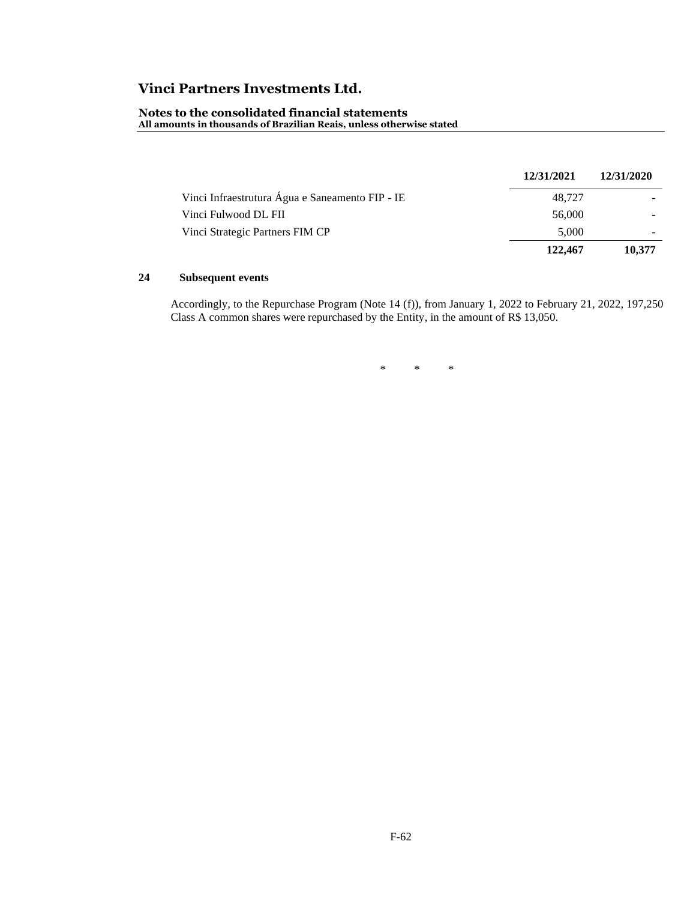| | 12/31/2021 | 12/31/2020 |
|---|---|---|
| Vinci Infraestrutura Água e Saneamento FIP - IE | 48,727 | - |
| Vinci Fulwood DL FII | 56,000 | - |
| Vinci Strategic Partners FIM CP | 5,000 | - |
| | **122,467** | **10,377** |

## 24 Subsequent events

Accordingly, to the Repurchase Program (Note 14 (f)), from January 1, 2022 to February 21, 2022, 197,250 Class A common shares were repurchased by the Entity, in the amount of R$ 13,050.

\* \* \*